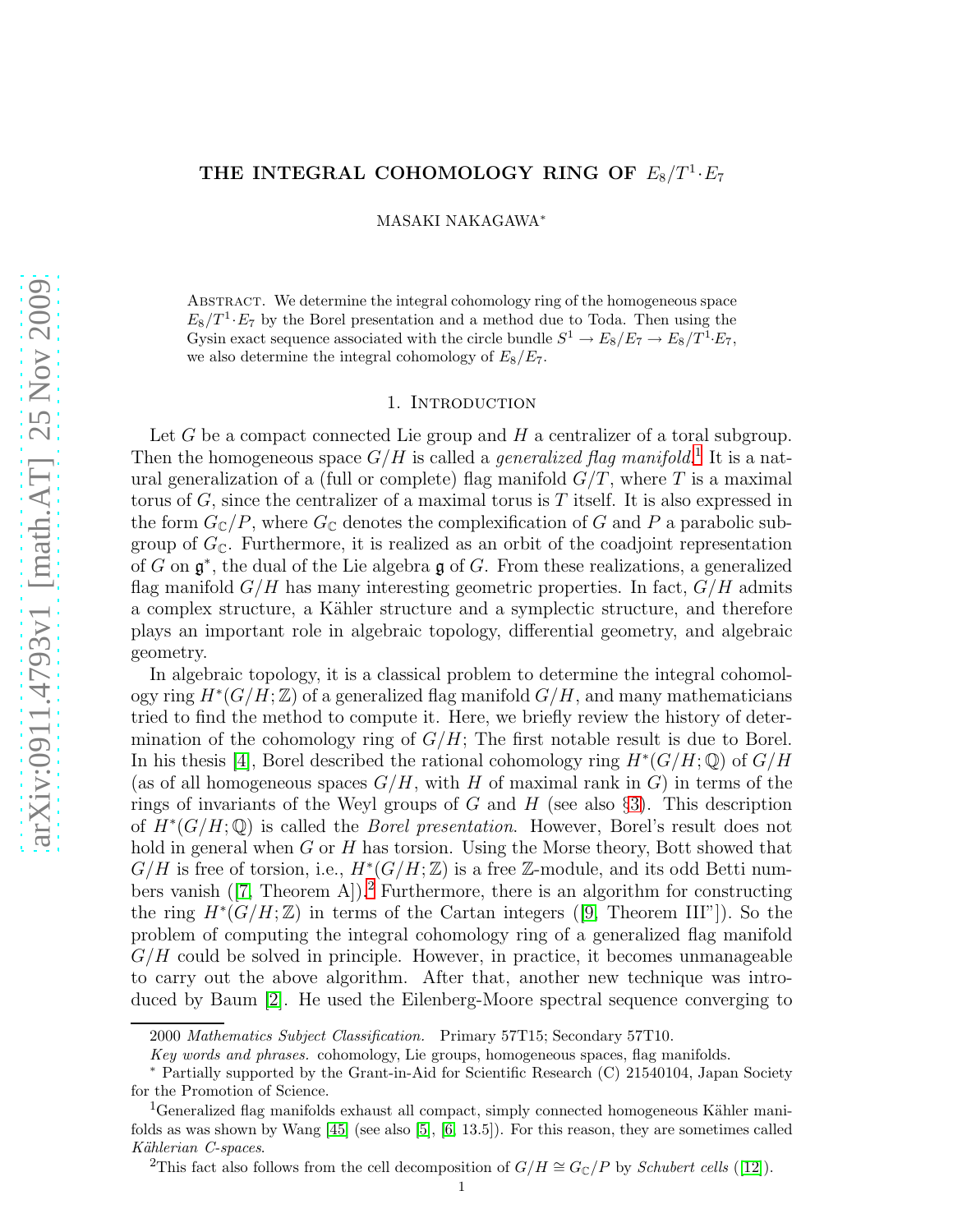# THE INTEGRAL COHOMOLOGY RING OF $E_8/T^1\cdot E_7$

MASAKI NAKAGAWA*

Abstract. We determine the integral cohomology ring of the homogeneous space $E_8/T^1\cdot E_7$ by the Borel presentation and a method due to Toda. Then using the Gysin exact sequence associated with the circle bundle $S^1 \to E_8/E_7 \to E_8/T^1\cdot E_7$, we also determine the integral cohomology of $E_8/E_7$.

## 1. Introduction

Let $G$ be a compact connected Lie group and $H$ a centralizer of a toral subgroup. Then the homogeneous space $G/H$ is called a *generalized flag manifold*.[1] It is a natural generalization of a (full or complete) flag manifold $G/T$, where $T$ is a maximal torus of $G$, since the centralizer of a maximal torus is $T$ itself. It is also expressed in the form $G_{\mathbb{C}}/P$, where $G_{\mathbb{C}}$ denotes the complexification of $G$ and $P$ a parabolic subgroup of $G_{\mathbb{C}}$. Furthermore, it is realized as an orbit of the coadjoint representation of $G$ on $\mathfrak{g}^*$, the dual of the Lie algebra $\mathfrak{g}$ of $G$. From these realizations, a generalized flag manifold $G/H$ has many interesting geometric properties. In fact, $G/H$ admits a complex structure, a Kähler structure and a symplectic structure, and therefore plays an important role in algebraic topology, differential geometry, and algebraic geometry.

In algebraic topology, it is a classical problem to determine the integral cohomology ring $H^*(G/H;\mathbb{Z})$ of a generalized flag manifold $G/H$, and many mathematicians tried to find the method to compute it. Here, we briefly review the history of determination of the cohomology ring of $G/H$; The first notable result is due to Borel. In his thesis [4], Borel described the rational cohomology ring $H^*(G/H;\mathbb{Q})$ of $G/H$ (as of all homogeneous spaces $G/H$, with $H$ of maximal rank in $G$) in terms of the rings of invariants of the Weyl groups of $G$ and $H$ (see also §3). This description of $H^*(G/H;\mathbb{Q})$ is called the *Borel presentation*. However, Borel's result does not hold in general when $G$ or $H$ has torsion. Using the Morse theory, Bott showed that $G/H$ is free of torsion, i.e., $H^*(G/H;\mathbb{Z})$ is a free $\mathbb{Z}$-module, and its odd Betti numbers vanish ([7, Theorem A]).[2] Furthermore, there is an algorithm for constructing the ring $H^*(G/H;\mathbb{Z})$ in terms of the Cartan integers ([9, Theorem III"]). So the problem of computing the integral cohomology ring of a generalized flag manifold $G/H$ could be solved in principle. However, in practice, it becomes unmanageable to carry out the above algorithm. After that, another new technique was introduced by Baum [2]. He used the Eilenberg-Moore spectral sequence converging to

---

2000 *Mathematics Subject Classification.* Primary 57T15; Secondary 57T10.

*Key words and phrases.* cohomology, Lie groups, homogeneous spaces, flag manifolds.

* Partially supported by the Grant-in-Aid for Scientific Research (C) 21540104, Japan Society for the Promotion of Science.

[1] Generalized flag manifolds exhaust all compact, simply connected homogeneous Kähler manifolds as was shown by Wang [45] (see also [5], [6, 13.5]). For this reason, they are sometimes called *Kählerian C-spaces*.

[2] This fact also follows from the cell decomposition of $G/H \cong G_{\mathbb{C}}/P$ by *Schubert cells* ([12]).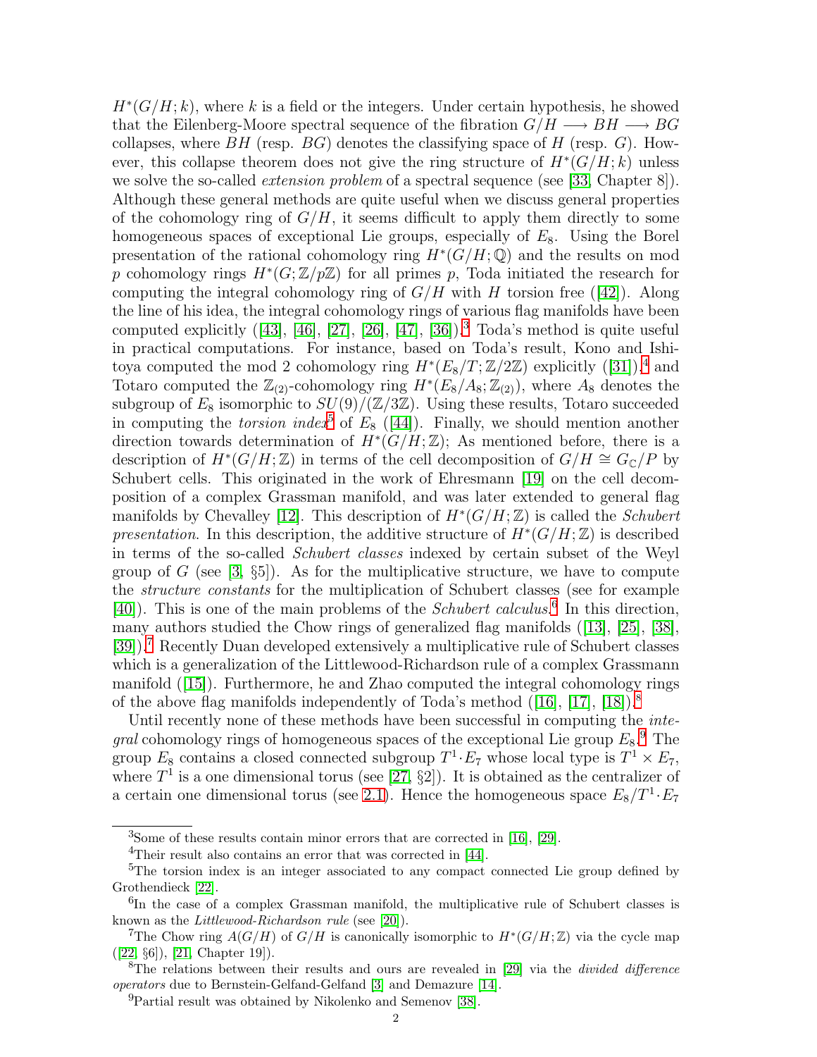$H^*(G/H;k)$, where $k$ is a field or the integers. Under certain hypothesis, he showed that the Eilenberg-Moore spectral sequence of the fibration $G/H \longrightarrow BH \longrightarrow BG$ collapses, where $BH$ (resp. $BG$) denotes the classifying space of $H$ (resp. $G$). However, this collapse theorem does not give the ring structure of $H^*(G/H;k)$ unless we solve the so-called *extension problem* of a spectral sequence (see [33, Chapter 8]). Although these general methods are quite useful when we discuss general properties of the cohomology ring of $G/H$, it seems difficult to apply them directly to some homogeneous spaces of exceptional Lie groups, especially of $E_8$. Using the Borel presentation of the rational cohomology ring $H^*(G/H;\mathbb{Q})$ and the results on mod $p$ cohomology rings $H^*(G;\mathbb{Z}/p\mathbb{Z})$ for all primes $p$, Toda initiated the research for computing the integral cohomology ring of $G/H$ with $H$ torsion free ([42]). Along the line of his idea, the integral cohomology rings of various flag manifolds have been computed explicitly ([43], [46], [27], [26], [47], [36]).[3] Toda's method is quite useful in practical computations. For instance, based on Toda's result, Kono and Ishitoya computed the mod 2 cohomology ring $H^*(E_8/T;\mathbb{Z}/2\mathbb{Z})$ explicitly ([31]),[4] and Totaro computed the $\mathbb{Z}_{(2)}$-cohomology ring $H^*(E_8/A_8;\mathbb{Z}_{(2)})$, where $A_8$ denotes the subgroup of $E_8$ isomorphic to $SU(9)/(\mathbb{Z}/3\mathbb{Z})$. Using these results, Totaro succeeded in computing the *torsion index*[5] of $E_8$ ([44]). Finally, we should mention another direction towards determination of $H^*(G/H;\mathbb{Z})$; As mentioned before, there is a description of $H^*(G/H;\mathbb{Z})$ in terms of the cell decomposition of $G/H \cong G_{\mathbb{C}}/P$ by Schubert cells. This originated in the work of Ehresmann [19] on the cell decomposition of a complex Grassman manifold, and was later extended to general flag manifolds by Chevalley [12]. This description of $H^*(G/H;\mathbb{Z})$ is called the *Schubert presentation*. In this description, the additive structure of $H^*(G/H;\mathbb{Z})$ is described in terms of the so-called *Schubert classes* indexed by certain subset of the Weyl group of $G$ (see [3, §5]). As for the multiplicative structure, we have to compute the *structure constants* for the multiplication of Schubert classes (see for example [40]). This is one of the main problems of the *Schubert calculus*.[6] In this direction, many authors studied the Chow rings of generalized flag manifolds ([13], [25], [38], [39]).[7] Recently Duan developed extensively a multiplicative rule of Schubert classes which is a generalization of the Littlewood-Richardson rule of a complex Grassmann manifold ([15]). Furthermore, he and Zhao computed the integral cohomology rings of the above flag manifolds independently of Toda's method ([16], [17], [18]).[8]

Until recently none of these methods have been successful in computing the *integral* cohomology rings of homogeneous spaces of the exceptional Lie group $E_8$.[9] The group $E_8$ contains a closed connected subgroup $T^1{\cdot}E_7$ whose local type is $T^1 \times E_7$, where $T^1$ is a one dimensional torus (see [27, §2]). It is obtained as the centralizer of a certain one dimensional torus (see 2.1). Hence the homogeneous space $E_8/T^1{\cdot}E_7$

---

[3] Some of these results contain minor errors that are corrected in [16], [29].

[4] Their result also contains an error that was corrected in [44].

[5] The torsion index is an integer associated to any compact connected Lie group defined by Grothendieck [22].

[6] In the case of a complex Grassman manifold, the multiplicative rule of Schubert classes is known as the *Littlewood-Richardson rule* (see [20]).

[7] The Chow ring $A(G/H)$ of $G/H$ is canonically isomorphic to $H^*(G/H;\mathbb{Z})$ via the cycle map ([22, §6]), [21, Chapter 19]).

[8] The relations between their results and ours are revealed in [29] via the *divided difference operators* due to Bernstein-Gelfand-Gelfand [3] and Demazure [14].

[9] Partial result was obtained by Nikolenko and Semenov [38].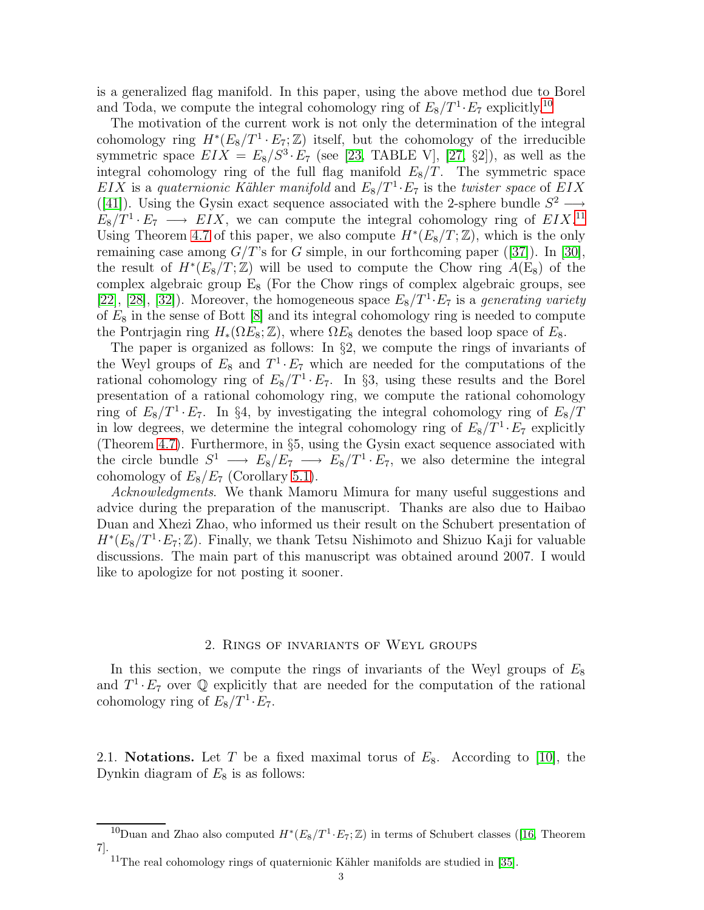is a generalized flag manifold. In this paper, using the above method due to Borel and Toda, we compute the integral cohomology ring of $E_8/T^1{\cdot}E_7$ explicitly.[10]

The motivation of the current work is not only the determination of the integral cohomology ring $H^*(E_8/T^1\cdot E_7;\mathbb{Z})$ itself, but the cohomology of the irreducible symmetric space $EIX = E_8/S^3\cdot E_7$ (see [23, TABLE V], [27, §2]), as well as the integral cohomology ring of the full flag manifold $E_8/T$. The symmetric space $EIX$ is a *quaternionic Kähler manifold* and $E_8/T^1\cdot E_7$ is the *twister space* of $EIX$ ([41]). Using the Gysin exact sequence associated with the 2-sphere bundle $S^2 \longrightarrow E_8/T^1\cdot E_7 \longrightarrow EIX$, we can compute the integral cohomology ring of $EIX$.[11] Using Theorem 4.7 of this paper, we also compute $H^*(E_8/T;\mathbb{Z})$, which is the only remaining case among $G/T$'s for $G$ simple, in our forthcoming paper ([37]). In [30], the result of $H^*(E_8/T;\mathbb{Z})$ will be used to compute the Chow ring $A(\mathrm{E}_8)$ of the complex algebraic group $\mathrm{E}_8$ (For the Chow rings of complex algebraic groups, see [22], [28], [32]). Moreover, the homogeneous space $E_8/T^1\cdot E_7$ is a *generating variety* of $E_8$ in the sense of Bott [8] and its integral cohomology ring is needed to compute the Pontrjagin ring $H_*(\Omega E_8;\mathbb{Z})$, where $\Omega E_8$ denotes the based loop space of $E_8$.

The paper is organized as follows: In §2, we compute the rings of invariants of the Weyl groups of $E_8$ and $T^1\cdot E_7$ which are needed for the computations of the rational cohomology ring of $E_8/T^1\cdot E_7$. In §3, using these results and the Borel presentation of a rational cohomology ring, we compute the rational cohomology ring of $E_8/T^1\cdot E_7$. In §4, by investigating the integral cohomology ring of $E_8/T$ in low degrees, we determine the integral cohomology ring of $E_8/T^1\cdot E_7$ explicitly (Theorem 4.7). Furthermore, in §5, using the Gysin exact sequence associated with the circle bundle $S^1 \longrightarrow E_8/E_7 \longrightarrow E_8/T^1\cdot E_7$, we also determine the integral cohomology of $E_8/E_7$ (Corollary 5.1).

*Acknowledgments*. We thank Mamoru Mimura for many useful suggestions and advice during the preparation of the manuscript. Thanks are also due to Haibao Duan and Xhezi Zhao, who informed us their result on the Schubert presentation of $H^*(E_8/T^1\cdot E_7;\mathbb{Z})$. Finally, we thank Tetsu Nishimoto and Shizuo Kaji for valuable discussions. The main part of this manuscript was obtained around 2007. I would like to apologize for not posting it sooner.

## 2. Rings of invariants of Weyl groups

In this section, we compute the rings of invariants of the Weyl groups of $E_8$ and $T^1\cdot E_7$ over $\mathbb{Q}$ explicitly that are needed for the computation of the rational cohomology ring of $E_8/T^1\cdot E_7$.

2.1. **Notations.** Let $T$ be a fixed maximal torus of $E_8$. According to [10], the Dynkin diagram of $E_8$ is as follows:

---

[10] Duan and Zhao also computed $H^*(E_8/T^1\cdot E_7;\mathbb{Z})$ in terms of Schubert classes ([16, Theorem 7].

[11] The real cohomology rings of quaternionic Kähler manifolds are studied in [35].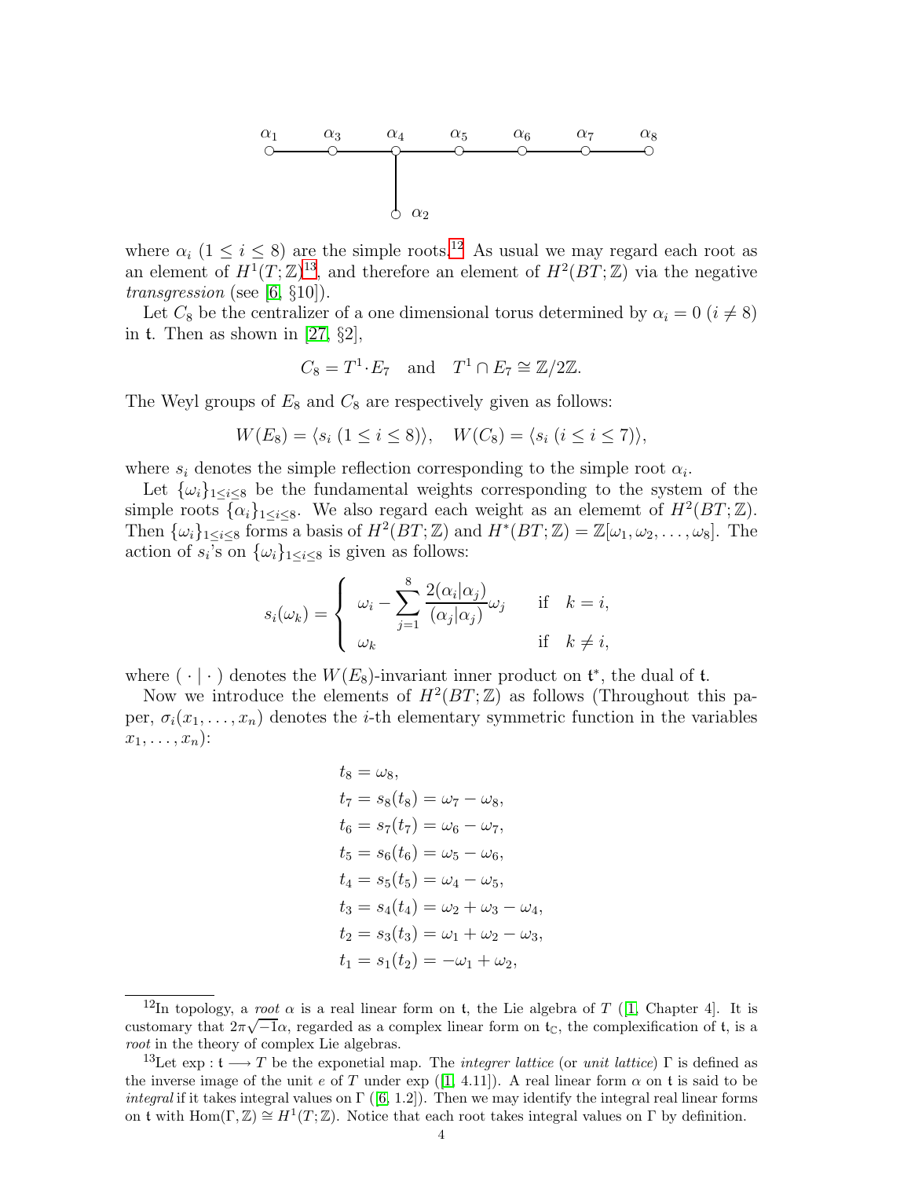$$
\begin{array}{ccccccccccccc}
\alpha_1 & - & \alpha_3 & - & \alpha_4 & - & \alpha_5 & - & \alpha_6 & - & \alpha_7 & - & \alpha_8 \\
 & & & & | & & & & & & & & \\
 & & & & \alpha_2 & & & & & & & &
\end{array}
$$

where $\alpha_i$ $(1 \leq i \leq 8)$ are the simple roots.[12] As usual we may regard each root as an element of $H^1(T;\mathbb{Z})$[13], and therefore an element of $H^2(BT;\mathbb{Z})$ via the negative *transgression* (see [6, §10]).

Let $C_8$ be the centralizer of a one dimensional torus determined by $\alpha_i = 0$ $(i \neq 8)$ in $\mathfrak{t}$. Then as shown in [27, §2],

$$C_8 = T^1 \cdot E_7 \quad \text{and} \quad T^1 \cap E_7 \cong \mathbb{Z}/2\mathbb{Z}.$$

The Weyl groups of $E_8$ and $C_8$ are respectively given as follows:

$$W(E_8) = \langle s_i \ (1 \leq i \leq 8) \rangle, \quad W(C_8) = \langle s_i \ (i \leq i \leq 7) \rangle,$$

where $s_i$ denotes the simple reflection corresponding to the simple root $\alpha_i$.

Let $\{\omega_i\}_{1\leq i \leq 8}$ be the fundamental weights corresponding to the system of the simple roots $\{\alpha_i\}_{1\leq i\leq 8}$. We also regard each weight as an elememt of $H^2(BT;\mathbb{Z})$. Then $\{\omega_i\}_{1\leq i\leq 8}$ forms a basis of $H^2(BT;\mathbb{Z})$ and $H^*(BT;\mathbb{Z}) = \mathbb{Z}[\omega_1, \omega_2, \ldots, \omega_8]$. The action of $s_i$'s on $\{\omega_i\}_{1\leq i\leq 8}$ is given as follows:

$$
s_i(\omega_k) = \begin{cases} \omega_i - \displaystyle\sum_{j=1}^{8} \frac{2(\alpha_i|\alpha_j)}{(\alpha_j|\alpha_j)}\omega_j & \text{if} \quad k = i, \\ \omega_k & \text{if} \quad k \neq i, \end{cases}
$$

where $(\,\cdot\,|\,\cdot\,)$ denotes the $W(E_8)$-invariant inner product on $\mathfrak{t}^*$, the dual of $\mathfrak{t}$.

Now we introduce the elements of $H^2(BT;\mathbb{Z})$ as follows (Throughout this paper, $\sigma_i(x_1, \ldots, x_n)$ denotes the $i$-th elementary symmetric function in the variables $x_1, \ldots, x_n$):

$$
\begin{aligned}
t_8 &= \omega_8, \\
t_7 &= s_8(t_8) = \omega_7 - \omega_8, \\
t_6 &= s_7(t_7) = \omega_6 - \omega_7, \\
t_5 &= s_6(t_6) = \omega_5 - \omega_6, \\
t_4 &= s_5(t_5) = \omega_4 - \omega_5, \\
t_3 &= s_4(t_4) = \omega_2 + \omega_3 - \omega_4, \\
t_2 &= s_3(t_3) = \omega_1 + \omega_2 - \omega_3, \\
t_1 &= s_1(t_2) = -\omega_1 + \omega_2,
\end{aligned}
$$

---

[12] In topology, a *root* $\alpha$ is a real linear form on $\mathfrak{t}$, the Lie algebra of $T$ ([1, Chapter 4]. It is customary that $2\pi\sqrt{-1}\alpha$, regarded as a complex linear form on $\mathfrak{t}_{\mathbb{C}}$, the complexification of $\mathfrak{t}$, is a *root* in the theory of complex Lie algebras.

[13] Let $\exp : \mathfrak{t} \longrightarrow T$ be the exponetial map. The *integrer lattice* (or *unit lattice*) $\Gamma$ is defined as the inverse image of the unit $e$ of $T$ under exp ([1, 4.11]). A real linear form $\alpha$ on $\mathfrak{t}$ is said to be *integral* if it takes integral values on $\Gamma$ ([6, 1.2]). Then we may identify the integral real linear forms on $\mathfrak{t}$ with $\mathrm{Hom}(\Gamma, \mathbb{Z}) \cong H^1(T;\mathbb{Z})$. Notice that each root takes integral values on $\Gamma$ by definition.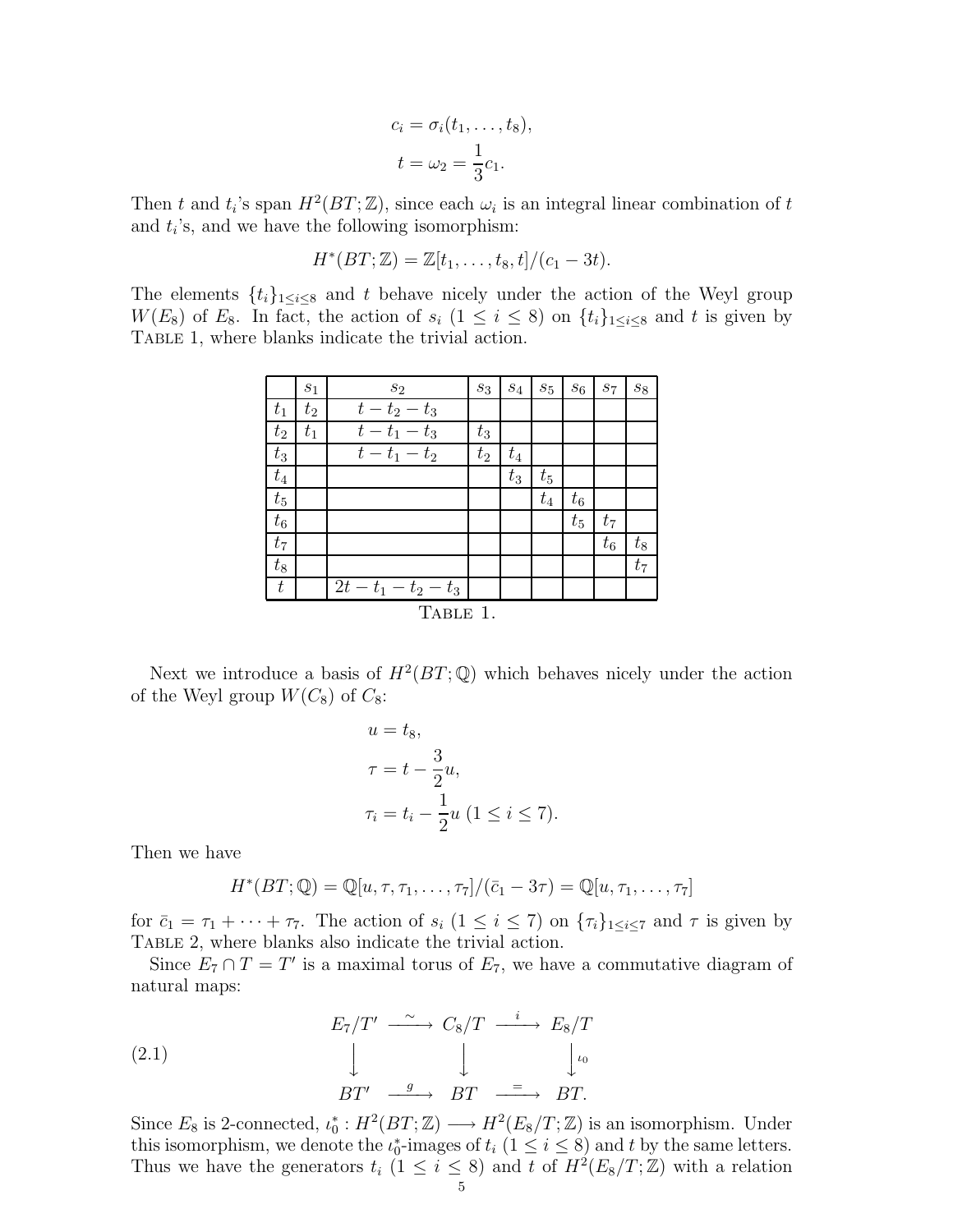$$c_i = \sigma_i(t_1, \ldots, t_8),$$
$$t = \omega_2 = \frac{1}{3}c_1.$$

Then $t$ and $t_i$'s span $H^2(BT;\mathbb{Z})$, since each $\omega_i$ is an integral linear combination of $t$ and $t_i$'s, and we have the following isomorphism:

$$H^*(BT;\mathbb{Z}) = \mathbb{Z}[t_1, \ldots, t_8, t]/(c_1 - 3t).$$

The elements $\{t_i\}_{1 \le i \le 8}$ and $t$ behave nicely under the action of the Weyl group $W(E_8)$ of $E_8$. In fact, the action of $s_i$ ($1 \le i \le 8$) on $\{t_i\}_{1 \le i \le 8}$ and $t$ is given by Table 1, where blanks indicate the trivial action.

| | $s_1$ | $s_2$ | $s_3$ | $s_4$ | $s_5$ | $s_6$ | $s_7$ | $s_8$ |
|---|---|---|---|---|---|---|---|---|
| $t_1$ | $t_2$ | $t - t_2 - t_3$ | | | | | | |
| $t_2$ | $t_1$ | $t - t_1 - t_3$ | $t_3$ | | | | | |
| $t_3$ | | $t - t_1 - t_2$ | $t_2$ | $t_4$ | | | | |
| $t_4$ | | | | $t_3$ | $t_5$ | | | |
| $t_5$ | | | | | $t_4$ | $t_6$ | | |
| $t_6$ | | | | | | $t_5$ | $t_7$ | |
| $t_7$ | | | | | | | $t_6$ | $t_8$ |
| $t_8$ | | | | | | | | $t_7$ |
| $t$ | | $2t - t_1 - t_2 - t_3$ | | | | | | |

Table 1.

Next we introduce a basis of $H^2(BT;\mathbb{Q})$ which behaves nicely under the action of the Weyl group $W(C_8)$ of $C_8$:

$$u = t_8,$$
$$\tau = t - \frac{3}{2}u,$$
$$\tau_i = t_i - \frac{1}{2}u \ (1 \le i \le 7).$$

Then we have

$$H^*(BT;\mathbb{Q}) = \mathbb{Q}[u, \tau, \tau_1, \ldots, \tau_7]/(\bar{c}_1 - 3\tau) = \mathbb{Q}[u, \tau_1, \ldots, \tau_7]$$

for $\bar{c}_1 = \tau_1 + \cdots + \tau_7$. The action of $s_i$ ($1 \le i \le 7$) on $\{\tau_i\}_{1 \le i \le 7}$ and $\tau$ is given by Table 2, where blanks also indicate the trivial action.

Since $E_7 \cap T = T'$ is a maximal torus of $E_7$, we have a commutative diagram of natural maps:

$$(2.1) \qquad \begin{array}{ccccc} E_7/T' & \xrightarrow{\sim} & C_8/T & \xrightarrow{i} & E_8/T \\ \downarrow & & \downarrow & & \downarrow{\scriptstyle \iota_0} \\ BT' & \xrightarrow{g} & BT & \xrightarrow{=} & BT. \end{array}$$

Since $E_8$ is 2-connected, $\iota_0^* : H^2(BT;\mathbb{Z}) \longrightarrow H^2(E_8/T;\mathbb{Z})$ is an isomorphism. Under this isomorphism, we denote the $\iota_0^*$-images of $t_i$ ($1 \le i \le 8$) and $t$ by the same letters. Thus we have the generators $t_i$ ($1 \le i \le 8$) and $t$ of $H^2(E_8/T;\mathbb{Z})$ with a relation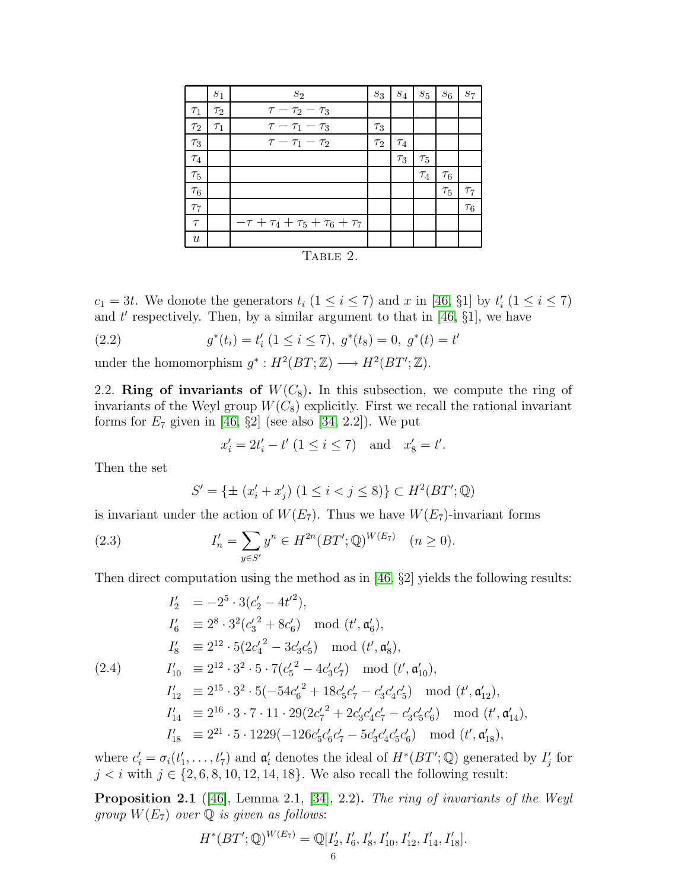|  | $s_1$ | $s_2$ | $s_3$ | $s_4$ | $s_5$ | $s_6$ | $s_7$ |
|---|---|---|---|---|---|---|---|
| $\tau_1$ | $\tau_2$ | $\tau-\tau_2-\tau_3$ |  |  |  |  |  |
| $\tau_2$ | $\tau_1$ | $\tau-\tau_1-\tau_3$ | $\tau_3$ |  |  |  |  |
| $\tau_3$ |  | $\tau-\tau_1-\tau_2$ | $\tau_2$ | $\tau_4$ |  |  |  |
| $\tau_4$ |  |  |  | $\tau_3$ | $\tau_5$ |  |  |
| $\tau_5$ |  |  |  |  | $\tau_4$ | $\tau_6$ |  |
| $\tau_6$ |  |  |  |  |  | $\tau_5$ | $\tau_7$ |
| $\tau_7$ |  |  |  |  |  |  | $\tau_6$ |
| $\tau$ |  | $-\tau+\tau_4+\tau_5+\tau_6+\tau_7$ |  |  |  |  |  |
| $u$ |  |  |  |  |  |  |  |

TABLE 2.

$c_1 = 3t$. We donote the generators $t_i$ $(1 \le i \le 7)$ and $x$ in [46, §1] by $t'_i$ $(1 \le i \le 7)$ and $t'$ respectively. Then, by a similar argument to that in [46, §1], we have

$$g^*(t_i) = t'_i \ (1 \le i \le 7),\ g^*(t_8) = 0,\ g^*(t) = t' \tag{2.2}$$

under the homomorphism $g^* : H^2(BT;\mathbb{Z}) \longrightarrow H^2(BT';\mathbb{Z})$.

**2.2. Ring of invariants of $W(C_8)$.** In this subsection, we compute the ring of invariants of the Weyl group $W(C_8)$ explicitly. First we recall the rational invariant forms for $E_7$ given in [46, §2] (see also [34, 2.2]). We put

$$x'_i = 2t'_i - t' \ (1 \le i \le 7) \quad \text{and} \quad x'_8 = t'.$$

Then the set

$$S' = \{\pm\,(x'_i + x'_j)\ (1 \le i < j \le 8)\} \subset H^2(BT';\mathbb{Q})$$

is invariant under the action of $W(E_7)$. Thus we have $W(E_7)$-invariant forms

$$I'_n = \sum_{y \in S'} y^n \in H^{2n}(BT';\mathbb{Q})^{W(E_7)} \quad (n \ge 0). \tag{2.3}$$

Then direct computation using the method as in [46, §2] yields the following results:

$$\begin{aligned}
I'_2 &= -2^5 \cdot 3(c'_2 - 4t'^2),\\
I'_6 &\equiv 2^8 \cdot 3^2({c'_3}^2 + 8c'_6) \mod (t', \mathfrak{a}'_6),\\
I'_8 &\equiv 2^{12} \cdot 5(2{c'_4}^2 - 3c'_3c'_5) \mod (t', \mathfrak{a}'_8),\\
I'_{10} &\equiv 2^{12} \cdot 3^2 \cdot 5 \cdot 7({c'_5}^2 - 4c'_3c'_7) \mod (t', \mathfrak{a}'_{10}),\\
I'_{12} &\equiv 2^{15} \cdot 3^2 \cdot 5(-54{c'_6}^2 + 18c'_5c'_7 - c'_3c'_4c'_5) \mod (t', \mathfrak{a}'_{12}),\\
I'_{14} &\equiv 2^{16} \cdot 3 \cdot 7 \cdot 11 \cdot 29(2{c'_7}^2 + 2c'_3c'_4c'_7 - c'_3c'_5c'_6) \mod (t', \mathfrak{a}'_{14}),\\
I'_{18} &\equiv 2^{21} \cdot 5 \cdot 1229(-126c'_5c'_6c'_7 - 5c'_3c'_4c'_5c'_6) \mod (t', \mathfrak{a}'_{18}),
\end{aligned} \tag{2.4}$$

where $c'_i = \sigma_i(t'_1, \ldots, t'_7)$ and $\mathfrak{a}'_i$ denotes the ideal of $H^*(BT';\mathbb{Q})$ generated by $I'_j$ for $j < i$ with $j \in \{2, 6, 8, 10, 12, 14, 18\}$. We also recall the following result:

**Proposition 2.1** ([46], Lemma 2.1, [34], 2.2)**.** *The ring of invariants of the Weyl group $W(E_7)$ over $\mathbb{Q}$ is given as follows*:

$$H^*(BT';\mathbb{Q})^{W(E_7)} = \mathbb{Q}[I'_2, I'_6, I'_8, I'_{10}, I'_{12}, I'_{14}, I'_{18}].$$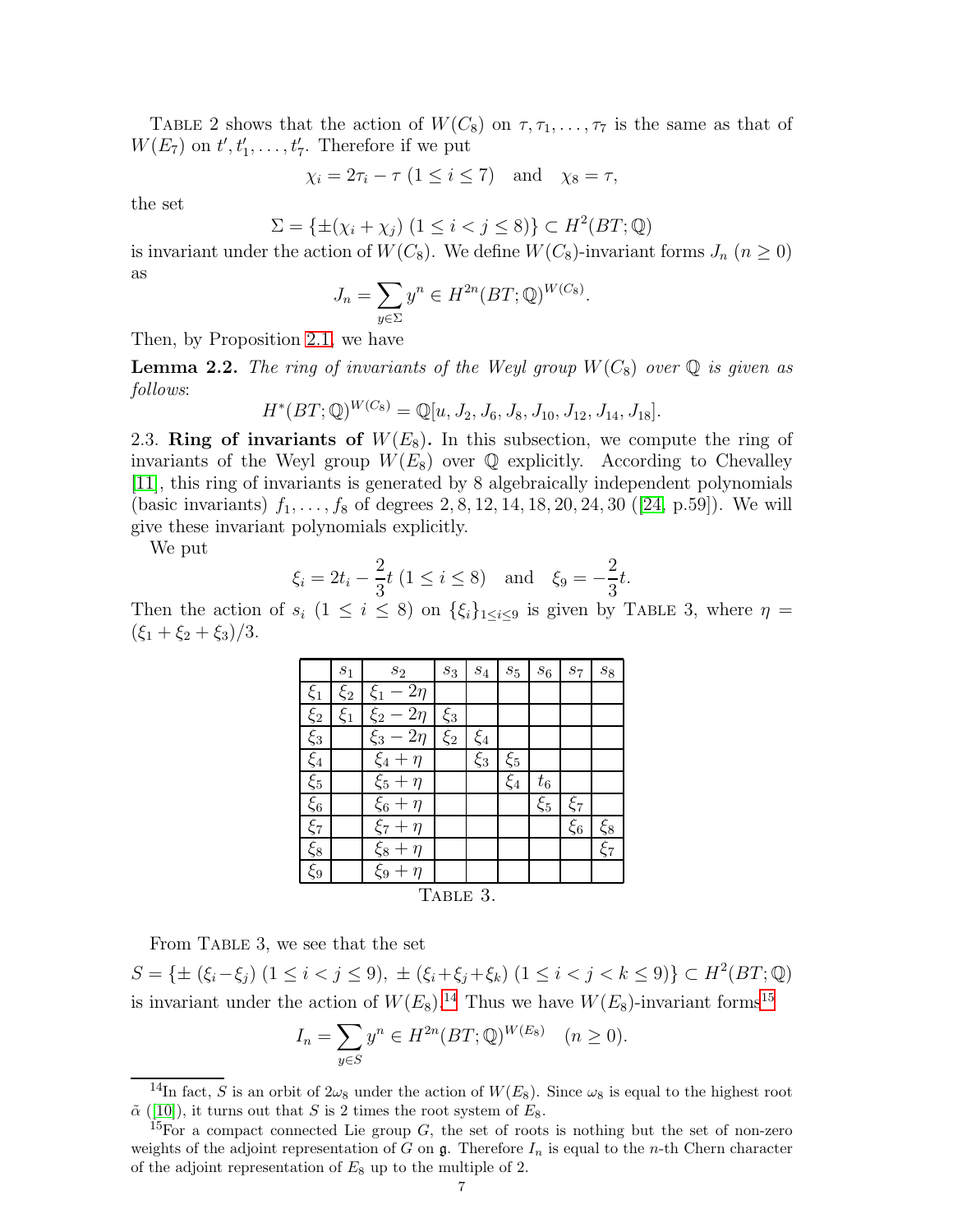Table 2 shows that the action of $W(C_8)$ on $\tau, \tau_1, \ldots, \tau_7$ is the same as that of $W(E_7)$ on $t', t'_1, \ldots, t'_7$. Therefore if we put

$$\chi_i = 2\tau_i - \tau \ (1 \leq i \leq 7) \quad \text{and} \quad \chi_8 = \tau,$$

the set

$$\Sigma = \{\pm(\chi_i + \chi_j) \ (1 \leq i < j \leq 8)\} \subset H^2(BT;\mathbb{Q})$$

is invariant under the action of $W(C_8)$. We define $W(C_8)$-invariant forms $J_n$ ($n \geq 0$) as

$$J_n = \sum_{y \in \Sigma} y^n \in H^{2n}(BT;\mathbb{Q})^{W(C_8)}.$$

Then, by Proposition 2.1, we have

**Lemma 2.2.** *The ring of invariants of the Weyl group $W(C_8)$ over $\mathbb{Q}$ is given as follows*:

$$H^*(BT;\mathbb{Q})^{W(C_8)} = \mathbb{Q}[u, J_2, J_6, J_8, J_{10}, J_{12}, J_{14}, J_{18}].$$

2.3. **Ring of invariants of $W(E_8)$.** In this subsection, we compute the ring of invariants of the Weyl group $W(E_8)$ over $\mathbb{Q}$ explicitly. According to Chevalley [11], this ring of invariants is generated by 8 algebraically independent polynomials (basic invariants) $f_1, \ldots, f_8$ of degrees $2, 8, 12, 14, 18, 20, 24, 30$ ([24, p.59]). We will give these invariant polynomials explicitly.

We put

$$\xi_i = 2t_i - \frac{2}{3}t \ (1 \leq i \leq 8) \quad \text{and} \quad \xi_9 = -\frac{2}{3}t.$$

Then the action of $s_i$ ($1 \leq i \leq 8$) on $\{\xi_i\}_{1 \leq i \leq 9}$ is given by Table 3, where $\eta = (\xi_1 + \xi_2 + \xi_3)/3$.

| | $s_1$ | $s_2$ | $s_3$ | $s_4$ | $s_5$ | $s_6$ | $s_7$ | $s_8$ |
|---|---|---|---|---|---|---|---|---|
| $\xi_1$ | $\xi_2$ | $\xi_1 - 2\eta$ | | | | | | |
| $\xi_2$ | $\xi_1$ | $\xi_2 - 2\eta$ | $\xi_3$ | | | | | |
| $\xi_3$ | | $\xi_3 - 2\eta$ | $\xi_2$ | $\xi_4$ | | | | |
| $\xi_4$ | | $\xi_4 + \eta$ | | $\xi_3$ | $\xi_5$ | | | |
| $\xi_5$ | | $\xi_5 + \eta$ | | | $\xi_4$ | $t_6$ | | |
| $\xi_6$ | | $\xi_6 + \eta$ | | | | $\xi_5$ | $\xi_7$ | |
| $\xi_7$ | | $\xi_7 + \eta$ | | | | | $\xi_6$ | $\xi_8$ |
| $\xi_8$ | | $\xi_8 + \eta$ | | | | | | $\xi_7$ |
| $\xi_9$ | | $\xi_9 + \eta$ | | | | | | |

Table 3.

From Table 3, we see that the set

$$S = \{\pm\,(\xi_i - \xi_j) \ (1 \leq i < j \leq 9),\ \pm\,(\xi_i + \xi_j + \xi_k) \ (1 \leq i < j < k \leq 9)\} \subset H^2(BT;\mathbb{Q})$$

is invariant under the action of $W(E_8)$.[14] Thus we have $W(E_8)$-invariant forms[15]

$$I_n = \sum_{y \in S} y^n \in H^{2n}(BT;\mathbb{Q})^{W(E_8)} \quad (n \geq 0).$$

---

[14] In fact, $S$ is an orbit of $2\omega_8$ under the action of $W(E_8)$. Since $\omega_8$ is equal to the highest root $\tilde{\alpha}$ ([10]), it turns out that $S$ is 2 times the root system of $E_8$.

[15] For a compact connected Lie group $G$, the set of roots is nothing but the set of non-zero weights of the adjoint representation of $G$ on $\mathfrak{g}$. Therefore $I_n$ is equal to the $n$-th Chern character of the adjoint representation of $E_8$ up to the multiple of 2.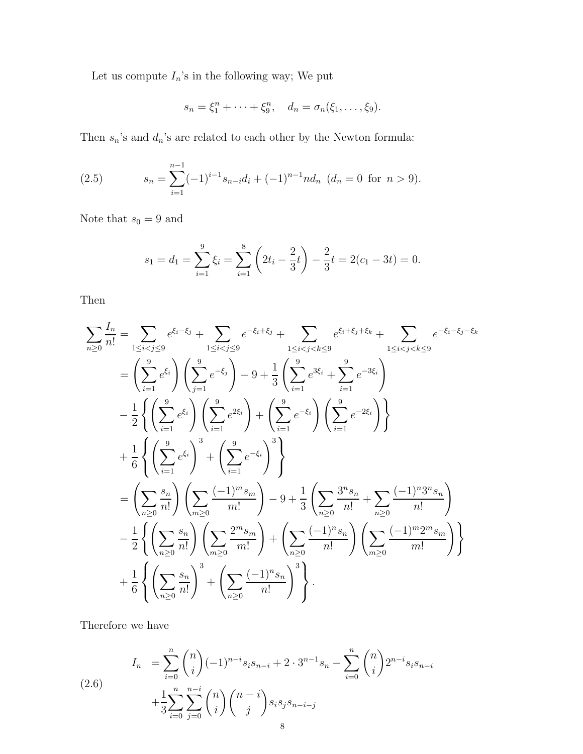Let us compute $I_n$'s in the following way; We put

$$s_n = \xi_1^n + \cdots + \xi_9^n, \quad d_n = \sigma_n(\xi_1, \ldots, \xi_9).$$

Then $s_n$'s and $d_n$'s are related to each other by the Newton formula:

$$s_n = \sum_{i=1}^{n-1} (-1)^{i-1} s_{n-i} d_i + (-1)^{n-1} n d_n \;\; (d_n = 0 \text{ for } n > 9). \tag{2.5}$$

Note that $s_0 = 9$ and

$$s_1 = d_1 = \sum_{i=1}^{9} \xi_i = \sum_{i=1}^{8} \left( 2t_i - \frac{2}{3} t \right) - \frac{2}{3} t = 2(c_1 - 3t) = 0.$$

Then

$$\begin{aligned}
\sum_{n \geq 0} \frac{I_n}{n!} &= \sum_{1 \leq i < j \leq 9} e^{\xi_i - \xi_j} + \sum_{1 \leq i < j \leq 9} e^{-\xi_i + \xi_j} + \sum_{1 \leq i < j < k \leq 9} e^{\xi_i + \xi_j + \xi_k} + \sum_{1 \leq i < j < k \leq 9} e^{-\xi_i - \xi_j - \xi_k} \\
&= \left( \sum_{i=1}^{9} e^{\xi_i} \right) \left( \sum_{j=1}^{9} e^{-\xi_j} \right) - 9 + \frac{1}{3} \left( \sum_{i=1}^{9} e^{3\xi_i} + \sum_{i=1}^{9} e^{-3\xi_i} \right) \\
&\quad - \frac{1}{2} \left\{ \left( \sum_{i=1}^{9} e^{\xi_i} \right) \left( \sum_{i=1}^{9} e^{2\xi_i} \right) + \left( \sum_{i=1}^{9} e^{-\xi_i} \right) \left( \sum_{i=1}^{9} e^{-2\xi_i} \right) \right\} \\
&\quad + \frac{1}{6} \left\{ \left( \sum_{i=1}^{9} e^{\xi_i} \right)^3 + \left( \sum_{i=1}^{9} e^{-\xi_i} \right)^3 \right\} \\
&= \left( \sum_{n \geq 0} \frac{s_n}{n!} \right) \left( \sum_{m \geq 0} \frac{(-1)^m s_m}{m!} \right) - 9 + \frac{1}{3} \left( \sum_{n \geq 0} \frac{3^n s_n}{n!} + \sum_{n \geq 0} \frac{(-1)^n 3^n s_n}{n!} \right) \\
&\quad - \frac{1}{2} \left\{ \left( \sum_{n \geq 0} \frac{s_n}{n!} \right) \left( \sum_{m \geq 0} \frac{2^m s_m}{m!} \right) + \left( \sum_{n \geq 0} \frac{(-1)^n s_n}{n!} \right) \left( \sum_{m \geq 0} \frac{(-1)^m 2^m s_m}{m!} \right) \right\} \\
&\quad + \frac{1}{6} \left\{ \left( \sum_{n \geq 0} \frac{s_n}{n!} \right)^3 + \left( \sum_{n \geq 0} \frac{(-1)^n s_n}{n!} \right)^3 \right\}.
\end{aligned}$$

Therefore we have

$$\begin{aligned}
I_n &= \sum_{i=0}^{n} \binom{n}{i} (-1)^{n-i} s_i s_{n-i} + 2 \cdot 3^{n-1} s_n - \sum_{i=0}^{n} \binom{n}{i} 2^{n-i} s_i s_{n-i} \\
&\quad + \frac{1}{3} \sum_{i=0}^{n} \sum_{j=0}^{n-i} \binom{n}{i} \binom{n-i}{j} s_i s_j s_{n-i-j}
\end{aligned} \tag{2.6}$$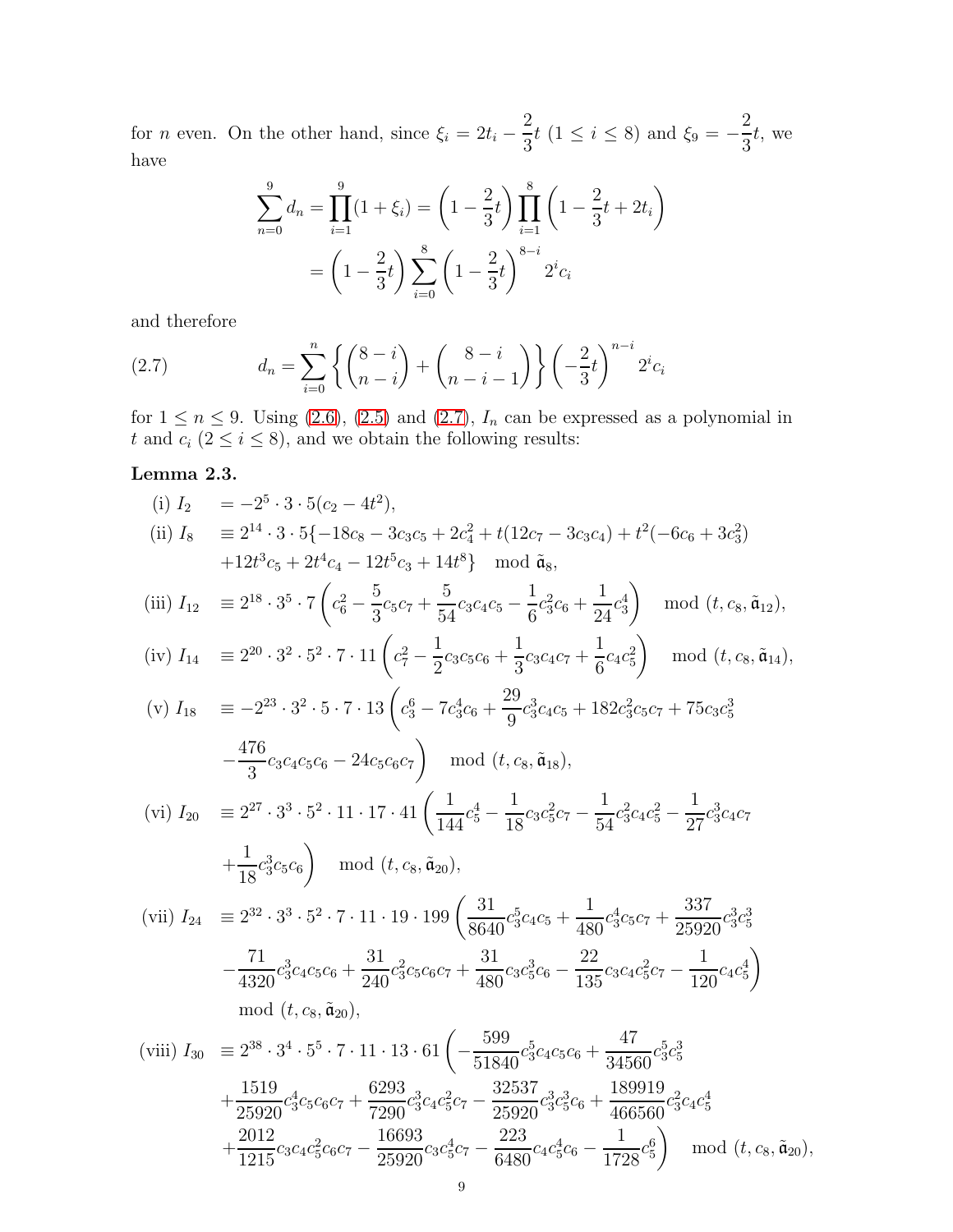for $n$ even. On the other hand, since $\xi_i = 2t_i - \dfrac{2}{3}t$ $(1 \le i \le 8)$ and $\xi_9 = -\dfrac{2}{3}t$, we have

$$\sum_{n=0}^{9} d_n = \prod_{i=1}^{9}(1+\xi_i) = \left(1 - \frac{2}{3}t\right)\prod_{i=1}^{8}\left(1 - \frac{2}{3}t + 2t_i\right)$$
$$= \left(1 - \frac{2}{3}t\right)\sum_{i=0}^{8}\left(1 - \frac{2}{3}t\right)^{8-i} 2^i c_i$$

and therefore

$$d_n = \sum_{i=0}^{n}\left\{\binom{8-i}{n-i} + \binom{8-i}{n-i-1}\right\}\left(-\frac{2}{3}t\right)^{n-i} 2^i c_i \tag{2.7}$$

for $1 \le n \le 9$. Using (2.6), (2.5) and (2.7), $I_n$ can be expressed as a polynomial in $t$ and $c_i$ $(2 \le i \le 8)$, and we obtain the following results:

**Lemma 2.3.**

(i) $I_2 = -2^5 \cdot 3 \cdot 5(c_2 - 4t^2)$,

(ii) $I_8 \equiv 2^{14} \cdot 3 \cdot 5\{-18c_8 - 3c_3c_5 + 2c_4^2 + t(12c_7 - 3c_3c_4) + t^2(-6c_6 + 3c_3^2) + 12t^3c_5 + 2t^4c_4 - 12t^5c_3 + 14t^8\} \mod \tilde{\mathfrak{a}}_8$,

(iii) $I_{12} \equiv 2^{18} \cdot 3^5 \cdot 7\left(c_6^2 - \dfrac{5}{3}c_5c_7 + \dfrac{5}{54}c_3c_4c_5 - \dfrac{1}{6}c_3^2c_6 + \dfrac{1}{24}c_3^4\right) \mod (t, c_8, \tilde{\mathfrak{a}}_{12})$,

(iv) $I_{14} \equiv 2^{20} \cdot 3^2 \cdot 5^2 \cdot 7 \cdot 11\left(c_7^2 - \dfrac{1}{2}c_3c_5c_6 + \dfrac{1}{3}c_3c_4c_7 + \dfrac{1}{6}c_4c_5^2\right) \mod (t, c_8, \tilde{\mathfrak{a}}_{14})$,

(v) $I_{18} \equiv -2^{23} \cdot 3^2 \cdot 5 \cdot 7 \cdot 13\left(c_3^6 - 7c_3^4c_6 + \dfrac{29}{9}c_3^3c_4c_5 + 182c_3^2c_5c_7 + 75c_3c_5^3 - \dfrac{476}{3}c_3c_4c_5c_6 - 24c_5c_6c_7\right) \mod (t, c_8, \tilde{\mathfrak{a}}_{18})$,

(vi) $I_{20} \equiv 2^{27} \cdot 3^3 \cdot 5^2 \cdot 11 \cdot 17 \cdot 41\left(\dfrac{1}{144}c_5^4 - \dfrac{1}{18}c_3c_5^2c_7 - \dfrac{1}{54}c_3^2c_4c_5^2 - \dfrac{1}{27}c_3^3c_4c_7 + \dfrac{1}{18}c_3^3c_5c_6\right) \mod (t, c_8, \tilde{\mathfrak{a}}_{20})$,

(vii) $I_{24} \equiv 2^{32} \cdot 3^3 \cdot 5^2 \cdot 7 \cdot 11 \cdot 19 \cdot 199\left(\dfrac{31}{8640}c_3^5c_4c_5 + \dfrac{1}{480}c_3^4c_5c_7 + \dfrac{337}{25920}c_3^3c_5^3 - \dfrac{71}{4320}c_3^3c_4c_5c_6 + \dfrac{31}{240}c_3^2c_5c_6c_7 + \dfrac{31}{480}c_3c_5^3c_6 - \dfrac{22}{135}c_3c_4c_5^2c_7 - \dfrac{1}{120}c_4c_5^4\right)$
$\mod (t, c_8, \tilde{\mathfrak{a}}_{20})$,

(viii) $I_{30} \equiv 2^{38} \cdot 3^4 \cdot 5^5 \cdot 7 \cdot 11 \cdot 13 \cdot 61\left(-\dfrac{599}{51840}c_3^5c_4c_5c_6 + \dfrac{47}{34560}c_3^5c_5^3 + \dfrac{1519}{25920}c_3^4c_5c_6c_7 + \dfrac{6293}{7290}c_3^3c_4c_5^2c_7 - \dfrac{32537}{25920}c_3^3c_5^3c_6 + \dfrac{189919}{466560}c_3^2c_4c_5^4 + \dfrac{2012}{1215}c_3c_4c_5^2c_6c_7 - \dfrac{16693}{25920}c_3c_5^4c_7 - \dfrac{223}{6480}c_4c_5^4c_6 - \dfrac{1}{1728}c_5^6\right) \mod (t, c_8, \tilde{\mathfrak{a}}_{20})$,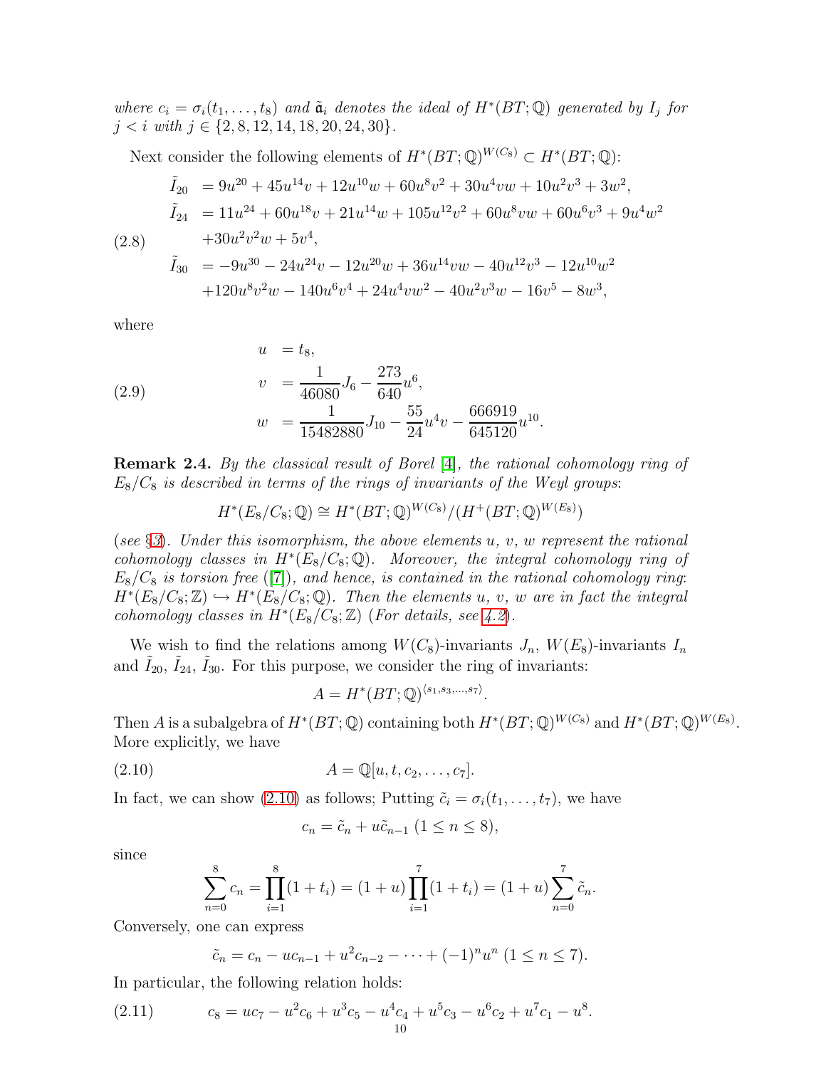*where* $c_i = \sigma_i(t_1, \ldots, t_8)$ *and* $\tilde{\mathfrak{a}}_i$ *denotes the ideal of* $H^*(BT;\mathbb{Q})$ *generated by* $I_j$ *for* $j < i$ *with* $j \in \{2, 8, 12, 14, 18, 20, 24, 30\}$.

Next consider the following elements of $H^*(BT;\mathbb{Q})^{W(C_8)} \subset H^*(BT;\mathbb{Q})$:

$$
\begin{aligned}
\tilde{I}_{20} &= 9u^{20} + 45u^{14}v + 12u^{10}w + 60u^8v^2 + 30u^4vw + 10u^2v^3 + 3w^2, \\
\tilde{I}_{24} &= 11u^{24} + 60u^{18}v + 21u^{14}w + 105u^{12}v^2 + 60u^8vw + 60u^6v^3 + 9u^4w^2 \\
&\quad + 30u^2v^2w + 5v^4, \\
\tilde{I}_{30} &= -9u^{30} - 24u^{24}v - 12u^{20}w + 36u^{14}vw - 40u^{12}v^3 - 12u^{10}w^2 \\
&\quad + 120u^8v^2w - 140u^6v^4 + 24u^4vw^2 - 40u^2v^3w - 16v^5 - 8w^3,
\end{aligned}
\tag{2.8}
$$

where

$$
\begin{aligned}
u &= t_8, \\
v &= \frac{1}{46080}J_6 - \frac{273}{640}u^6, \\
w &= \frac{1}{15482880}J_{10} - \frac{55}{24}u^4v - \frac{666919}{645120}u^{10}.
\end{aligned}
\tag{2.9}
$$

**Remark 2.4.** *By the classical result of Borel [4], the rational cohomology ring of* $E_8/C_8$ *is described in terms of the rings of invariants of the Weyl groups*:

$$H^*(E_8/C_8;\mathbb{Q}) \cong H^*(BT;\mathbb{Q})^{W(C_8)}/(H^+(BT;\mathbb{Q})^{W(E_8)})$$

(*see* §3). *Under this isomorphism, the above elements* $u$, $v$, $w$ *represent the rational cohomology classes in* $H^*(E_8/C_8;\mathbb{Q})$. *Moreover, the integral cohomology ring of* $E_8/C_8$ *is torsion free* ([7]), *and hence, is contained in the rational cohomology ring*: $H^*(E_8/C_8;\mathbb{Z}) \hookrightarrow H^*(E_8/C_8;\mathbb{Q})$. *Then the elements* $u$, $v$, $w$ *are in fact the integral cohomology classes in* $H^*(E_8/C_8;\mathbb{Z})$ (*For details, see 4.2*).

We wish to find the relations among $W(C_8)$-invariants $J_n$, $W(E_8)$-invariants $I_n$ and $\tilde{I}_{20}$, $\tilde{I}_{24}$, $\tilde{I}_{30}$. For this purpose, we consider the ring of invariants:

$$A = H^*(BT;\mathbb{Q})^{\langle s_1, s_3, \ldots, s_7 \rangle}.$$

Then $A$ is a subalgebra of $H^*(BT;\mathbb{Q})$ containing both $H^*(BT;\mathbb{Q})^{W(C_8)}$ and $H^*(BT;\mathbb{Q})^{W(E_8)}$. More explicitly, we have

$$A = \mathbb{Q}[u, t, c_2, \ldots, c_7]. \tag{2.10}$$

In fact, we can show (2.10) as follows; Putting $\tilde{c}_i = \sigma_i(t_1, \ldots, t_7)$, we have

$$c_n = \tilde{c}_n + u\tilde{c}_{n-1} \ (1 \leq n \leq 8),$$

since

$$\sum_{n=0}^{8} c_n = \prod_{i=1}^{8}(1 + t_i) = (1 + u)\prod_{i=1}^{7}(1 + t_i) = (1 + u)\sum_{n=0}^{7}\tilde{c}_n.$$

Conversely, one can express

$$\tilde{c}_n = c_n - uc_{n-1} + u^2c_{n-2} - \cdots + (-1)^n u^n \ (1 \leq n \leq 7).$$

In particular, the following relation holds:

$$c_8 = uc_7 - u^2c_6 + u^3c_5 - u^4c_4 + u^5c_3 - u^6c_2 + u^7c_1 - u^8. \tag{2.11}$$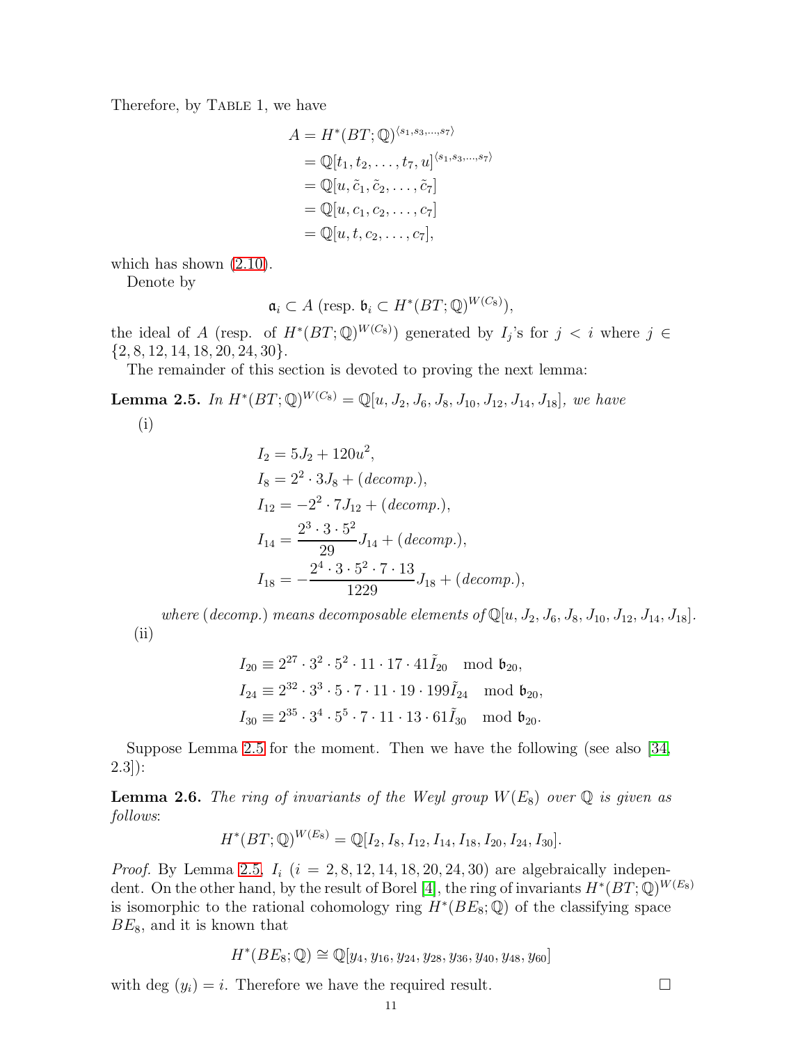Therefore, by Table 1, we have

$$
\begin{aligned}
A &= H^*(BT;\mathbb{Q})^{\langle s_1, s_3, \dots, s_7\rangle} \\
&= \mathbb{Q}[t_1, t_2, \dots, t_7, u]^{\langle s_1, s_3, \dots, s_7\rangle} \\
&= \mathbb{Q}[u, \tilde{c}_1, \tilde{c}_2, \dots, \tilde{c}_7] \\
&= \mathbb{Q}[u, c_1, c_2, \dots, c_7] \\
&= \mathbb{Q}[u, t, c_2, \dots, c_7],
\end{aligned}
$$

which has shown (2.10).

Denote by

$$\mathfrak{a}_i \subset A \text{ (resp. } \mathfrak{b}_i \subset H^*(BT;\mathbb{Q})^{W(C_8)}),$$

the ideal of $A$ (resp. of $H^*(BT;\mathbb{Q})^{W(C_8)}$) generated by $I_j$'s for $j < i$ where $j \in \{2, 8, 12, 14, 18, 20, 24, 30\}$.

The remainder of this section is devoted to proving the next lemma:

**Lemma 2.5.** *In* $H^*(BT;\mathbb{Q})^{W(C_8)} = \mathbb{Q}[u, J_2, J_6, J_8, J_{10}, J_{12}, J_{14}, J_{18}]$, *we have*

(i)

$$
\begin{aligned}
I_2 &= 5J_2 + 120u^2, \\
I_8 &= 2^2 \cdot 3 J_8 + (\mathit{decomp.}), \\
I_{12} &= -2^2 \cdot 7 J_{12} + (\mathit{decomp.}), \\
I_{14} &= \frac{2^3 \cdot 3 \cdot 5^2}{29} J_{14} + (\mathit{decomp.}), \\
I_{18} &= -\frac{2^4 \cdot 3 \cdot 5^2 \cdot 7 \cdot 13}{1229} J_{18} + (\mathit{decomp.}),
\end{aligned}
$$

*where* $(\mathit{decomp.})$ *means decomposable elements of* $\mathbb{Q}[u, J_2, J_6, J_8, J_{10}, J_{12}, J_{14}, J_{18}]$.

(ii)

$$
\begin{aligned}
I_{20} &\equiv 2^{27} \cdot 3^2 \cdot 5^2 \cdot 11 \cdot 17 \cdot 41 \tilde{I}_{20} \mod \mathfrak{b}_{20}, \\
I_{24} &\equiv 2^{32} \cdot 3^3 \cdot 5 \cdot 7 \cdot 11 \cdot 19 \cdot 199 \tilde{I}_{24} \mod \mathfrak{b}_{20}, \\
I_{30} &\equiv 2^{35} \cdot 3^4 \cdot 5^5 \cdot 7 \cdot 11 \cdot 13 \cdot 61 \tilde{I}_{30} \mod \mathfrak{b}_{20}.
\end{aligned}
$$

Suppose Lemma 2.5 for the moment. Then we have the following (see also [34, 2.3]):

**Lemma 2.6.** *The ring of invariants of the Weyl group* $W(E_8)$ *over* $\mathbb{Q}$ *is given as follows*:

$$H^*(BT;\mathbb{Q})^{W(E_8)} = \mathbb{Q}[I_2, I_8, I_{12}, I_{14}, I_{18}, I_{20}, I_{24}, I_{30}].$$

*Proof.* By Lemma 2.5, $I_i$ ($i = 2, 8, 12, 14, 18, 20, 24, 30$) are algebraically independent. On the other hand, by the result of Borel [4], the ring of invariants $H^*(BT;\mathbb{Q})^{W(E_8)}$ is isomorphic to the rational cohomology ring $H^*(BE_8;\mathbb{Q})$ of the classifying space $BE_8$, and it is known that

$$H^*(BE_8;\mathbb{Q}) \cong \mathbb{Q}[y_4, y_{16}, y_{24}, y_{28}, y_{36}, y_{40}, y_{48}, y_{60}]$$

with $\deg(y_i) = i$. Therefore we have the required result. $\square$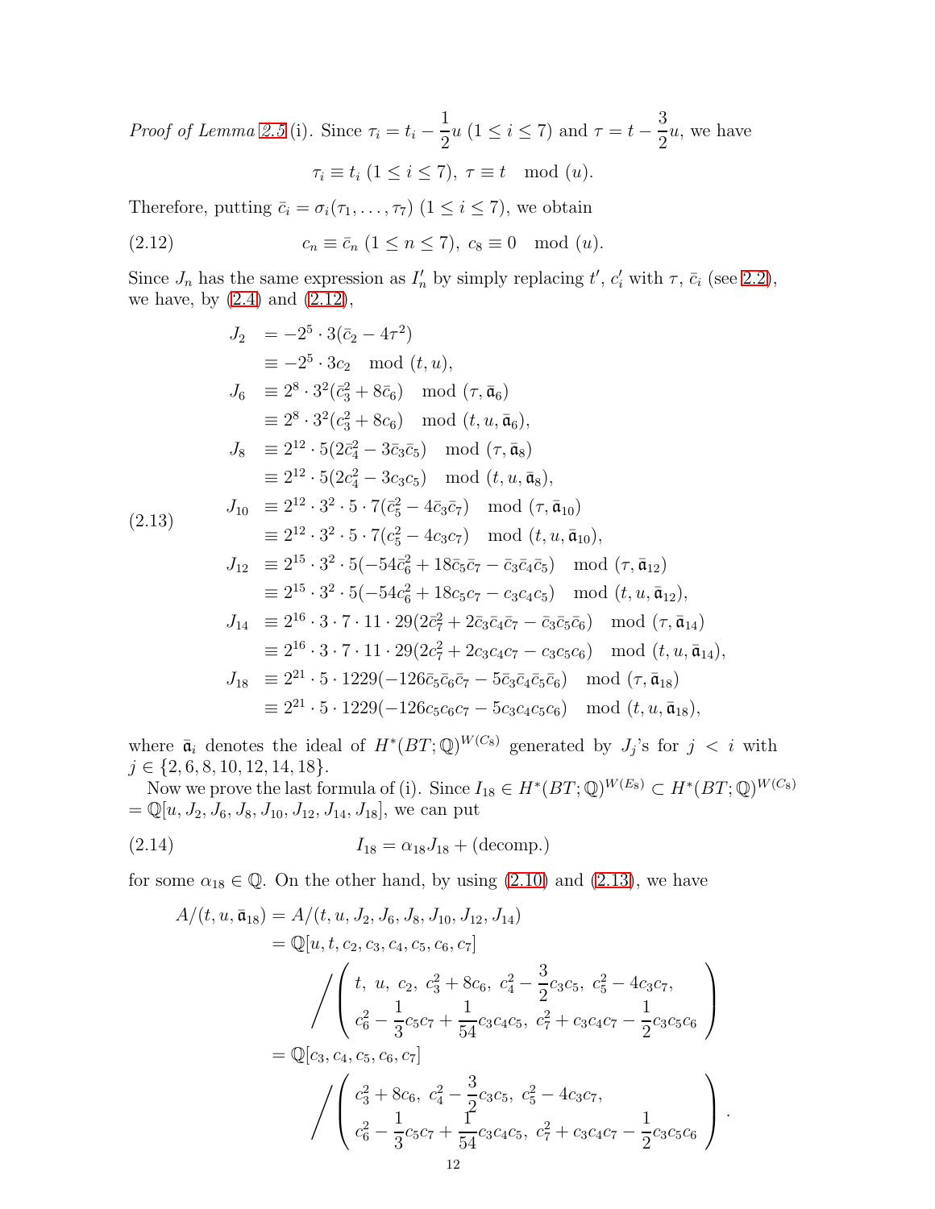*Proof of Lemma 2.5* (i). Since $\tau_i = t_i - \dfrac{1}{2}u$ ($1 \le i \le 7$) and $\tau = t - \dfrac{3}{2}u$, we have

$$\tau_i \equiv t_i \ (1 \le i \le 7),\ \tau \equiv t \mod (u).$$

Therefore, putting $\bar{c}_i = \sigma_i(\tau_1, \ldots, \tau_7)$ ($1 \le i \le 7$), we obtain

$$c_n \equiv \bar{c}_n \ (1 \le n \le 7),\ c_8 \equiv 0 \mod (u). \tag{2.12}$$

Since $J_n$ has the same expression as $I'_n$ by simply replacing $t'$, $c'_i$ with $\tau$, $\bar{c}_i$ (see 2.2), we have, by (2.4) and (2.12),

$$
\begin{aligned}
J_2 &= -2^5 \cdot 3(\bar{c}_2 - 4\tau^2) \\
&\equiv -2^5 \cdot 3c_2 \mod (t, u), \\
J_6 &\equiv 2^8 \cdot 3^2(\bar{c}_3^2 + 8\bar{c}_6) \mod (\tau, \bar{\mathfrak{a}}_6) \\
&\equiv 2^8 \cdot 3^2(c_3^2 + 8c_6) \mod (t, u, \bar{\mathfrak{a}}_6), \\
J_8 &\equiv 2^{12} \cdot 5(2\bar{c}_4^2 - 3\bar{c}_3\bar{c}_5) \mod (\tau, \bar{\mathfrak{a}}_8) \\
&\equiv 2^{12} \cdot 5(2c_4^2 - 3c_3c_5) \mod (t, u, \bar{\mathfrak{a}}_8), \\
J_{10} &\equiv 2^{12} \cdot 3^2 \cdot 5 \cdot 7(\bar{c}_5^2 - 4\bar{c}_3\bar{c}_7) \mod (\tau, \bar{\mathfrak{a}}_{10}) \\
&\equiv 2^{12} \cdot 3^2 \cdot 5 \cdot 7(c_5^2 - 4c_3c_7) \mod (t, u, \bar{\mathfrak{a}}_{10}), \\
J_{12} &\equiv 2^{15} \cdot 3^2 \cdot 5(-54\bar{c}_6^2 + 18\bar{c}_5\bar{c}_7 - \bar{c}_3\bar{c}_4\bar{c}_5) \mod (\tau, \bar{\mathfrak{a}}_{12}) \\
&\equiv 2^{15} \cdot 3^2 \cdot 5(-54c_6^2 + 18c_5c_7 - c_3c_4c_5) \mod (t, u, \bar{\mathfrak{a}}_{12}), \\
J_{14} &\equiv 2^{16} \cdot 3 \cdot 7 \cdot 11 \cdot 29(2\bar{c}_7^2 + 2\bar{c}_3\bar{c}_4\bar{c}_7 - \bar{c}_3\bar{c}_5\bar{c}_6) \mod (\tau, \bar{\mathfrak{a}}_{14}) \\
&\equiv 2^{16} \cdot 3 \cdot 7 \cdot 11 \cdot 29(2c_7^2 + 2c_3c_4c_7 - c_3c_5c_6) \mod (t, u, \bar{\mathfrak{a}}_{14}), \\
J_{18} &\equiv 2^{21} \cdot 5 \cdot 1229(-126\bar{c}_5\bar{c}_6\bar{c}_7 - 5\bar{c}_3\bar{c}_4\bar{c}_5\bar{c}_6) \mod (\tau, \bar{\mathfrak{a}}_{18}) \\
&\equiv 2^{21} \cdot 5 \cdot 1229(-126c_5c_6c_7 - 5c_3c_4c_5c_6) \mod (t, u, \bar{\mathfrak{a}}_{18}),
\end{aligned}
\tag{2.13}
$$

where $\bar{\mathfrak{a}}_i$ denotes the ideal of $H^*(BT; \mathbb{Q})^{W(C_8)}$ generated by $J_j$'s for $j < i$ with $j \in \{2, 6, 8, 10, 12, 14, 18\}$.

Now we prove the last formula of (i). Since $I_{18} \in H^*(BT; \mathbb{Q})^{W(E_8)} \subset H^*(BT; \mathbb{Q})^{W(C_8)} = \mathbb{Q}[u, J_2, J_6, J_8, J_{10}, J_{12}, J_{14}, J_{18}]$, we can put

$$I_{18} = \alpha_{18}J_{18} + (\text{decomp.}) \tag{2.14}$$

for some $\alpha_{18} \in \mathbb{Q}$. On the other hand, by using (2.10) and (2.13), we have

$$
\begin{aligned}
A/(t, u, \bar{\mathfrak{a}}_{18}) &= A/(t, u, J_2, J_6, J_8, J_{10}, J_{12}, J_{14}) \\
&= \mathbb{Q}[u, t, c_2, c_3, c_4, c_5, c_6, c_7] \\
&\qquad \Bigg/ \left( \begin{array}{c} t,\ u,\ c_2,\ c_3^2 + 8c_6,\ c_4^2 - \dfrac{3}{2}c_3c_5,\ c_5^2 - 4c_3c_7, \\ c_6^2 - \dfrac{1}{3}c_5c_7 + \dfrac{1}{54}c_3c_4c_5,\ c_7^2 + c_3c_4c_7 - \dfrac{1}{2}c_3c_5c_6 \end{array} \right) \\
&= \mathbb{Q}[c_3, c_4, c_5, c_6, c_7] \\
&\qquad \Bigg/ \left( \begin{array}{c} c_3^2 + 8c_6,\ c_4^2 - \dfrac{3}{2}c_3c_5,\ c_5^2 - 4c_3c_7, \\ c_6^2 - \dfrac{1}{3}c_5c_7 + \dfrac{1}{54}c_3c_4c_5,\ c_7^2 + c_3c_4c_7 - \dfrac{1}{2}c_3c_5c_6 \end{array} \right).
\end{aligned}
$$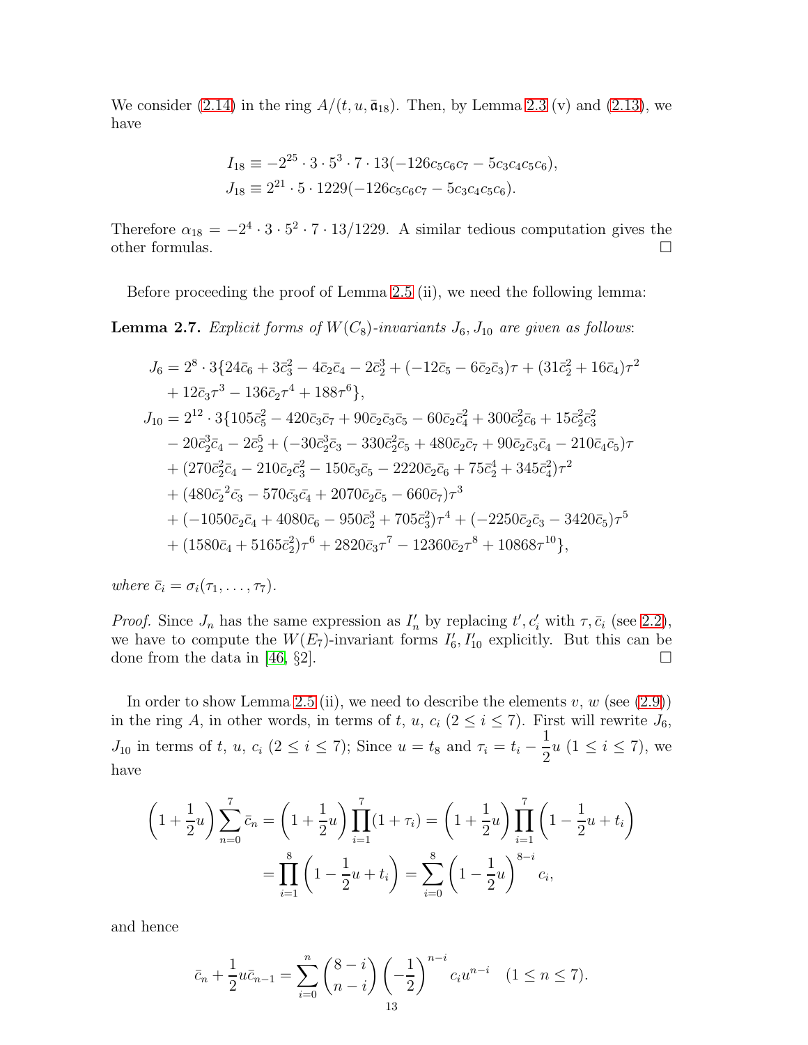We consider (2.14) in the ring $A/(t, u, \bar{\mathfrak{a}}_{18})$. Then, by Lemma 2.3 (v) and (2.13), we have

$$I_{18} \equiv -2^{25} \cdot 3 \cdot 5^3 \cdot 7 \cdot 13(-126c_5c_6c_7 - 5c_3c_4c_5c_6),$$
$$J_{18} \equiv 2^{21} \cdot 5 \cdot 1229(-126c_5c_6c_7 - 5c_3c_4c_5c_6).$$

Therefore $\alpha_{18} = -2^4 \cdot 3 \cdot 5^2 \cdot 7 \cdot 13/1229$. A similar tedious computation gives the other formulas. □

Before proceeding the proof of Lemma 2.5 (ii), we need the following lemma:

**Lemma 2.7.** *Explicit forms of $W(C_8)$-invariants $J_6, J_{10}$ are given as follows*:

$$\begin{aligned}
J_6 &= 2^8 \cdot 3\{24\bar{c}_6 + 3\bar{c}_3^2 - 4\bar{c}_2\bar{c}_4 - 2\bar{c}_2^3 + (-12\bar{c}_5 - 6\bar{c}_2\bar{c}_3)\tau + (31\bar{c}_2^2 + 16\bar{c}_4)\tau^2 \\
&\quad + 12\bar{c}_3\tau^3 - 136\bar{c}_2\tau^4 + 188\tau^6\}, \\
J_{10} &= 2^{12} \cdot 3\{105\bar{c}_5^2 - 420\bar{c}_3\bar{c}_7 + 90\bar{c}_2\bar{c}_3\bar{c}_5 - 60\bar{c}_2\bar{c}_4^2 + 300\bar{c}_2^2\bar{c}_6 + 15\bar{c}_2^2\bar{c}_3^2 \\
&\quad - 20\bar{c}_2^3\bar{c}_4 - 2\bar{c}_2^5 + (-30\bar{c}_2^3\bar{c}_3 - 330\bar{c}_2^2\bar{c}_5 + 480\bar{c}_2\bar{c}_7 + 90\bar{c}_2\bar{c}_3\bar{c}_4 - 210\bar{c}_4\bar{c}_5)\tau \\
&\quad + (270\bar{c}_2^2\bar{c}_4 - 210\bar{c}_2\bar{c}_3^2 - 150\bar{c}_3\bar{c}_5 - 2220\bar{c}_2\bar{c}_6 + 75\bar{c}_2^4 + 345\bar{c}_4^2)\tau^2 \\
&\quad + (480\bar{c}_2{}^2\bar{c}_3 - 570\bar{c}_3\bar{c}_4 + 2070\bar{c}_2\bar{c}_5 - 660\bar{c}_7)\tau^3 \\
&\quad + (-1050\bar{c}_2\bar{c}_4 + 4080\bar{c}_6 - 950\bar{c}_2^3 + 705\bar{c}_3^2)\tau^4 + (-2250\bar{c}_2\bar{c}_3 - 3420\bar{c}_5)\tau^5 \\
&\quad + (1580\bar{c}_4 + 5165\bar{c}_2^2)\tau^6 + 2820\bar{c}_3\tau^7 - 12360\bar{c}_2\tau^8 + 10868\tau^{10}\},
\end{aligned}$$

*where $\bar{c}_i = \sigma_i(\tau_1, \ldots, \tau_7)$.*

*Proof.* Since $J_n$ has the same expression as $I'_n$ by replacing $t', c'_i$ with $\tau, \bar{c}_i$ (see 2.2), we have to compute the $W(E_7)$-invariant forms $I'_6, I'_{10}$ explicitly. But this can be done from the data in [46, §2]. □

In order to show Lemma 2.5 (ii), we need to describe the elements $v$, $w$ (see (2.9)) in the ring $A$, in other words, in terms of $t$, $u$, $c_i$ $(2 \le i \le 7)$. First will rewrite $J_6$, $J_{10}$ in terms of $t$, $u$, $c_i$ $(2 \le i \le 7)$; Since $u = t_8$ and $\tau_i = t_i - \frac{1}{2}u$ $(1 \le i \le 7)$, we have

$$\begin{aligned}
\left(1 + \frac{1}{2}u\right)\sum_{n=0}^{7}\bar{c}_n &= \left(1 + \frac{1}{2}u\right)\prod_{i=1}^{7}(1 + \tau_i) = \left(1 + \frac{1}{2}u\right)\prod_{i=1}^{7}\left(1 - \frac{1}{2}u + t_i\right) \\
&= \prod_{i=1}^{8}\left(1 - \frac{1}{2}u + t_i\right) = \sum_{i=0}^{8}\left(1 - \frac{1}{2}u\right)^{8-i}c_i,
\end{aligned}$$

and hence

$$\bar{c}_n + \frac{1}{2}u\bar{c}_{n-1} = \sum_{i=0}^{n}\binom{8-i}{n-i}\left(-\frac{1}{2}\right)^{n-i}c_iu^{n-i} \quad (1 \le n \le 7).$$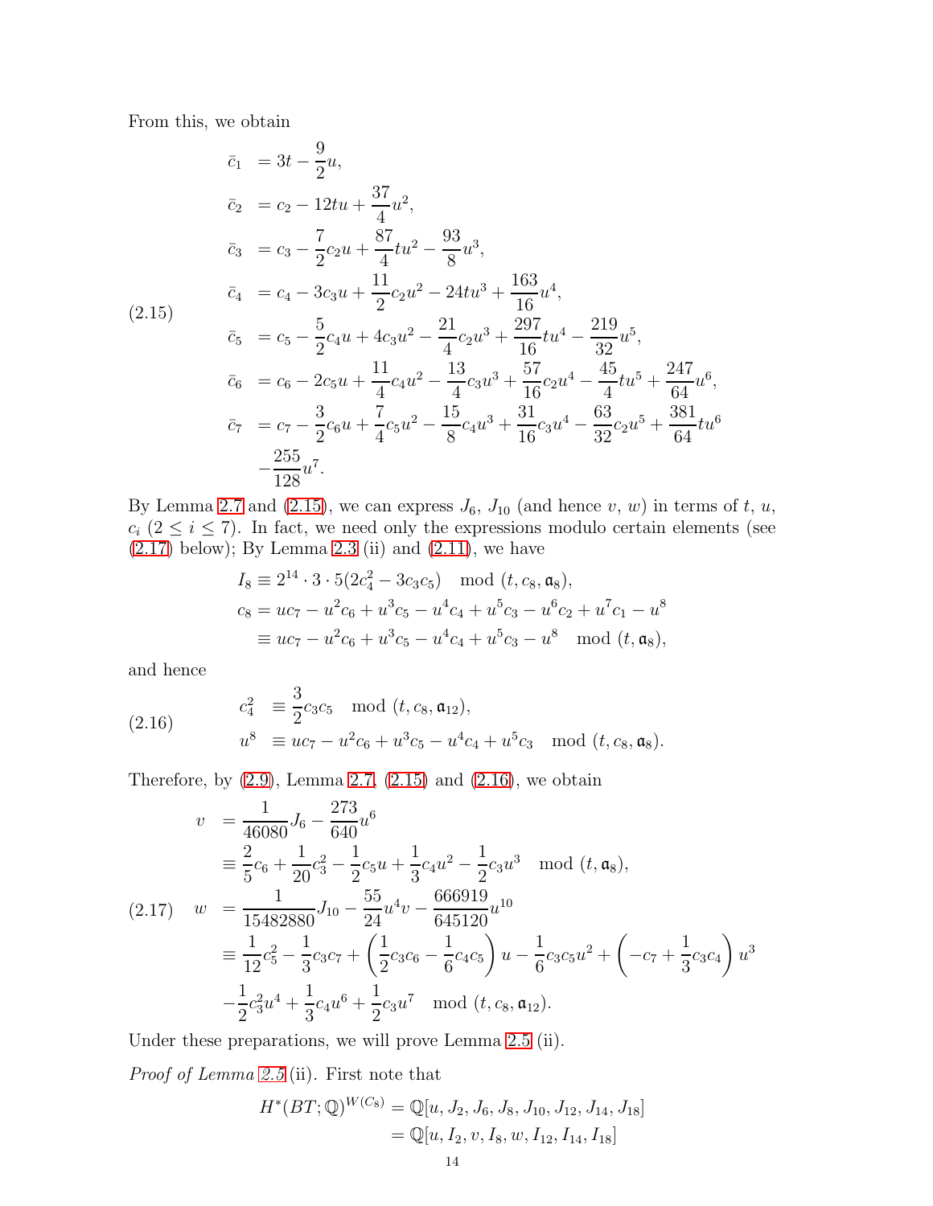From this, we obtain

$$
\begin{aligned}
\bar{c}_1 &= 3t - \frac{9}{2}u, \\
\bar{c}_2 &= c_2 - 12tu + \frac{37}{4}u^2, \\
\bar{c}_3 &= c_3 - \frac{7}{2}c_2u + \frac{87}{4}tu^2 - \frac{93}{8}u^3, \\
\bar{c}_4 &= c_4 - 3c_3u + \frac{11}{2}c_2u^2 - 24tu^3 + \frac{163}{16}u^4, \\
\bar{c}_5 &= c_5 - \frac{5}{2}c_4u + 4c_3u^2 - \frac{21}{4}c_2u^3 + \frac{297}{16}tu^4 - \frac{219}{32}u^5, \\
\bar{c}_6 &= c_6 - 2c_5u + \frac{11}{4}c_4u^2 - \frac{13}{4}c_3u^3 + \frac{57}{16}c_2u^4 - \frac{45}{4}tu^5 + \frac{247}{64}u^6, \\
\bar{c}_7 &= c_7 - \frac{3}{2}c_6u + \frac{7}{4}c_5u^2 - \frac{15}{8}c_4u^3 + \frac{31}{16}c_3u^4 - \frac{63}{32}c_2u^5 + \frac{381}{64}tu^6 \\
&\quad - \frac{255}{128}u^7.
\end{aligned} \tag{2.15}
$$

By Lemma 2.7 and (2.15), we can express $J_6$, $J_{10}$ (and hence $v$, $w$) in terms of $t$, $u$, $c_i$ ($2 \le i \le 7$). In fact, we need only the expressions modulo certain elements (see (2.17) below); By Lemma 2.3 (ii) and (2.11), we have

$$
\begin{aligned}
I_8 &\equiv 2^{14}\cdot 3\cdot 5(2c_4^2 - 3c_3c_5) \mod (t, c_8, \mathfrak{a}_8), \\
c_8 &= uc_7 - u^2c_6 + u^3c_5 - u^4c_4 + u^5c_3 - u^6c_2 + u^7c_1 - u^8 \\
&\equiv uc_7 - u^2c_6 + u^3c_5 - u^4c_4 + u^5c_3 - u^8 \mod (t, \mathfrak{a}_8),
\end{aligned}
$$

and hence

$$
\begin{aligned}
c_4^2 &\equiv \frac{3}{2}c_3c_5 \mod (t, c_8, \mathfrak{a}_{12}), \\
u^8 &\equiv uc_7 - u^2c_6 + u^3c_5 - u^4c_4 + u^5c_3 \mod (t, c_8, \mathfrak{a}_8).
\end{aligned} \tag{2.16}
$$

Therefore, by (2.9), Lemma 2.7, (2.15) and (2.16), we obtain

$$
\begin{aligned}
v &= \frac{1}{46080}J_6 - \frac{273}{640}u^6 \\
&\equiv \frac{2}{5}c_6 + \frac{1}{20}c_3^2 - \frac{1}{2}c_5u + \frac{1}{3}c_4u^2 - \frac{1}{2}c_3u^3 \mod (t, \mathfrak{a}_8), \\
w &= \frac{1}{15482880}J_{10} - \frac{55}{24}u^4v - \frac{666919}{645120}u^{10} \\
&\equiv \frac{1}{12}c_5^2 - \frac{1}{3}c_3c_7 + \left(\frac{1}{2}c_3c_6 - \frac{1}{6}c_4c_5\right)u - \frac{1}{6}c_3c_5u^2 + \left(-c_7 + \frac{1}{3}c_3c_4\right)u^3 \\
&\quad - \frac{1}{2}c_3^2u^4 + \frac{1}{3}c_4u^6 + \frac{1}{2}c_3u^7 \mod (t, c_8, \mathfrak{a}_{12}).
\end{aligned} \tag{2.17}
$$

Under these preparations, we will prove Lemma 2.5 (ii).

*Proof of Lemma 2.5* (ii). First note that

$$
\begin{aligned}
H^*(BT;\mathbb{Q})^{W(C_8)} &= \mathbb{Q}[u, J_2, J_6, J_8, J_{10}, J_{12}, J_{14}, J_{18}] \\
&= \mathbb{Q}[u, I_2, v, I_8, w, I_{12}, I_{14}, I_{18}]
\end{aligned}
$$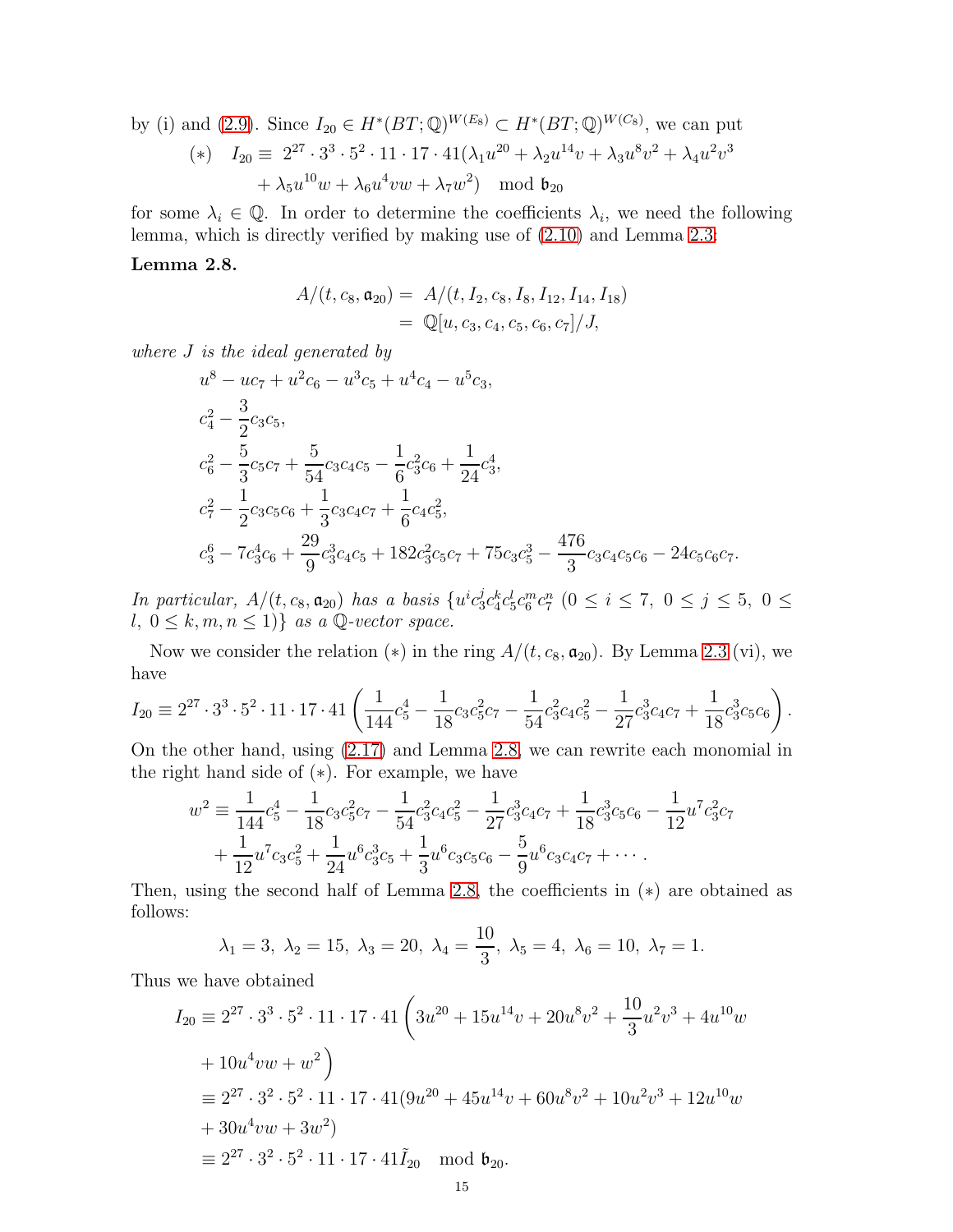by (i) and (2.9). Since $I_{20} \in H^*(BT;\mathbb{Q})^{W(E_8)} \subset H^*(BT;\mathbb{Q})^{W(C_8)}$, we can put

$$(*) \quad I_{20} \equiv 2^{27} \cdot 3^3 \cdot 5^2 \cdot 11 \cdot 17 \cdot 41 (\lambda_1 u^{20} + \lambda_2 u^{14} v + \lambda_3 u^8 v^2 + \lambda_4 u^2 v^3 + \lambda_5 u^{10} w + \lambda_6 u^4 v w + \lambda_7 w^2) \mod \mathfrak{b}_{20}$$

for some $\lambda_i \in \mathbb{Q}$. In order to determine the coefficients $\lambda_i$, we need the following lemma, which is directly verified by making use of (2.10) and Lemma 2.3:

**Lemma 2.8.**

$$\begin{aligned} A/(t, c_8, \mathfrak{a}_{20}) &= A/(t, I_2, c_8, I_8, I_{12}, I_{14}, I_{18}) \\ &= \mathbb{Q}[u, c_3, c_4, c_5, c_6, c_7]/J, \end{aligned}$$

*where $J$ is the ideal generated by*

$$\begin{aligned} &u^8 - uc_7 + u^2 c_6 - u^3 c_5 + u^4 c_4 - u^5 c_3, \\ &c_4^2 - \frac{3}{2} c_3 c_5, \\ &c_6^2 - \frac{5}{3} c_5 c_7 + \frac{5}{54} c_3 c_4 c_5 - \frac{1}{6} c_3^2 c_6 + \frac{1}{24} c_3^4, \\ &c_7^2 - \frac{1}{2} c_3 c_5 c_6 + \frac{1}{3} c_3 c_4 c_7 + \frac{1}{6} c_4 c_5^2, \\ &c_3^6 - 7 c_3^4 c_6 + \frac{29}{9} c_3^3 c_4 c_5 + 182 c_3^2 c_5 c_7 + 75 c_3 c_5^3 - \frac{476}{3} c_3 c_4 c_5 c_6 - 24 c_5 c_6 c_7. \end{aligned}$$

*In particular, $A/(t, c_8, \mathfrak{a}_{20})$ has a basis $\{u^i c_3^j c_4^k c_5^l c_6^m c_7^n \ (0 \le i \le 7,\ 0 \le j \le 5,\ 0 \le l,\ 0 \le k, m, n \le 1)\}$ as a $\mathbb{Q}$-vector space.*

Now we consider the relation $(*)$ in the ring $A/(t, c_8, \mathfrak{a}_{20})$. By Lemma 2.3 (vi), we have

$$I_{20} \equiv 2^{27} \cdot 3^3 \cdot 5^2 \cdot 11 \cdot 17 \cdot 41 \left( \frac{1}{144} c_5^4 - \frac{1}{18} c_3 c_5^2 c_7 - \frac{1}{54} c_3^2 c_4 c_5^2 - \frac{1}{27} c_3^3 c_4 c_7 + \frac{1}{18} c_3^3 c_5 c_6 \right).$$

On the other hand, using (2.17) and Lemma 2.8, we can rewrite each monomial in the right hand side of $(*)$. For example, we have

$$\begin{aligned} w^2 \equiv &\frac{1}{144} c_5^4 - \frac{1}{18} c_3 c_5^2 c_7 - \frac{1}{54} c_3^2 c_4 c_5^2 - \frac{1}{27} c_3^3 c_4 c_7 + \frac{1}{18} c_3^3 c_5 c_6 - \frac{1}{12} u^7 c_3^2 c_7 \\ &+ \frac{1}{12} u^7 c_3 c_5^2 + \frac{1}{24} u^6 c_3^3 c_5 + \frac{1}{3} u^6 c_3 c_5 c_6 - \frac{5}{9} u^6 c_3 c_4 c_7 + \cdots . \end{aligned}$$

Then, using the second half of Lemma 2.8, the coefficients in $(*)$ are obtained as follows:

$$\lambda_1 = 3,\ \lambda_2 = 15,\ \lambda_3 = 20,\ \lambda_4 = \frac{10}{3},\ \lambda_5 = 4,\ \lambda_6 = 10,\ \lambda_7 = 1.$$

Thus we have obtained

$$\begin{aligned} I_{20} &\equiv 2^{27} \cdot 3^3 \cdot 5^2 \cdot 11 \cdot 17 \cdot 41 \left( 3u^{20} + 15 u^{14} v + 20 u^8 v^2 + \frac{10}{3} u^2 v^3 + 4 u^{10} w \right. \\ &\quad \left. + 10 u^4 v w + w^2 \right) \\ &\equiv 2^{27} \cdot 3^2 \cdot 5^2 \cdot 11 \cdot 17 \cdot 41 (9u^{20} + 45 u^{14} v + 60 u^8 v^2 + 10 u^2 v^3 + 12 u^{10} w \\ &\quad + 30 u^4 v w + 3 w^2) \\ &\equiv 2^{27} \cdot 3^2 \cdot 5^2 \cdot 11 \cdot 17 \cdot 41 \tilde{I}_{20} \mod \mathfrak{b}_{20}. \end{aligned}$$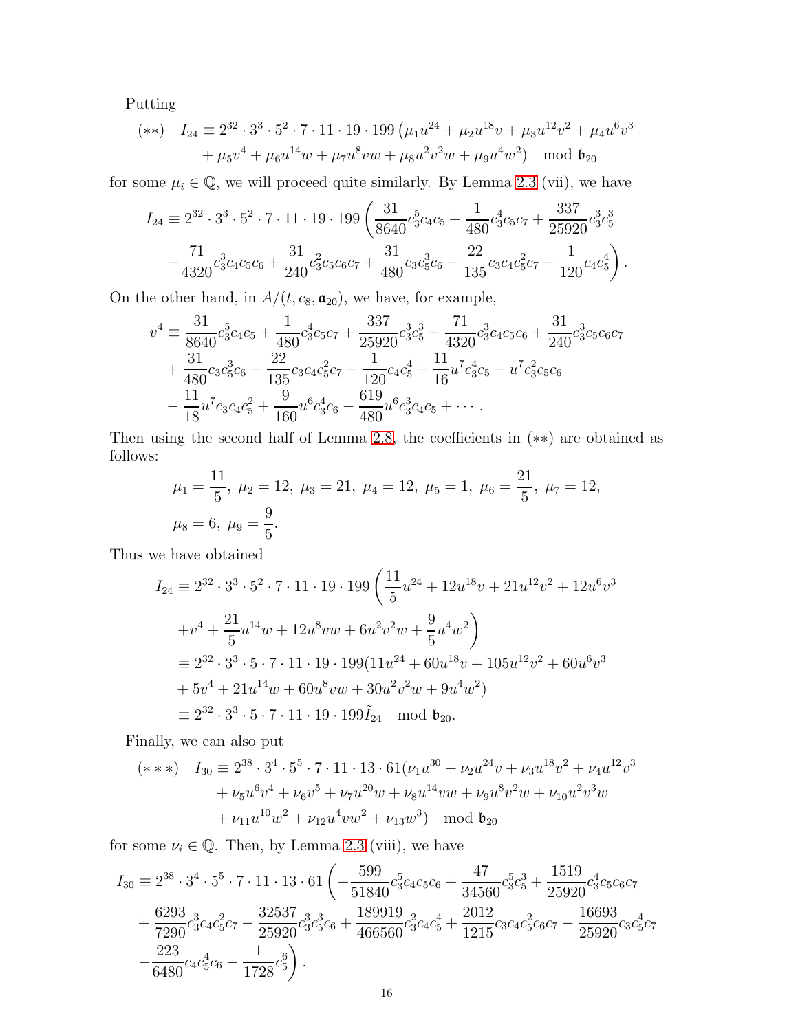Putting

$$(**)\quad I_{24} \equiv 2^{32}\cdot 3^3\cdot 5^2\cdot 7\cdot 11\cdot 19\cdot 199\,(\mu_1 u^{24}+\mu_2 u^{18}v+\mu_3 u^{12}v^2+\mu_4 u^6 v^3 + \mu_5 v^4+\mu_6 u^{14}w+\mu_7 u^8 vw+\mu_8 u^2v^2w+\mu_9 u^4w^2) \mod \mathfrak{b}_{20}$$

for some $\mu_i \in \mathbb{Q}$, we will proceed quite similarly. By Lemma 2.3 (vii), we have

$$I_{24} \equiv 2^{32}\cdot 3^3\cdot 5^2\cdot 7\cdot 11\cdot 19\cdot 199\left(\frac{31}{8640}c_3^5c_4c_5+\frac{1}{480}c_3^4c_5c_7+\frac{337}{25920}c_3^3c_5^3 -\frac{71}{4320}c_3^3c_4c_5c_6+\frac{31}{240}c_3^2c_5c_6c_7+\frac{31}{480}c_3c_5^3c_6-\frac{22}{135}c_3c_4c_5^2c_7-\frac{1}{120}c_4c_5^4\right).$$

On the other hand, in $A/(t,c_8,\mathfrak{a}_{20})$, we have, for example,

$$v^4 \equiv \frac{31}{8640}c_3^5c_4c_5+\frac{1}{480}c_3^4c_5c_7+\frac{337}{25920}c_3^3c_5^3-\frac{71}{4320}c_3^3c_4c_5c_6+\frac{31}{240}c_3^3c_5c_6c_7 +\frac{31}{480}c_3c_5^3c_6-\frac{22}{135}c_3c_4c_5^2c_7-\frac{1}{120}c_4c_5^4+\frac{11}{16}u^7c_3^4c_5-u^7c_3^2c_5c_6 -\frac{11}{18}u^7c_3c_4c_5^2+\frac{9}{160}u^6c_3^4c_6-\frac{619}{480}u^6c_3^3c_4c_5+\cdots.$$

Then using the second half of Lemma 2.8, the coefficients in $(**)$ are obtained as follows:

$$\mu_1=\frac{11}{5},\ \mu_2=12,\ \mu_3=21,\ \mu_4=12,\ \mu_5=1,\ \mu_6=\frac{21}{5},\ \mu_7=12,$$
$$\mu_8=6,\ \mu_9=\frac{9}{5}.$$

Thus we have obtained

$$\begin{aligned}
I_{24} &\equiv 2^{32}\cdot 3^3\cdot 5^2\cdot 7\cdot 11\cdot 19\cdot 199\left(\frac{11}{5}u^{24}+12u^{18}v+21u^{12}v^2+12u^6v^3 +v^4+\frac{21}{5}u^{14}w+12u^8vw+6u^2v^2w+\frac{9}{5}u^4w^2\right)\\
&\equiv 2^{32}\cdot 3^3\cdot 5\cdot 7\cdot 11\cdot 19\cdot 199(11u^{24}+60u^{18}v+105u^{12}v^2+60u^6v^3 + 5v^4+21u^{14}w+60u^8vw+30u^2v^2w+9u^4w^2)\\
&\equiv 2^{32}\cdot 3^3\cdot 5\cdot 7\cdot 11\cdot 19\cdot 199\tilde{I}_{24} \mod \mathfrak{b}_{20}.
\end{aligned}$$

Finally, we can also put

$$(***)\quad I_{30} \equiv 2^{38}\cdot 3^4\cdot 5^5\cdot 7\cdot 11\cdot 13\cdot 61(\nu_1u^{30}+\nu_2u^{24}v+\nu_3u^{18}v^2+\nu_4u^{12}v^3 +\nu_5u^6v^4+\nu_6v^5+\nu_7u^{20}w+\nu_8u^{14}vw+\nu_9u^8v^2w+\nu_{10}u^2v^3w +\nu_{11}u^{10}w^2+\nu_{12}u^4vw^2+\nu_{13}w^3) \mod \mathfrak{b}_{20}$$

for some $\nu_i \in \mathbb{Q}$. Then, by Lemma 2.3 (viii), we have

$$I_{30} \equiv 2^{38}\cdot 3^4\cdot 5^5\cdot 7\cdot 11\cdot 13\cdot 61\left(-\frac{599}{51840}c_3^5c_4c_5c_6+\frac{47}{34560}c_3^5c_5^3+\frac{1519}{25920}c_3^4c_5c_6c_7 +\frac{6293}{7290}c_3^3c_4c_5^2c_7-\frac{32537}{25920}c_3^3c_5^3c_6+\frac{189919}{466560}c_3^2c_4c_5^4+\frac{2012}{1215}c_3c_4c_5^2c_6c_7-\frac{16693}{25920}c_3c_5^4c_7 -\frac{223}{6480}c_4c_5^4c_6-\frac{1}{1728}c_5^6\right).$$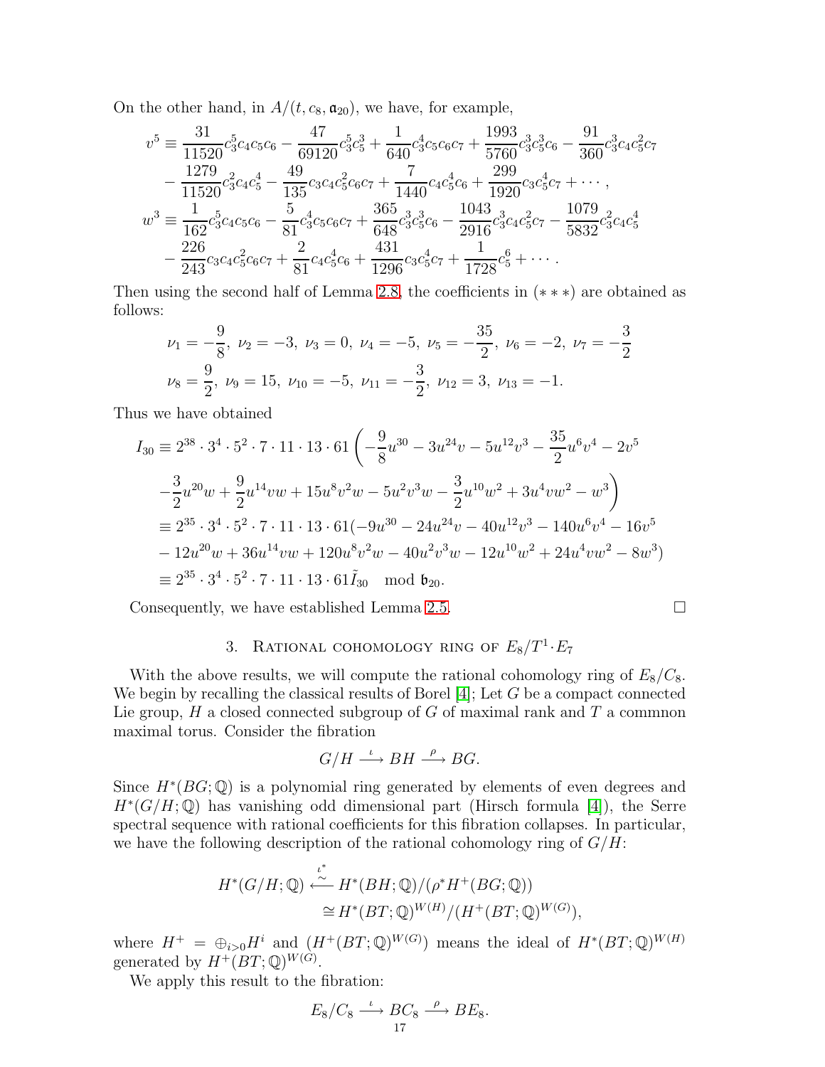On the other hand, in $A/(t, c_8, \mathfrak{a}_{20})$, we have, for example,

$$
\begin{aligned}
v^5 \equiv\ & \frac{31}{11520}c_3^5c_4c_5c_6 - \frac{47}{69120}c_3^5c_5^3 + \frac{1}{640}c_3^4c_5c_6c_7 + \frac{1993}{5760}c_3^3c_5^3c_6 - \frac{91}{360}c_3^3c_4c_5^2c_7 \\
& - \frac{1279}{11520}c_3^2c_4c_5^4 - \frac{49}{135}c_3c_4c_5^2c_6c_7 + \frac{7}{1440}c_4c_5^4c_6 + \frac{299}{1920}c_3c_5^4c_7 + \cdots, \\
w^3 \equiv\ & \frac{1}{162}c_3^5c_4c_5c_6 - \frac{5}{81}c_3^4c_5c_6c_7 + \frac{365}{648}c_3^3c_5^3c_6 - \frac{1043}{2916}c_3^3c_4c_5^2c_7 - \frac{1079}{5832}c_3^2c_4c_5^4 \\
& - \frac{226}{243}c_3c_4c_5^2c_6c_7 + \frac{2}{81}c_4c_5^4c_6 + \frac{431}{1296}c_3c_5^4c_7 + \frac{1}{1728}c_5^6 + \cdots.
\end{aligned}
$$

Then using the second half of Lemma 2.8, the coefficients in $(***)$ are obtained as follows:

$$
\begin{aligned}
&\nu_1 = -\frac{9}{8},\ \nu_2 = -3,\ \nu_3 = 0,\ \nu_4 = -5,\ \nu_5 = -\frac{35}{2},\ \nu_6 = -2,\ \nu_7 = -\frac{3}{2} \\
&\nu_8 = \frac{9}{2},\ \nu_9 = 15,\ \nu_{10} = -5,\ \nu_{11} = -\frac{3}{2},\ \nu_{12} = 3,\ \nu_{13} = -1.
\end{aligned}
$$

Thus we have obtained

$$
\begin{aligned}
I_{30} \equiv\ & 2^{38}\cdot 3^4\cdot 5^2\cdot 7\cdot 11\cdot 13\cdot 61\left(-\frac{9}{8}u^{30} - 3u^{24}v - 5u^{12}v^3 - \frac{35}{2}u^6v^4 - 2v^5\right. \\
& \left. -\frac{3}{2}u^{20}w + \frac{9}{2}u^{14}vw + 15u^8v^2w - 5u^2v^3w - \frac{3}{2}u^{10}w^2 + 3u^4vw^2 - w^3\right) \\
\equiv\ & 2^{35}\cdot 3^4\cdot 5^2\cdot 7\cdot 11\cdot 13\cdot 61(-9u^{30} - 24u^{24}v - 40u^{12}v^3 - 140u^6v^4 - 16v^5 \\
& - 12u^{20}w + 36u^{14}vw + 120u^8v^2w - 40u^2v^3w - 12u^{10}w^2 + 24u^4vw^2 - 8w^3) \\
\equiv\ & 2^{35}\cdot 3^4\cdot 5^2\cdot 7\cdot 11\cdot 13\cdot 61\tilde{I}_{30} \mod \mathfrak{b}_{20}.
\end{aligned}
$$

Consequently, we have established Lemma 2.5. □

## 3. Rational cohomology ring of $E_8/T^1{\cdot}E_7$

With the above results, we will compute the rational cohomology ring of $E_8/C_8$. We begin by recalling the classical results of Borel [4]; Let $G$ be a compact connected Lie group, $H$ a closed connected subgroup of $G$ of maximal rank and $T$ a commnon maximal torus. Consider the fibration

$$
G/H \xrightarrow{\iota} BH \xrightarrow{\rho} BG.
$$

Since $H^*(BG;\mathbb{Q})$ is a polynomial ring generated by elements of even degrees and $H^*(G/H;\mathbb{Q})$ has vanishing odd dimensional part (Hirsch formula [4]), the Serre spectral sequence with rational coefficients for this fibration collapses. In particular, we have the following description of the rational cohomology ring of $G/H$:

$$
\begin{aligned}
H^*(G/H;\mathbb{Q}) &\xleftarrow[\sim]{\iota^*} H^*(BH;\mathbb{Q})/(\rho^*H^+(BG;\mathbb{Q})) \\
&\cong H^*(BT;\mathbb{Q})^{W(H)}/(H^+(BT;\mathbb{Q})^{W(G)}),
\end{aligned}
$$

where $H^+ = \oplus_{i>0}H^i$ and $(H^+(BT;\mathbb{Q})^{W(G)})$ means the ideal of $H^*(BT;\mathbb{Q})^{W(H)}$ generated by $H^+(BT;\mathbb{Q})^{W(G)}$.

We apply this result to the fibration:

$$
E_8/C_8 \xrightarrow{\iota} BC_8 \xrightarrow{\rho} BE_8.
$$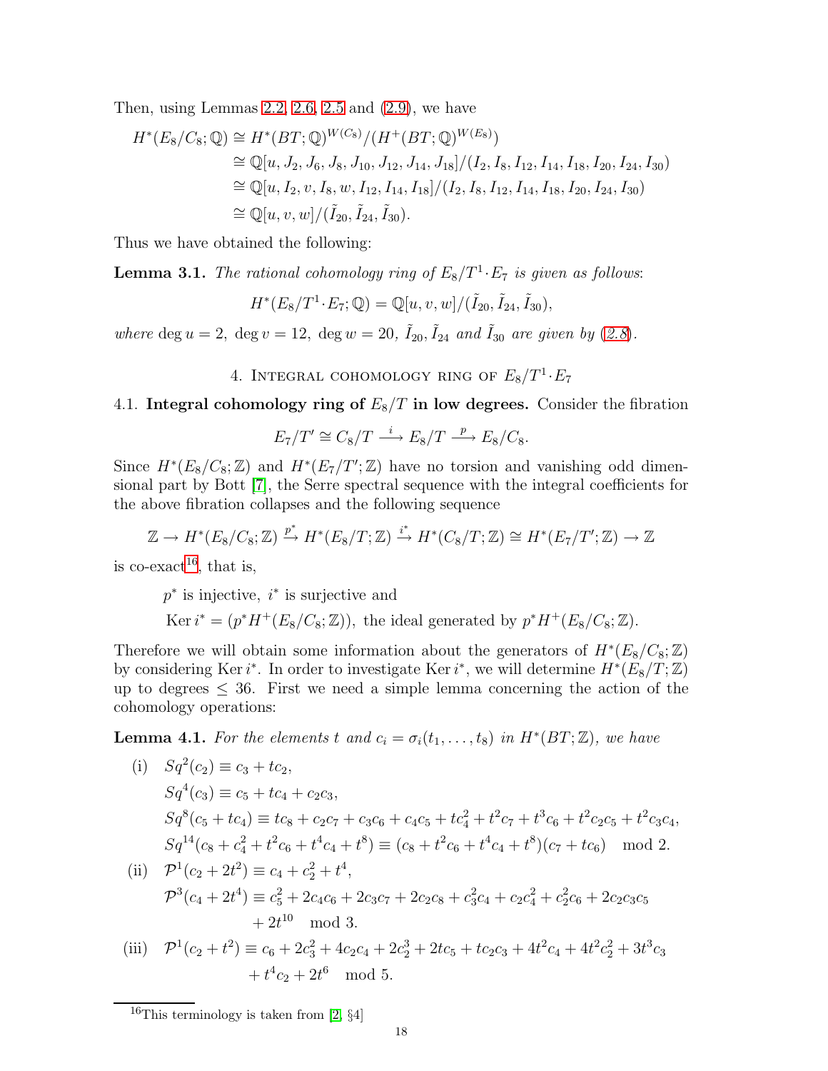Then, using Lemmas 2.2, 2.6, 2.5 and (2.9), we have

$$
\begin{aligned}
H^*(E_8/C_8;\mathbb{Q}) &\cong H^*(BT;\mathbb{Q})^{W(C_8)}/(H^+(BT;\mathbb{Q})^{W(E_8)}) \\
&\cong \mathbb{Q}[u, J_2, J_6, J_8, J_{10}, J_{12}, J_{14}, J_{18}]/(I_2, I_8, I_{12}, I_{14}, I_{18}, I_{20}, I_{24}, I_{30}) \\
&\cong \mathbb{Q}[u, I_2, v, I_8, w, I_{12}, I_{14}, I_{18}]/(I_2, I_8, I_{12}, I_{14}, I_{18}, I_{20}, I_{24}, I_{30}) \\
&\cong \mathbb{Q}[u, v, w]/(\tilde{I}_{20}, \tilde{I}_{24}, \tilde{I}_{30}).
\end{aligned}
$$

Thus we have obtained the following:

**Lemma 3.1.** *The rational cohomology ring of $E_8/T^1\cdot E_7$ is given as follows*:

$$H^*(E_8/T^1\cdot E_7;\mathbb{Q}) = \mathbb{Q}[u, v, w]/(\tilde{I}_{20}, \tilde{I}_{24}, \tilde{I}_{30}),$$

*where* $\deg u = 2,\ \deg v = 12,\ \deg w = 20,\ \tilde{I}_{20}, \tilde{I}_{24}$ *and* $\tilde{I}_{30}$ *are given by* (2.8).

## 4. Integral cohomology ring of $E_8/T^1\cdot E_7$

**4.1. Integral cohomology ring of $E_8/T$ in low degrees.** Consider the fibration

$$E_7/T' \cong C_8/T \xrightarrow{\ i\ } E_8/T \xrightarrow{\ p\ } E_8/C_8.$$

Since $H^*(E_8/C_8;\mathbb{Z})$ and $H^*(E_7/T';\mathbb{Z})$ have no torsion and vanishing odd dimensional part by Bott [7], the Serre spectral sequence with the integral coefficients for the above fibration collapses and the following sequence

$$\mathbb{Z} \to H^*(E_8/C_8;\mathbb{Z}) \xrightarrow{p^*} H^*(E_8/T;\mathbb{Z}) \xrightarrow{i^*} H^*(C_8/T;\mathbb{Z}) \cong H^*(E_7/T';\mathbb{Z}) \to \mathbb{Z}$$

is co-exact[16], that is,

$p^*$ is injective, $i^*$ is surjective and

$\operatorname{Ker} i^* = (p^*H^+(E_8/C_8;\mathbb{Z}))$, the ideal generated by $p^*H^+(E_8/C_8;\mathbb{Z})$.

Therefore we will obtain some information about the generators of $H^*(E_8/C_8;\mathbb{Z})$ by considering $\operatorname{Ker} i^*$. In order to investigate $\operatorname{Ker} i^*$, we will determine $H^*(E_8/T;\mathbb{Z})$ up to degrees $\leq 36$. First we need a simple lemma concerning the action of the cohomology operations:

**Lemma 4.1.** *For the elements $t$ and $c_i = \sigma_i(t_1, \ldots, t_8)$ in $H^*(BT;\mathbb{Z})$, we have*

(i)
$$
\begin{aligned}
&Sq^2(c_2) \equiv c_3 + tc_2, \\
&Sq^4(c_3) \equiv c_5 + tc_4 + c_2c_3, \\
&Sq^8(c_5 + tc_4) \equiv tc_8 + c_2c_7 + c_3c_6 + c_4c_5 + tc_4^2 + t^2c_7 + t^3c_6 + t^2c_2c_5 + t^2c_3c_4, \\
&Sq^{14}(c_8 + c_4^2 + t^2c_6 + t^4c_4 + t^8) \equiv (c_8 + t^2c_6 + t^4c_4 + t^8)(c_7 + tc_6) \mod 2.
\end{aligned}
$$

(ii)
$$
\begin{aligned}
&\mathcal{P}^1(c_2 + 2t^2) \equiv c_4 + c_2^2 + t^4, \\
&\mathcal{P}^3(c_4 + 2t^4) \equiv c_5^2 + 2c_4c_6 + 2c_3c_7 + 2c_2c_8 + c_3^2c_4 + c_2c_4^2 + c_2^2c_6 + 2c_2c_3c_5 \\
&\qquad\qquad + 2t^{10} \mod 3.
\end{aligned}
$$

(iii)
$$
\begin{aligned}
&\mathcal{P}^1(c_2 + t^2) \equiv c_6 + 2c_3^2 + 4c_2c_4 + 2c_2^3 + 2tc_5 + tc_2c_3 + 4t^2c_4 + 4t^2c_2^2 + 3t^3c_3 \\
&\qquad\qquad + t^4c_2 + 2t^6 \mod 5.
\end{aligned}
$$

[16] This terminology is taken from [2, §4]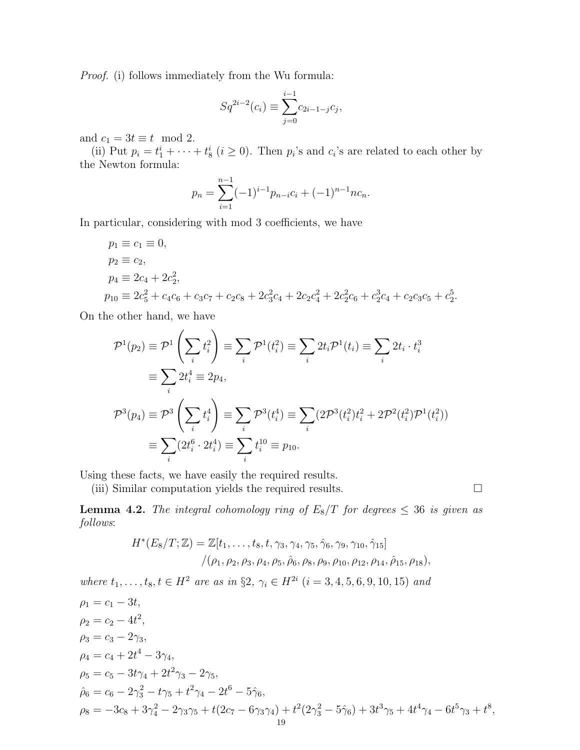*Proof.* (i) follows immediately from the Wu formula:

$$Sq^{2i-2}(c_i) \equiv \sum_{j=0}^{i-1} c_{2i-1-j}c_j,$$

and $c_1 = 3t \equiv t \mod 2$.

(ii) Put $p_i = t_1^i + \cdots + t_8^i$ $(i \geq 0)$. Then $p_i$'s and $c_i$'s are related to each other by the Newton formula:

$$p_n = \sum_{i=1}^{n-1} (-1)^{i-1} p_{n-i} c_i + (-1)^{n-1} n c_n.$$

In particular, considering with mod 3 coefficients, we have

$$\begin{aligned}
p_1 &\equiv c_1 \equiv 0, \\
p_2 &\equiv c_2, \\
p_4 &\equiv 2c_4 + 2c_2^2, \\
p_{10} &\equiv 2c_5^2 + c_4c_6 + c_3c_7 + c_2c_8 + 2c_3^2c_4 + 2c_2c_4^2 + 2c_2^2c_6 + c_2^3c_4 + c_2c_3c_5 + c_2^5.
\end{aligned}$$

On the other hand, we have

$$\begin{aligned}
\mathcal{P}^1(p_2) &\equiv \mathcal{P}^1\left(\sum_i t_i^2\right) \equiv \sum_i \mathcal{P}^1(t_i^2) \equiv \sum_i 2t_i \mathcal{P}^1(t_i) \equiv \sum_i 2t_i \cdot t_i^3 \\
&\equiv \sum_i 2t_i^4 \equiv 2p_4, \\
\mathcal{P}^3(p_4) &\equiv \mathcal{P}^3\left(\sum_i t_i^4\right) \equiv \sum_i \mathcal{P}^3(t_i^4) \equiv \sum_i (2\mathcal{P}^3(t_i^2)t_i^2 + 2\mathcal{P}^2(t_i^2)\mathcal{P}^1(t_i^2)) \\
&\equiv \sum_i (2t_i^6 \cdot 2t_i^4) \equiv \sum_i t_i^{10} \equiv p_{10}.
\end{aligned}$$

Using these facts, we have easily the required results.

(iii) Similar computation yields the required results. □

**Lemma 4.2.** *The integral cohomology ring of $E_8/T$ for degrees $\leq 36$ is given as follows*:

$$\begin{aligned}
H^*(E_8/T;\mathbb{Z}) = \mathbb{Z}[&t_1, \ldots, t_8, t, \gamma_3, \gamma_4, \gamma_5, \hat{\gamma}_6, \gamma_9, \gamma_{10}, \hat{\gamma}_{15}] \\
&/(\rho_1, \rho_2, \rho_3, \rho_4, \rho_5, \hat{\rho}_6, \rho_8, \rho_9, \rho_{10}, \rho_{12}, \rho_{14}, \hat{\rho}_{15}, \rho_{18}),
\end{aligned}$$

*where $t_1, \ldots, t_8, t \in H^2$ are as in §2, $\gamma_i \in H^{2i}$ $(i = 3, 4, 5, 6, 9, 10, 15)$ and*

$$\begin{aligned}
\rho_1 &= c_1 - 3t, \\
\rho_2 &= c_2 - 4t^2, \\
\rho_3 &= c_3 - 2\gamma_3, \\
\rho_4 &= c_4 + 2t^4 - 3\gamma_4, \\
\rho_5 &= c_5 - 3t\gamma_4 + 2t^2\gamma_3 - 2\gamma_5, \\
\hat{\rho}_6 &= c_6 - 2\gamma_3^2 - t\gamma_5 + t^2\gamma_4 - 2t^6 - 5\hat{\gamma}_6, \\
\rho_8 &= -3c_8 + 3\gamma_4^2 - 2\gamma_3\gamma_5 + t(2c_7 - 6\gamma_3\gamma_4) + t^2(2\gamma_3^2 - 5\hat{\gamma}_6) + 3t^3\gamma_5 + 4t^4\gamma_4 - 6t^5\gamma_3 + t^8,
\end{aligned}$$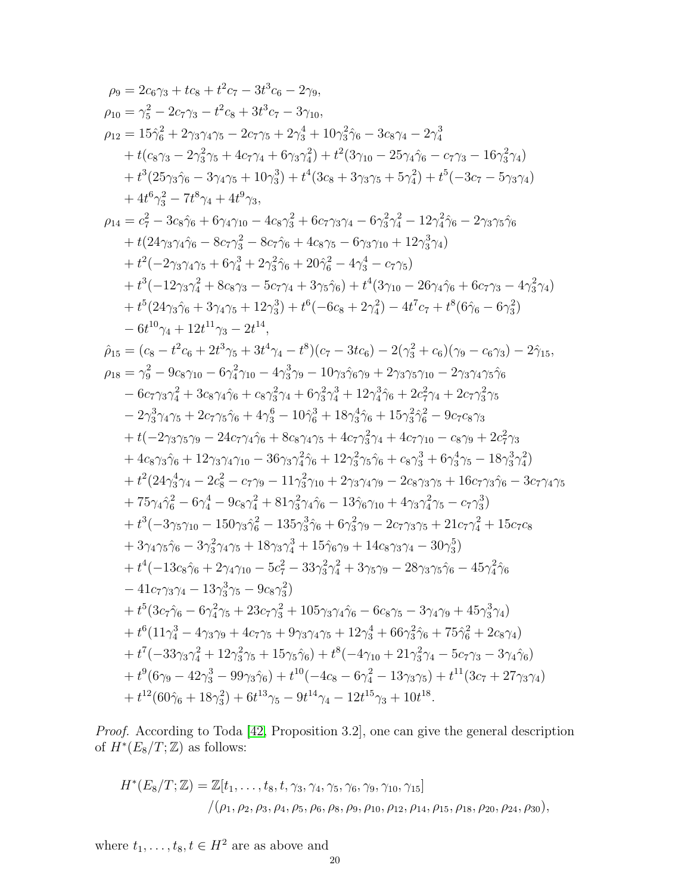$$
\begin{aligned}
\rho_9 &= 2c_6\gamma_3 + tc_8 + t^2c_7 - 3t^3c_6 - 2\gamma_9,\\
\rho_{10} &= \gamma_5^2 - 2c_7\gamma_3 - t^2c_8 + 3t^3c_7 - 3\gamma_{10},\\
\rho_{12} &= 15\hat{\gamma}_6^2 + 2\gamma_3\gamma_4\gamma_5 - 2c_7\gamma_5 + 2\gamma_3^4 + 10\gamma_3^2\hat{\gamma}_6 - 3c_8\gamma_4 - 2\gamma_4^3\\
&\quad + t(c_8\gamma_3 - 2\gamma_3^2\gamma_5 + 4c_7\gamma_4 + 6\gamma_3\gamma_4^2) + t^2(3\gamma_{10} - 25\gamma_4\hat{\gamma}_6 - c_7\gamma_3 - 16\gamma_3^2\gamma_4)\\
&\quad + t^3(25\gamma_3\hat{\gamma}_6 - 3\gamma_4\gamma_5 + 10\gamma_3^3) + t^4(3c_8 + 3\gamma_3\gamma_5 + 5\gamma_4^2) + t^5(-3c_7 - 5\gamma_3\gamma_4)\\
&\quad + 4t^6\gamma_3^2 - 7t^8\gamma_4 + 4t^9\gamma_3,\\
\rho_{14} &= c_7^2 - 3c_8\hat{\gamma}_6 + 6\gamma_4\gamma_{10} - 4c_8\gamma_3^2 + 6c_7\gamma_3\gamma_4 - 6\gamma_3^2\gamma_4^2 - 12\gamma_4^2\hat{\gamma}_6 - 2\gamma_3\gamma_5\hat{\gamma}_6\\
&\quad + t(24\gamma_3\gamma_4\hat{\gamma}_6 - 8c_7\gamma_3^2 - 8c_7\hat{\gamma}_6 + 4c_8\gamma_5 - 6\gamma_3\gamma_{10} + 12\gamma_3^3\gamma_4)\\
&\quad + t^2(-2\gamma_3\gamma_4\gamma_5 + 6\gamma_4^3 + 2\gamma_3^2\hat{\gamma}_6 + 20\hat{\gamma}_6^2 - 4\gamma_3^4 - c_7\gamma_5)\\
&\quad + t^3(-12\gamma_3\gamma_4^2 + 8c_8\gamma_3 - 5c_7\gamma_4 + 3\gamma_5\hat{\gamma}_6) + t^4(3\gamma_{10} - 26\gamma_4\hat{\gamma}_6 + 6c_7\gamma_3 - 4\gamma_3^2\gamma_4)\\
&\quad + t^5(24\gamma_3\hat{\gamma}_6 + 3\gamma_4\gamma_5 + 12\gamma_3^3) + t^6(-6c_8 + 2\gamma_4^2) - 4t^7c_7 + t^8(6\hat{\gamma}_6 - 6\gamma_3^2)\\
&\quad - 6t^{10}\gamma_4 + 12t^{11}\gamma_3 - 2t^{14},\\
\hat{\rho}_{15} &= (c_8 - t^2c_6 + 2t^3\gamma_5 + 3t^4\gamma_4 - t^8)(c_7 - 3tc_6) - 2(\gamma_3^2 + c_6)(\gamma_9 - c_6\gamma_3) - 2\hat{\gamma}_{15},\\
\rho_{18} &= \gamma_9^2 - 9c_8\gamma_{10} - 6\gamma_4^2\gamma_{10} - 4\gamma_3^3\gamma_9 - 10\gamma_3\hat{\gamma}_6\gamma_9 + 2\gamma_3\gamma_5\gamma_{10} - 2\gamma_3\gamma_4\gamma_5\hat{\gamma}_6\\
&\quad - 6c_7\gamma_3\gamma_4^2 + 3c_8\gamma_4\hat{\gamma}_6 + c_8\gamma_3^2\gamma_4 + 6\gamma_3^2\gamma_4^3 + 12\gamma_4^3\hat{\gamma}_6 + 2c_7^2\gamma_4 + 2c_7\gamma_3^2\gamma_5\\
&\quad - 2\gamma_3^3\gamma_4\gamma_5 + 2c_7\gamma_5\hat{\gamma}_6 + 4\gamma_3^6 - 10\hat{\gamma}_6^3 + 18\gamma_3^4\hat{\gamma}_6 + 15\gamma_3^2\hat{\gamma}_6^2 - 9c_7c_8\gamma_3\\
&\quad + t(-2\gamma_3\gamma_5\gamma_9 - 24c_7\gamma_4\hat{\gamma}_6 + 8c_8\gamma_4\gamma_5 + 4c_7\gamma_3^2\gamma_4 + 4c_7\gamma_{10} - c_8\gamma_9 + 2c_7^2\gamma_3\\
&\quad + 4c_8\gamma_3\hat{\gamma}_6 + 12\gamma_3\gamma_4\gamma_{10} - 36\gamma_3\gamma_4^2\hat{\gamma}_6 + 12\gamma_3^2\gamma_5\hat{\gamma}_6 + c_8\gamma_3^3 + 6\gamma_3^4\gamma_5 - 18\gamma_3^3\gamma_4^2)\\
&\quad + t^2(24\gamma_3^4\gamma_4 - 2c_8^2 - c_7\gamma_9 - 11\gamma_3^2\gamma_{10} + 2\gamma_3\gamma_4\gamma_9 - 2c_8\gamma_3\gamma_5 + 16c_7\gamma_3\hat{\gamma}_6 - 3c_7\gamma_4\gamma_5\\
&\quad + 75\gamma_4\hat{\gamma}_6^2 - 6\gamma_4^4 - 9c_8\gamma_4^2 + 81\gamma_3^2\gamma_4\hat{\gamma}_6 - 13\hat{\gamma}_6\gamma_{10} + 4\gamma_3\gamma_4^2\gamma_5 - c_7\gamma_3^3)\\
&\quad + t^3(-3\gamma_5\gamma_{10} - 150\gamma_3\hat{\gamma}_6^2 - 135\gamma_3^3\hat{\gamma}_6 + 6\gamma_3^2\gamma_9 - 2c_7\gamma_3\gamma_5 + 21c_7\gamma_4^2 + 15c_7c_8\\
&\quad + 3\gamma_4\gamma_5\hat{\gamma}_6 - 3\gamma_3^2\gamma_4\gamma_5 + 18\gamma_3\gamma_4^3 + 15\hat{\gamma}_6\gamma_9 + 14c_8\gamma_3\gamma_4 - 30\gamma_3^5)\\
&\quad + t^4(-13c_8\hat{\gamma}_6 + 2\gamma_4\gamma_{10} - 5c_7^2 - 33\gamma_3^2\gamma_4^2 + 3\gamma_5\gamma_9 - 28\gamma_3\gamma_5\hat{\gamma}_6 - 45\gamma_4^2\hat{\gamma}_6\\
&\quad - 41c_7\gamma_3\gamma_4 - 13\gamma_3^3\gamma_5 - 9c_8\gamma_3^2)\\
&\quad + t^5(3c_7\hat{\gamma}_6 - 6\gamma_4^2\gamma_5 + 23c_7\gamma_3^2 + 105\gamma_3\gamma_4\hat{\gamma}_6 - 6c_8\gamma_5 - 3\gamma_4\gamma_9 + 45\gamma_3^3\gamma_4)\\
&\quad + t^6(11\gamma_4^3 - 4\gamma_3\gamma_9 + 4c_7\gamma_5 + 9\gamma_3\gamma_4\gamma_5 + 12\gamma_3^4 + 66\gamma_3^2\hat{\gamma}_6 + 75\hat{\gamma}_6^2 + 2c_8\gamma_4)\\
&\quad + t^7(-33\gamma_3\gamma_4^2 + 12\gamma_3^2\gamma_5 + 15\gamma_5\hat{\gamma}_6) + t^8(-4\gamma_{10} + 21\gamma_3^2\gamma_4 - 5c_7\gamma_3 - 3\gamma_4\hat{\gamma}_6)\\
&\quad + t^9(6\gamma_9 - 42\gamma_3^3 - 99\gamma_3\hat{\gamma}_6) + t^{10}(-4c_8 - 6\gamma_4^2 - 13\gamma_3\gamma_5) + t^{11}(3c_7 + 27\gamma_3\gamma_4)\\
&\quad + t^{12}(60\hat{\gamma}_6 + 18\gamma_3^2) + 6t^{13}\gamma_5 - 9t^{14}\gamma_4 - 12t^{15}\gamma_3 + 10t^{18}.
\end{aligned}
$$

*Proof.* According to Toda [42, Proposition 3.2], one can give the general description of $H^*(E_8/T;\mathbb{Z})$ as follows:

$$
\begin{aligned}
H^*(E_8/T;\mathbb{Z}) = \mathbb{Z}&[t_1,\ldots,t_8,t,\gamma_3,\gamma_4,\gamma_5,\gamma_6,\gamma_9,\gamma_{10},\gamma_{15}]\\
&/(\rho_1,\rho_2,\rho_3,\rho_4,\rho_5,\rho_6,\rho_8,\rho_9,\rho_{10},\rho_{12},\rho_{14},\rho_{15},\rho_{18},\rho_{20},\rho_{24},\rho_{30}),
\end{aligned}
$$

where $t_1,\ldots,t_8,t \in H^2$ are as above and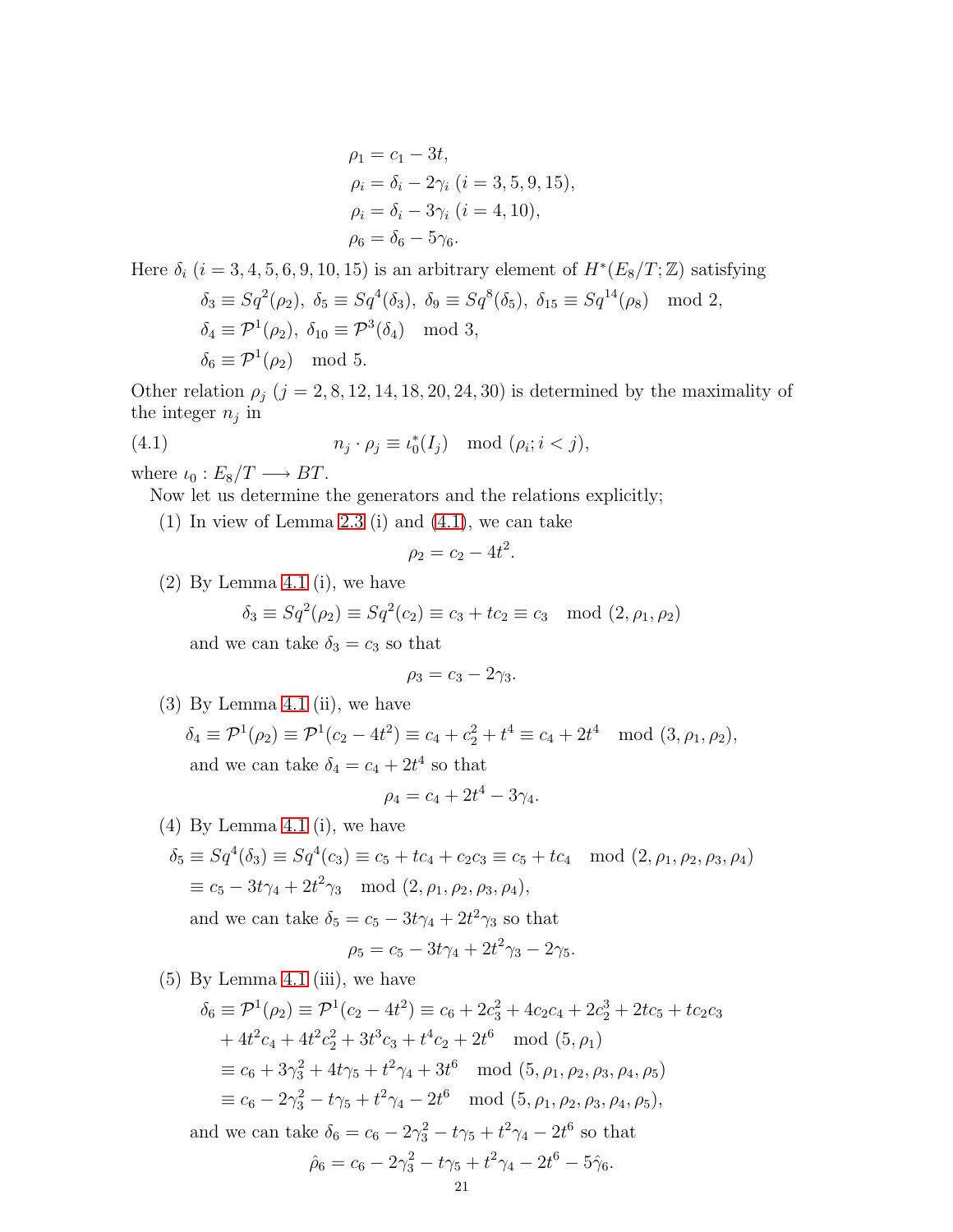$$
\begin{aligned}
\rho_1 &= c_1 - 3t, \\
\rho_i &= \delta_i - 2\gamma_i \ (i = 3, 5, 9, 15), \\
\rho_i &= \delta_i - 3\gamma_i \ (i = 4, 10), \\
\rho_6 &= \delta_6 - 5\gamma_6.
\end{aligned}
$$

Here $\delta_i$ $(i = 3, 4, 5, 6, 9, 10, 15)$ is an arbitrary element of $H^*(E_8/T; \mathbb{Z})$ satisfying

$$
\begin{aligned}
&\delta_3 \equiv Sq^2(\rho_2),\ \delta_5 \equiv Sq^4(\delta_3),\ \delta_9 \equiv Sq^8(\delta_5),\ \delta_{15} \equiv Sq^{14}(\rho_8) \mod 2, \\
&\delta_4 \equiv \mathcal{P}^1(\rho_2),\ \delta_{10} \equiv \mathcal{P}^3(\delta_4) \mod 3, \\
&\delta_6 \equiv \mathcal{P}^1(\rho_2) \mod 5.
\end{aligned}
$$

Other relation $\rho_j$ $(j = 2, 8, 12, 14, 18, 20, 24, 30)$ is determined by the maximality of the integer $n_j$ in

$$
n_j \cdot \rho_j \equiv \iota_0^*(I_j) \mod (\rho_i; i < j), \tag{4.1}
$$

where $\iota_0 : E_8/T \longrightarrow BT$.

Now let us determine the generators and the relations explicitly;

(1) In view of Lemma 2.3 (i) and (4.1), we can take

$$
\rho_2 = c_2 - 4t^2.
$$

(2) By Lemma 4.1 (i), we have

$$
\delta_3 \equiv Sq^2(\rho_2) \equiv Sq^2(c_2) \equiv c_3 + tc_2 \equiv c_3 \mod (2, \rho_1, \rho_2)
$$

and we can take $\delta_3 = c_3$ so that

$$
\rho_3 = c_3 - 2\gamma_3.
$$

(3) By Lemma 4.1 (ii), we have

$$
\delta_4 \equiv \mathcal{P}^1(\rho_2) \equiv \mathcal{P}^1(c_2 - 4t^2) \equiv c_4 + c_2^2 + t^4 \equiv c_4 + 2t^4 \mod (3, \rho_1, \rho_2),
$$

and we can take $\delta_4 = c_4 + 2t^4$ so that

$$
\rho_4 = c_4 + 2t^4 - 3\gamma_4.
$$

(4) By Lemma 4.1 (i), we have

$$
\begin{aligned}
\delta_5 &\equiv Sq^4(\delta_3) \equiv Sq^4(c_3) \equiv c_5 + tc_4 + c_2c_3 \equiv c_5 + tc_4 \mod (2, \rho_1, \rho_2, \rho_3, \rho_4) \\
&\equiv c_5 - 3t\gamma_4 + 2t^2\gamma_3 \mod (2, \rho_1, \rho_2, \rho_3, \rho_4),
\end{aligned}
$$

and we can take $\delta_5 = c_5 - 3t\gamma_4 + 2t^2\gamma_3$ so that

$$
\rho_5 = c_5 - 3t\gamma_4 + 2t^2\gamma_3 - 2\gamma_5.
$$

(5) By Lemma 4.1 (iii), we have

$$
\begin{aligned}
\delta_6 &\equiv \mathcal{P}^1(\rho_2) \equiv \mathcal{P}^1(c_2 - 4t^2) \equiv c_6 + 2c_3^2 + 4c_2c_4 + 2c_2^3 + 2tc_5 + tc_2c_3 \\
&\quad + 4t^2c_4 + 4t^2c_2^2 + 3t^3c_3 + t^4c_2 + 2t^6 \mod (5, \rho_1) \\
&\equiv c_6 + 3\gamma_3^2 + 4t\gamma_5 + t^2\gamma_4 + 3t^6 \mod (5, \rho_1, \rho_2, \rho_3, \rho_4, \rho_5) \\
&\equiv c_6 - 2\gamma_3^2 - t\gamma_5 + t^2\gamma_4 - 2t^6 \mod (5, \rho_1, \rho_2, \rho_3, \rho_4, \rho_5),
\end{aligned}
$$

and we can take $\delta_6 = c_6 - 2\gamma_3^2 - t\gamma_5 + t^2\gamma_4 - 2t^6$ so that

$$
\hat{\rho}_6 = c_6 - 2\gamma_3^2 - t\gamma_5 + t^2\gamma_4 - 2t^6 - 5\hat{\gamma}_6.
$$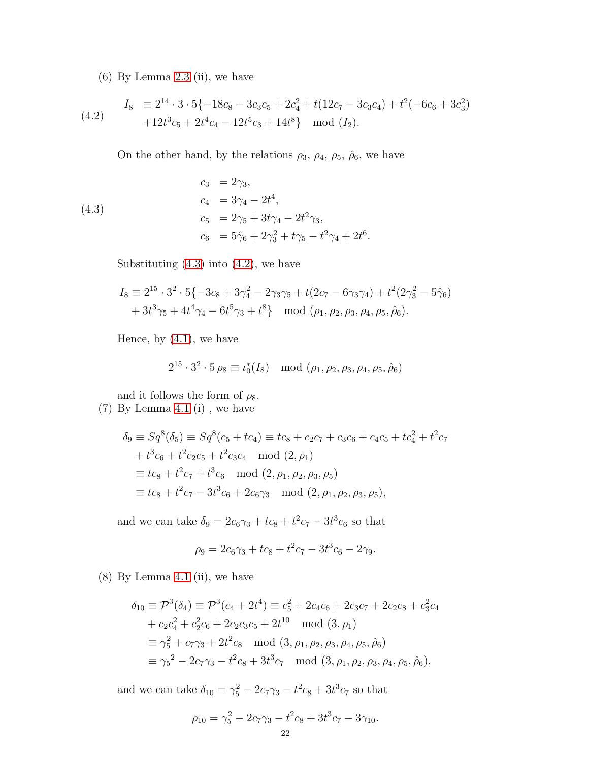(6) By Lemma 2.3 (ii), we have

$$
\begin{aligned}
I_8 &\equiv 2^{14}\cdot 3\cdot 5\{-18c_8 - 3c_3c_5 + 2c_4^2 + t(12c_7 - 3c_3c_4) + t^2(-6c_6 + 3c_3^2) \\
&\quad +12t^3c_5 + 2t^4c_4 - 12t^5c_3 + 14t^8\} \mod (I_2).
\end{aligned} \tag{4.2}
$$

On the other hand, by the relations $\rho_3$, $\rho_4$, $\rho_5$, $\hat{\rho}_6$, we have

$$
\begin{aligned}
c_3 &= 2\gamma_3, \\
c_4 &= 3\gamma_4 - 2t^4, \\
c_5 &= 2\gamma_5 + 3t\gamma_4 - 2t^2\gamma_3, \\
c_6 &= 5\hat{\gamma}_6 + 2\gamma_3^2 + t\gamma_5 - t^2\gamma_4 + 2t^6.
\end{aligned} \tag{4.3}
$$

Substituting (4.3) into (4.2), we have

$$
\begin{aligned}
I_8 &\equiv 2^{15}\cdot 3^2\cdot 5\{-3c_8 + 3\gamma_4^2 - 2\gamma_3\gamma_5 + t(2c_7 - 6\gamma_3\gamma_4) + t^2(2\gamma_3^2 - 5\hat{\gamma}_6) \\
&\quad + 3t^3\gamma_5 + 4t^4\gamma_4 - 6t^5\gamma_3 + t^8\} \mod (\rho_1, \rho_2, \rho_3, \rho_4, \rho_5, \hat{\rho}_6).
\end{aligned}
$$

Hence, by (4.1), we have

$$
2^{15}\cdot 3^2\cdot 5\,\rho_8 \equiv \iota_0^*(I_8) \mod (\rho_1, \rho_2, \rho_3, \rho_4, \rho_5, \hat{\rho}_6)
$$

and it follows the form of $\rho_8$.

(7) By Lemma 4.1 (i) , we have

$$
\begin{aligned}
\delta_9 &\equiv Sq^8(\delta_5) \equiv Sq^8(c_5 + tc_4) \equiv tc_8 + c_2c_7 + c_3c_6 + c_4c_5 + tc_4^2 + t^2c_7 \\
&\quad + t^3c_6 + t^2c_2c_5 + t^2c_3c_4 \mod (2, \rho_1) \\
&\equiv tc_8 + t^2c_7 + t^3c_6 \mod (2, \rho_1, \rho_2, \rho_3, \rho_5) \\
&\equiv tc_8 + t^2c_7 - 3t^3c_6 + 2c_6\gamma_3 \mod (2, \rho_1, \rho_2, \rho_3, \rho_5),
\end{aligned}
$$

and we can take $\delta_9 = 2c_6\gamma_3 + tc_8 + t^2c_7 - 3t^3c_6$ so that

$$
\rho_9 = 2c_6\gamma_3 + tc_8 + t^2c_7 - 3t^3c_6 - 2\gamma_9.
$$

(8) By Lemma 4.1 (ii), we have

$$
\begin{aligned}
\delta_{10} &\equiv \mathcal{P}^3(\delta_4) \equiv \mathcal{P}^3(c_4 + 2t^4) \equiv c_5^2 + 2c_4c_6 + 2c_3c_7 + 2c_2c_8 + c_3^2c_4 \\
&\quad + c_2c_4^2 + c_2^2c_6 + 2c_2c_3c_5 + 2t^{10} \mod (3, \rho_1) \\
&\equiv \gamma_5^2 + c_7\gamma_3 + 2t^2c_8 \mod (3, \rho_1, \rho_2, \rho_3, \rho_4, \rho_5, \hat{\rho}_6) \\
&\equiv {\gamma_5}^2 - 2c_7\gamma_3 - t^2c_8 + 3t^3c_7 \mod (3, \rho_1, \rho_2, \rho_3, \rho_4, \rho_5, \hat{\rho}_6),
\end{aligned}
$$

and we can take $\delta_{10} = \gamma_5^2 - 2c_7\gamma_3 - t^2c_8 + 3t^3c_7$ so that

$$
\rho_{10} = \gamma_5^2 - 2c_7\gamma_3 - t^2c_8 + 3t^3c_7 - 3\gamma_{10}.
$$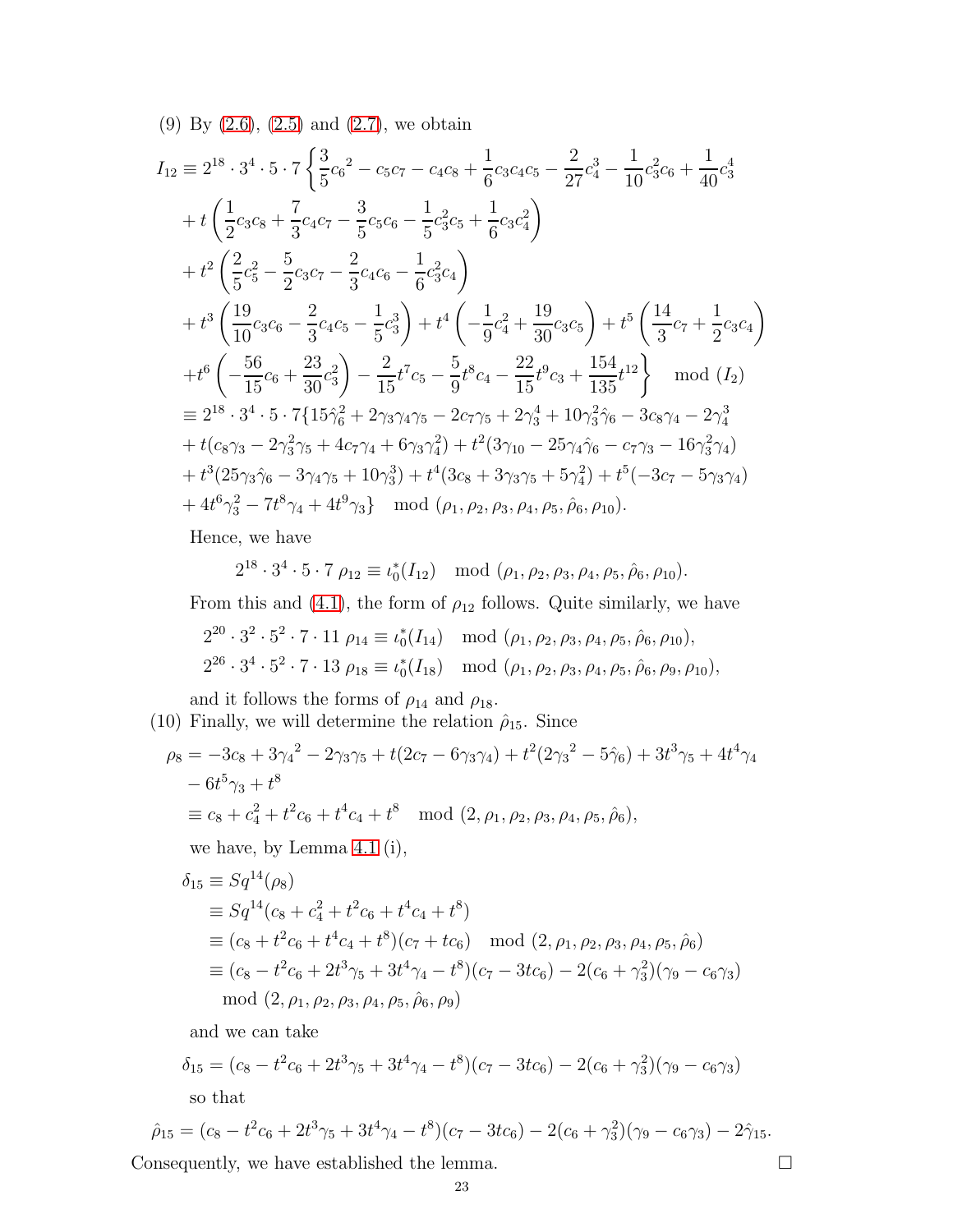(9) By (2.6), (2.5) and (2.7), we obtain

$$
\begin{aligned}
I_{12} \equiv\; & 2^{18}\cdot 3^4\cdot 5\cdot 7\left\{\frac{3}{5}{c_6}^2 - c_5c_7 - c_4c_8 + \frac{1}{6}c_3c_4c_5 - \frac{2}{27}c_4^3 - \frac{1}{10}c_3^2c_6 + \frac{1}{40}c_3^4\right.\\
& + t\left(\frac{1}{2}c_3c_8 + \frac{7}{3}c_4c_7 - \frac{3}{5}c_5c_6 - \frac{1}{5}c_3^2c_5 + \frac{1}{6}c_3c_4^2\right)\\
& + t^2\left(\frac{2}{5}c_5^2 - \frac{5}{2}c_3c_7 - \frac{2}{3}c_4c_6 - \frac{1}{6}c_3^2c_4\right)\\
& + t^3\left(\frac{19}{10}c_3c_6 - \frac{2}{3}c_4c_5 - \frac{1}{5}c_3^3\right) + t^4\left(-\frac{1}{9}c_4^2 + \frac{19}{30}c_3c_5\right) + t^5\left(\frac{14}{3}c_7 + \frac{1}{2}c_3c_4\right)\\
& \left. + t^6\left(-\frac{56}{15}c_6 + \frac{23}{30}c_3^2\right) - \frac{2}{15}t^7c_5 - \frac{5}{9}t^8c_4 - \frac{22}{15}t^9c_3 + \frac{154}{135}t^{12}\right\} \mod (I_2)\\
\equiv\; & 2^{18}\cdot 3^4\cdot 5\cdot 7\{15\hat{\gamma}_6^2 + 2\gamma_3\gamma_4\gamma_5 - 2c_7\gamma_5 + 2\gamma_3^4 + 10\gamma_3^2\hat{\gamma}_6 - 3c_8\gamma_4 - 2\gamma_4^3\\
& + t(c_8\gamma_3 - 2\gamma_3^2\gamma_5 + 4c_7\gamma_4 + 6\gamma_3\gamma_4^2) + t^2(3\gamma_{10} - 25\gamma_4\hat{\gamma}_6 - c_7\gamma_3 - 16\gamma_3^2\gamma_4)\\
& + t^3(25\gamma_3\hat{\gamma}_6 - 3\gamma_4\gamma_5 + 10\gamma_3^3) + t^4(3c_8 + 3\gamma_3\gamma_5 + 5\gamma_4^2) + t^5(-3c_7 - 5\gamma_3\gamma_4)\\
& + 4t^6\gamma_3^2 - 7t^8\gamma_4 + 4t^9\gamma_3\} \mod (\rho_1,\rho_2,\rho_3,\rho_4,\rho_5,\hat{\rho}_6,\rho_{10}).
\end{aligned}
$$

Hence, we have

$$2^{18}\cdot 3^4\cdot 5\cdot 7\;\rho_{12} \equiv \iota_0^*(I_{12}) \mod (\rho_1,\rho_2,\rho_3,\rho_4,\rho_5,\hat{\rho}_6,\rho_{10}).$$

From this and (4.1), the form of $\rho_{12}$ follows. Quite similarly, we have

$$
\begin{aligned}
&2^{20}\cdot 3^2\cdot 5^2\cdot 7\cdot 11\;\rho_{14} \equiv \iota_0^*(I_{14}) \mod (\rho_1,\rho_2,\rho_3,\rho_4,\rho_5,\hat{\rho}_6,\rho_{10}),\\
&2^{26}\cdot 3^4\cdot 5^2\cdot 7\cdot 13\;\rho_{18} \equiv \iota_0^*(I_{18}) \mod (\rho_1,\rho_2,\rho_3,\rho_4,\rho_5,\hat{\rho}_6,\rho_9,\rho_{10}),
\end{aligned}
$$

and it follows the forms of $\rho_{14}$ and $\rho_{18}$.

(10) Finally, we will determine the relation $\hat{\rho}_{15}$. Since

$$
\begin{aligned}
\rho_8 =\; & -3c_8 + 3{\gamma_4}^2 - 2\gamma_3\gamma_5 + t(2c_7 - 6\gamma_3\gamma_4) + t^2(2{\gamma_3}^2 - 5\hat{\gamma}_6) + 3t^3\gamma_5 + 4t^4\gamma_4\\
& - 6t^5\gamma_3 + t^8\\
\equiv\; & c_8 + c_4^2 + t^2c_6 + t^4c_4 + t^8 \mod (2,\rho_1,\rho_2,\rho_3,\rho_4,\rho_5,\hat{\rho}_6),
\end{aligned}
$$

we have, by Lemma 4.1 (i),

$$
\begin{aligned}
\delta_{15} &\equiv Sq^{14}(\rho_8)\\
&\equiv Sq^{14}(c_8 + c_4^2 + t^2c_6 + t^4c_4 + t^8)\\
&\equiv (c_8 + t^2c_6 + t^4c_4 + t^8)(c_7 + tc_6) \mod (2,\rho_1,\rho_2,\rho_3,\rho_4,\rho_5,\hat{\rho}_6)\\
&\equiv (c_8 - t^2c_6 + 2t^3\gamma_5 + 3t^4\gamma_4 - t^8)(c_7 - 3tc_6) - 2(c_6 + \gamma_3^2)(\gamma_9 - c_6\gamma_3)\\
&\qquad \mod (2,\rho_1,\rho_2,\rho_3,\rho_4,\rho_5,\hat{\rho}_6,\rho_9)
\end{aligned}
$$

and we can take

$$\delta_{15} = (c_8 - t^2c_6 + 2t^3\gamma_5 + 3t^4\gamma_4 - t^8)(c_7 - 3tc_6) - 2(c_6 + \gamma_3^2)(\gamma_9 - c_6\gamma_3)$$

so that

$$\hat{\rho}_{15} = (c_8 - t^2c_6 + 2t^3\gamma_5 + 3t^4\gamma_4 - t^8)(c_7 - 3tc_6) - 2(c_6 + \gamma_3^2)(\gamma_9 - c_6\gamma_3) - 2\hat{\gamma}_{15}.$$

Consequently, we have established the lemma. $\square$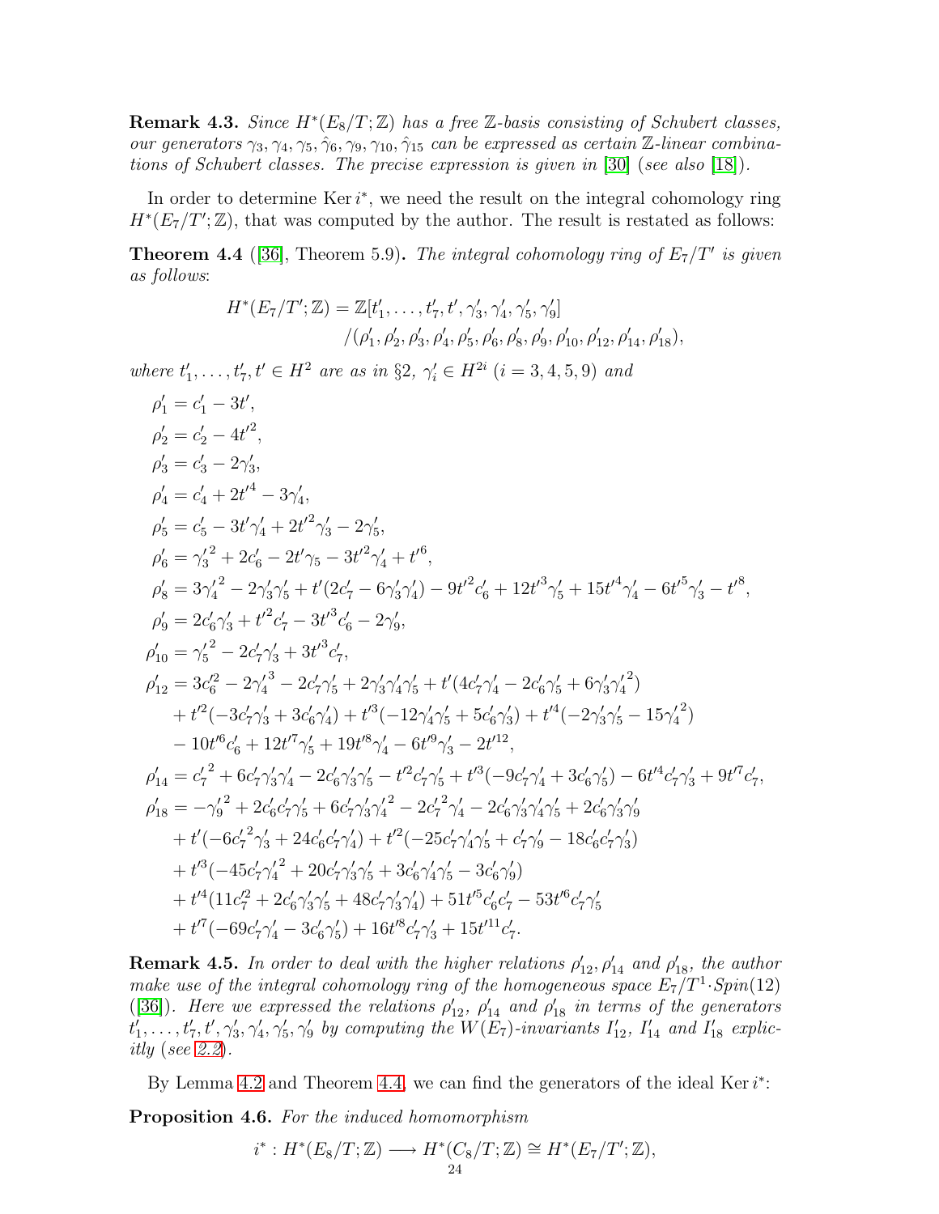**Remark 4.3.** *Since $H^*(E_8/T;\mathbb{Z})$ has a free $\mathbb{Z}$-basis consisting of Schubert classes, our generators $\gamma_3, \gamma_4, \gamma_5, \hat{\gamma}_6, \gamma_9, \gamma_{10}, \hat{\gamma}_{15}$ can be expressed as certain $\mathbb{Z}$-linear combinations of Schubert classes. The precise expression is given in* [30] *(see also* [18]*).*

In order to determine $\operatorname{Ker} i^*$, we need the result on the integral cohomology ring $H^*(E_7/T';\mathbb{Z})$, that was computed by the author. The result is restated as follows:

**Theorem 4.4** ([36], Theorem 5.9)**.** *The integral cohomology ring of $E_7/T'$ is given as follows*:

$$\begin{aligned} H^*(E_7/T';\mathbb{Z}) = \mathbb{Z}[&t'_1, \dots, t'_7, t', \gamma'_3, \gamma'_4, \gamma'_5, \gamma'_9] \\ &/(\rho'_1, \rho'_2, \rho'_3, \rho'_4, \rho'_5, \rho'_6, \rho'_8, \rho'_9, \rho'_{10}, \rho'_{12}, \rho'_{14}, \rho'_{18}), \end{aligned}$$

*where $t'_1, \dots, t'_7, t' \in H^2$ are as in §2, $\gamma'_i \in H^{2i}$ $(i = 3, 4, 5, 9)$ and*

$$\begin{aligned}
\rho'_1 &= c'_1 - 3t', \\
\rho'_2 &= c'_2 - 4t'^2, \\
\rho'_3 &= c'_3 - 2\gamma'_3, \\
\rho'_4 &= c'_4 + 2t'^4 - 3\gamma'_4, \\
\rho'_5 &= c'_5 - 3t'\gamma'_4 + 2t'^2\gamma'_3 - 2\gamma'_5, \\
\rho'_6 &= {\gamma'_3}^2 + 2c'_6 - 2t'\gamma_5 - 3t'^2\gamma'_4 + t'^6, \\
\rho'_8 &= 3{\gamma'_4}^2 - 2\gamma'_3\gamma'_5 + t'(2c'_7 - 6\gamma'_3\gamma'_4) - 9t'^2c'_6 + 12t'^3\gamma'_5 + 15t'^4\gamma'_4 - 6t'^5\gamma'_3 - t'^8, \\
\rho'_9 &= 2c'_6\gamma'_3 + t'^2c'_7 - 3t'^3c'_6 - 2\gamma'_9, \\
\rho'_{10} &= {\gamma'_5}^2 - 2c'_7\gamma'_3 + 3t'^3c'_7, \\
\rho'_{12} &= 3c'^2_6 - 2{\gamma'_4}^3 - 2c'_7\gamma'_5 + 2\gamma'_3\gamma'_4\gamma'_5 + t'(4c'_7\gamma'_4 - 2c'_6\gamma'_5 + 6\gamma'_3{\gamma'_4}^2) \\
&\quad + t'^2(-3c'_7\gamma'_3 + 3c'_6\gamma'_4) + t'^3(-12\gamma'_4\gamma'_5 + 5c'_6\gamma'_3) + t'^4(-2\gamma'_3\gamma'_5 - 15{\gamma'_4}^2) \\
&\quad - 10t'^6c'_6 + 12t'^7\gamma'_5 + 19t'^8\gamma'_4 - 6t'^9\gamma'_3 - 2t'^{12}, \\
\rho'_{14} &= {c'_7}^2 + 6c'_7\gamma'_3\gamma'_4 - 2c'_6\gamma'_3\gamma'_5 - t'^2c'_7\gamma'_5 + t'^3(-9c'_7\gamma'_4 + 3c'_6\gamma'_5) - 6t'^4c'_7\gamma'_3 + 9t'^7c'_7, \\
\rho'_{18} &= -{\gamma'_9}^2 + 2c'_6c'_7\gamma'_5 + 6c'_7\gamma'_3{\gamma'_4}^2 - 2{c'_7}^2\gamma'_4 - 2c'_6\gamma'_3\gamma'_4\gamma'_5 + 2c'_6\gamma'_3\gamma'_9 \\
&\quad + t'(-6{c'_7}^2\gamma'_3 + 24c'_6c'_7\gamma'_4) + t'^2(-25c'_7\gamma'_4\gamma'_5 + c'_7\gamma'_9 - 18c'_6c'_7\gamma'_3) \\
&\quad + t'^3(-45c'_7{\gamma'_4}^2 + 20c'_7\gamma'_3\gamma'_5 + 3c'_6\gamma'_4\gamma'_5 - 3c'_6\gamma'_9) \\
&\quad + t'^4(11c'^2_7 + 2c'_6\gamma'_3\gamma'_5 + 48c'_7\gamma'_3\gamma'_4) + 51t'^5c'_6c'_7 - 53t'^6c'_7\gamma'_5 \\
&\quad + t'^7(-69c'_7\gamma'_4 - 3c'_6\gamma'_5) + 16t'^8c'_7\gamma'_3 + 15t'^{11}c'_7.
\end{aligned}$$

**Remark 4.5.** *In order to deal with the higher relations $\rho'_{12}, \rho'_{14}$ and $\rho'_{18}$, the author make use of the integral cohomology ring of the homogeneous space $E_7/T^1{\cdot}Spin(12)$* ([36])*. Here we expressed the relations $\rho'_{12}$, $\rho'_{14}$ and $\rho'_{18}$ in terms of the generators $t'_1, \dots, t'_7, t', \gamma'_3, \gamma'_4, \gamma'_5, \gamma'_9$ by computing the $W(E_7)$-invariants $I'_{12}$, $I'_{14}$ and $I'_{18}$ explicitly (see 2.2).*

By Lemma 4.2 and Theorem 4.4, we can find the generators of the ideal $\operatorname{Ker} i^*$:

**Proposition 4.6.** *For the induced homomorphism*

$$i^* : H^*(E_8/T;\mathbb{Z}) \longrightarrow H^*(C_8/T;\mathbb{Z}) \cong H^*(E_7/T';\mathbb{Z}),$$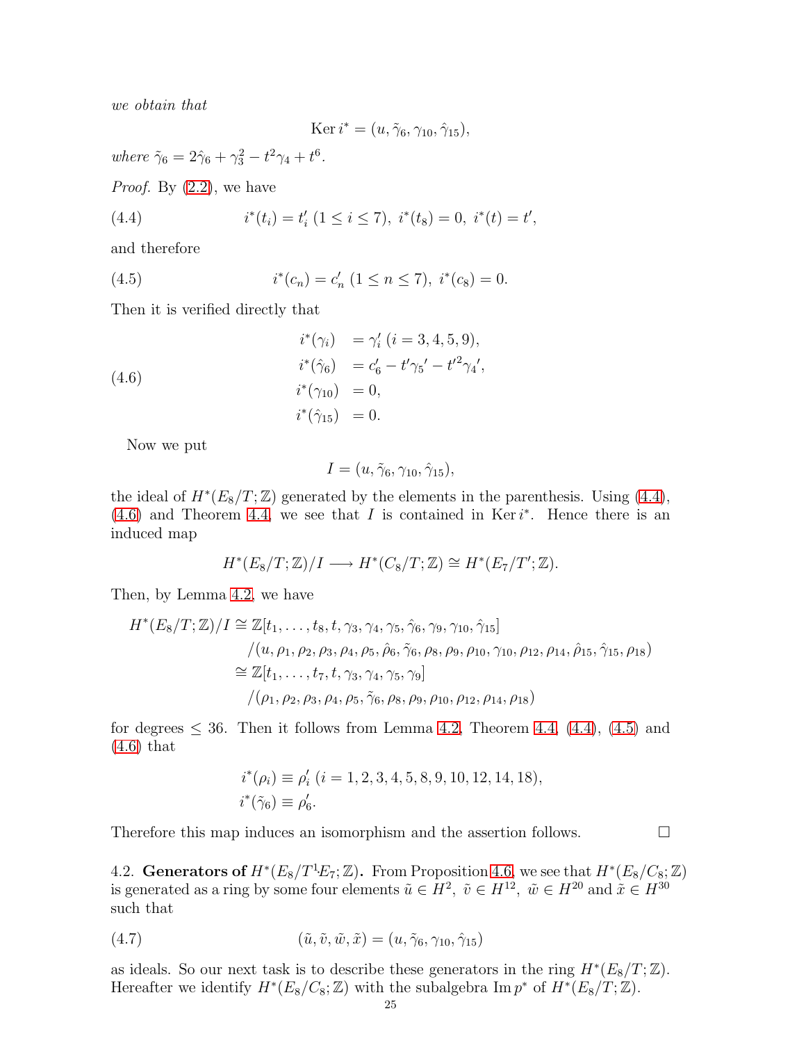*we obtain that*

$$\operatorname{Ker} i^* = (u, \tilde{\gamma}_6, \gamma_{10}, \hat{\gamma}_{15}),$$

*where* $\tilde{\gamma}_6 = 2\hat{\gamma}_6 + \gamma_3^2 - t^2\gamma_4 + t^6$.

*Proof.* By (2.2), we have

$$i^*(t_i) = t_i' \ (1 \leq i \leq 7), \ i^*(t_8) = 0, \ i^*(t) = t', \tag{4.4}$$

and therefore

$$i^*(c_n) = c_n' \ (1 \leq n \leq 7), \ i^*(c_8) = 0. \tag{4.5}$$

Then it is verified directly that

$$\begin{aligned} i^*(\gamma_i) &= \gamma_i' \ (i = 3, 4, 5, 9), \\ i^*(\hat{\gamma}_6) &= c_6' - t'\gamma_5{}' - t'^2\gamma_4{}', \\ i^*(\gamma_{10}) &= 0, \\ i^*(\hat{\gamma}_{15}) &= 0. \end{aligned} \tag{4.6}$$

Now we put

$$I = (u, \tilde{\gamma}_6, \gamma_{10}, \hat{\gamma}_{15}),$$

the ideal of $H^*(E_8/T; \mathbb{Z})$ generated by the elements in the parenthesis. Using (4.4), (4.6) and Theorem 4.4, we see that $I$ is contained in $\operatorname{Ker} i^*$. Hence there is an induced map

$$H^*(E_8/T; \mathbb{Z})/I \longrightarrow H^*(C_8/T; \mathbb{Z}) \cong H^*(E_7/T'; \mathbb{Z}).$$

Then, by Lemma 4.2, we have

$$\begin{aligned} H^*(E_8/T; \mathbb{Z})/I \cong\ & \mathbb{Z}[t_1, \ldots, t_8, t, \gamma_3, \gamma_4, \gamma_5, \hat{\gamma}_6, \gamma_9, \gamma_{10}, \hat{\gamma}_{15}] \\ & /(u, \rho_1, \rho_2, \rho_3, \rho_4, \rho_5, \hat{\rho}_6, \tilde{\gamma}_6, \rho_8, \rho_9, \rho_{10}, \gamma_{10}, \rho_{12}, \rho_{14}, \hat{\rho}_{15}, \hat{\gamma}_{15}, \rho_{18}) \\ \cong\ & \mathbb{Z}[t_1, \ldots, t_7, t, \gamma_3, \gamma_4, \gamma_5, \gamma_9] \\ & /(\rho_1, \rho_2, \rho_3, \rho_4, \rho_5, \tilde{\gamma}_6, \rho_8, \rho_9, \rho_{10}, \rho_{12}, \rho_{14}, \rho_{18}) \end{aligned}$$

for degrees $\leq 36$. Then it follows from Lemma 4.2, Theorem 4.4, (4.4), (4.5) and (4.6) that

$$\begin{aligned} & i^*(\rho_i) \equiv \rho_i' \ (i = 1, 2, 3, 4, 5, 8, 9, 10, 12, 14, 18), \\ & i^*(\tilde{\gamma}_6) \equiv \rho_6'. \end{aligned}$$

Therefore this map induces an isomorphism and the assertion follows. $\square$

4.2. **Generators of $H^*(E_8/T^1 E_7; \mathbb{Z})$.** From Proposition 4.6, we see that $H^*(E_8/C_8; \mathbb{Z})$ is generated as a ring by some four elements $\tilde{u} \in H^2, \ \tilde{v} \in H^{12}, \ \tilde{w} \in H^{20}$ and $\tilde{x} \in H^{30}$ such that

$$(\tilde{u}, \tilde{v}, \tilde{w}, \tilde{x}) = (u, \tilde{\gamma}_6, \gamma_{10}, \hat{\gamma}_{15}) \tag{4.7}$$

as ideals. So our next task is to describe these generators in the ring $H^*(E_8/T; \mathbb{Z})$. Hereafter we identify $H^*(E_8/C_8; \mathbb{Z})$ with the subalgebra $\operatorname{Im} p^*$ of $H^*(E_8/T; \mathbb{Z})$.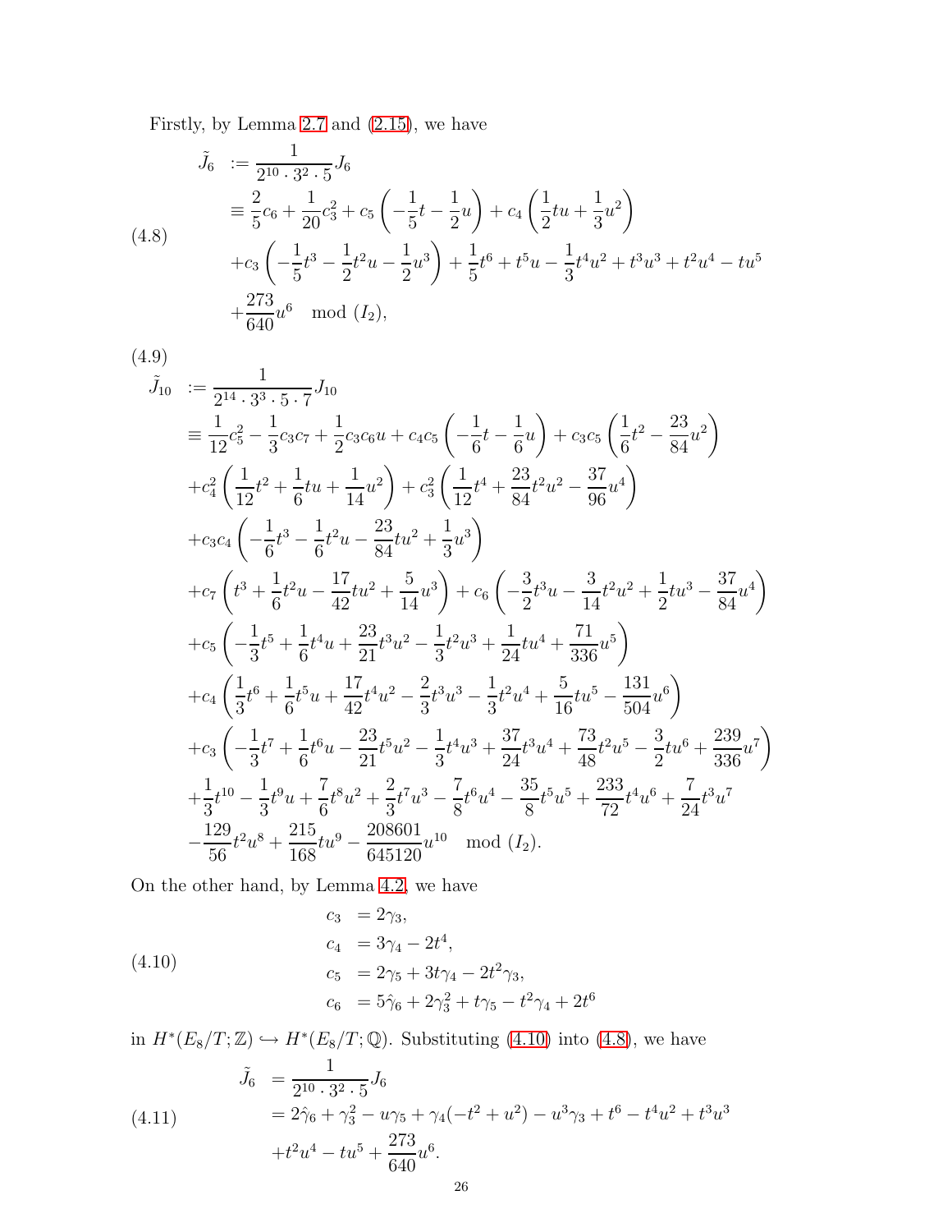Firstly, by Lemma 2.7 and (2.15), we have

$$
\begin{aligned}
\tilde{J}_6 \;&:= \frac{1}{2^{10}\cdot 3^2\cdot 5}J_6 \\
&\equiv \frac{2}{5}c_6 + \frac{1}{20}c_3^2 + c_5\left(-\frac{1}{5}t - \frac{1}{2}u\right) + c_4\left(\frac{1}{2}tu + \frac{1}{3}u^2\right) \\
&\quad + c_3\left(-\frac{1}{5}t^3 - \frac{1}{2}t^2u - \frac{1}{2}u^3\right) + \frac{1}{5}t^6 + t^5u - \frac{1}{3}t^4u^2 + t^3u^3 + t^2u^4 - tu^5 \\
&\quad + \frac{273}{640}u^6 \mod (I_2),
\end{aligned} \tag{4.8}
$$

$$
\begin{aligned}
\tilde{J}_{10} \;&:= \frac{1}{2^{14}\cdot 3^3\cdot 5\cdot 7}J_{10} \\
&\equiv \frac{1}{12}c_5^2 - \frac{1}{3}c_3c_7 + \frac{1}{2}c_3c_6u + c_4c_5\left(-\frac{1}{6}t - \frac{1}{6}u\right) + c_3c_5\left(\frac{1}{6}t^2 - \frac{23}{84}u^2\right) \\
&\quad + c_4^2\left(\frac{1}{12}t^2 + \frac{1}{6}tu + \frac{1}{14}u^2\right) + c_3^2\left(\frac{1}{12}t^4 + \frac{23}{84}t^2u^2 - \frac{37}{96}u^4\right) \\
&\quad + c_3c_4\left(-\frac{1}{6}t^3 - \frac{1}{6}t^2u - \frac{23}{84}tu^2 + \frac{1}{3}u^3\right) \\
&\quad + c_7\left(t^3 + \frac{1}{6}t^2u - \frac{17}{42}tu^2 + \frac{5}{14}u^3\right) + c_6\left(-\frac{3}{2}t^3u - \frac{3}{14}t^2u^2 + \frac{1}{2}tu^3 - \frac{37}{84}u^4\right) \\
&\quad + c_5\left(-\frac{1}{3}t^5 + \frac{1}{6}t^4u + \frac{23}{21}t^3u^2 - \frac{1}{3}t^2u^3 + \frac{1}{24}tu^4 + \frac{71}{336}u^5\right) \\
&\quad + c_4\left(\frac{1}{3}t^6 + \frac{1}{6}t^5u + \frac{17}{42}t^4u^2 - \frac{2}{3}t^3u^3 - \frac{1}{3}t^2u^4 + \frac{5}{16}tu^5 - \frac{131}{504}u^6\right) \\
&\quad + c_3\left(-\frac{1}{3}t^7 + \frac{1}{6}t^6u - \frac{23}{21}t^5u^2 - \frac{1}{3}t^4u^3 + \frac{37}{24}t^3u^4 + \frac{73}{48}t^2u^5 - \frac{3}{2}tu^6 + \frac{239}{336}u^7\right) \\
&\quad + \frac{1}{3}t^{10} - \frac{1}{3}t^9u + \frac{7}{6}t^8u^2 + \frac{2}{3}t^7u^3 - \frac{7}{8}t^6u^4 - \frac{35}{8}t^5u^5 + \frac{233}{72}t^4u^6 + \frac{7}{24}t^3u^7 \\
&\quad - \frac{129}{56}t^2u^8 + \frac{215}{168}tu^9 - \frac{208601}{645120}u^{10} \mod (I_2).
\end{aligned} \tag{4.9}
$$

On the other hand, by Lemma 4.2, we have

$$
\begin{aligned}
c_3 &= 2\gamma_3, \\
c_4 &= 3\gamma_4 - 2t^4, \\
c_5 &= 2\gamma_5 + 3t\gamma_4 - 2t^2\gamma_3, \\
c_6 &= 5\hat{\gamma}_6 + 2\gamma_3^2 + t\gamma_5 - t^2\gamma_4 + 2t^6
\end{aligned} \tag{4.10}
$$

in $H^*(E_8/T;\mathbb{Z}) \hookrightarrow H^*(E_8/T;\mathbb{Q})$. Substituting (4.10) into (4.8), we have

$$
\begin{aligned}
\tilde{J}_6 \;&= \frac{1}{2^{10}\cdot 3^2\cdot 5}J_6 \\
&= 2\hat{\gamma}_6 + \gamma_3^2 - u\gamma_5 + \gamma_4(-t^2 + u^2) - u^3\gamma_3 + t^6 - t^4u^2 + t^3u^3 \\
&\quad + t^2u^4 - tu^5 + \frac{273}{640}u^6.
\end{aligned} \tag{4.11}
$$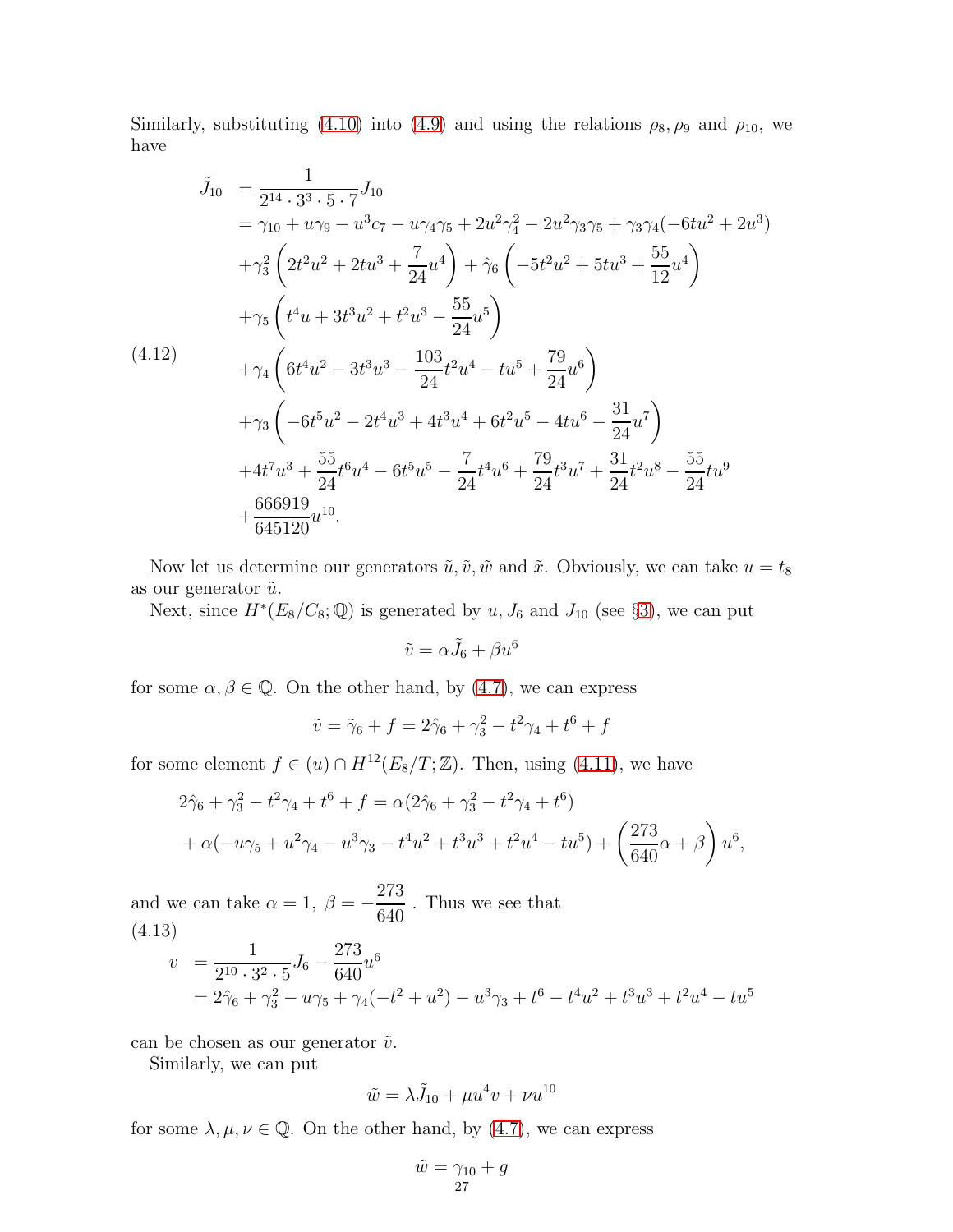Similarly, substituting (4.10) into (4.9) and using the relations $\rho_8, \rho_9$ and $\rho_{10}$, we have

$$
\begin{aligned}
\tilde{J}_{10} &= \frac{1}{2^{14}\cdot 3^3\cdot 5\cdot 7}J_{10} \\
&= \gamma_{10} + u\gamma_9 - u^3c_7 - u\gamma_4\gamma_5 + 2u^2\gamma_4^2 - 2u^2\gamma_3\gamma_5 + \gamma_3\gamma_4(-6tu^2 + 2u^3) \\
&\quad + \gamma_3^2\left(2t^2u^2 + 2tu^3 + \frac{7}{24}u^4\right) + \hat{\gamma}_6\left(-5t^2u^2 + 5tu^3 + \frac{55}{12}u^4\right) \\
&\quad + \gamma_5\left(t^4u + 3t^3u^2 + t^2u^3 - \frac{55}{24}u^5\right) \\
&\quad + \gamma_4\left(6t^4u^2 - 3t^3u^3 - \frac{103}{24}t^2u^4 - tu^5 + \frac{79}{24}u^6\right) \\
&\quad + \gamma_3\left(-6t^5u^2 - 2t^4u^3 + 4t^3u^4 + 6t^2u^5 - 4tu^6 - \frac{31}{24}u^7\right) \\
&\quad + 4t^7u^3 + \frac{55}{24}t^6u^4 - 6t^5u^5 - \frac{7}{24}t^4u^6 + \frac{79}{24}t^3u^7 + \frac{31}{24}t^2u^8 - \frac{55}{24}tu^9 \\
&\quad + \frac{666919}{645120}u^{10}.
\end{aligned}
\tag{4.12}
$$

Now let us determine our generators $\tilde{u}, \tilde{v}, \tilde{w}$ and $\tilde{x}$. Obviously, we can take $u = t_8$ as our generator $\tilde{u}$.

Next, since $H^*(E_8/C_8;\mathbb{Q})$ is generated by $u$, $J_6$ and $J_{10}$ (see §3), we can put

$$\tilde{v} = \alpha\tilde{J}_6 + \beta u^6$$

for some $\alpha, \beta \in \mathbb{Q}$. On the other hand, by (4.7), we can express

$$\tilde{v} = \tilde{\gamma}_6 + f = 2\hat{\gamma}_6 + \gamma_3^2 - t^2\gamma_4 + t^6 + f$$

for some element $f \in (u) \cap H^{12}(E_8/T;\mathbb{Z})$. Then, using (4.11), we have

$$
\begin{aligned}
&2\hat{\gamma}_6 + \gamma_3^2 - t^2\gamma_4 + t^6 + f = \alpha(2\hat{\gamma}_6 + \gamma_3^2 - t^2\gamma_4 + t^6) \\
&\quad + \alpha(-u\gamma_5 + u^2\gamma_4 - u^3\gamma_3 - t^4u^2 + t^3u^3 + t^2u^4 - tu^5) + \left(\frac{273}{640}\alpha + \beta\right)u^6,
\end{aligned}
$$

and we can take $\alpha = 1,\ \beta = -\dfrac{273}{640}$ . Thus we see that

$$
\begin{aligned}
v &= \frac{1}{2^{10}\cdot 3^2\cdot 5}J_6 - \frac{273}{640}u^6 \\
&= 2\hat{\gamma}_6 + \gamma_3^2 - u\gamma_5 + \gamma_4(-t^2 + u^2) - u^3\gamma_3 + t^6 - t^4u^2 + t^3u^3 + t^2u^4 - tu^5
\end{aligned}
\tag{4.13}
$$

can be chosen as our generator $\tilde{v}$.

Similarly, we can put

$$\tilde{w} = \lambda\tilde{J}_{10} + \mu u^4 v + \nu u^{10}$$

for some $\lambda, \mu, \nu \in \mathbb{Q}$. On the other hand, by (4.7), we can express

$$\tilde{w} = \gamma_{10} + g$$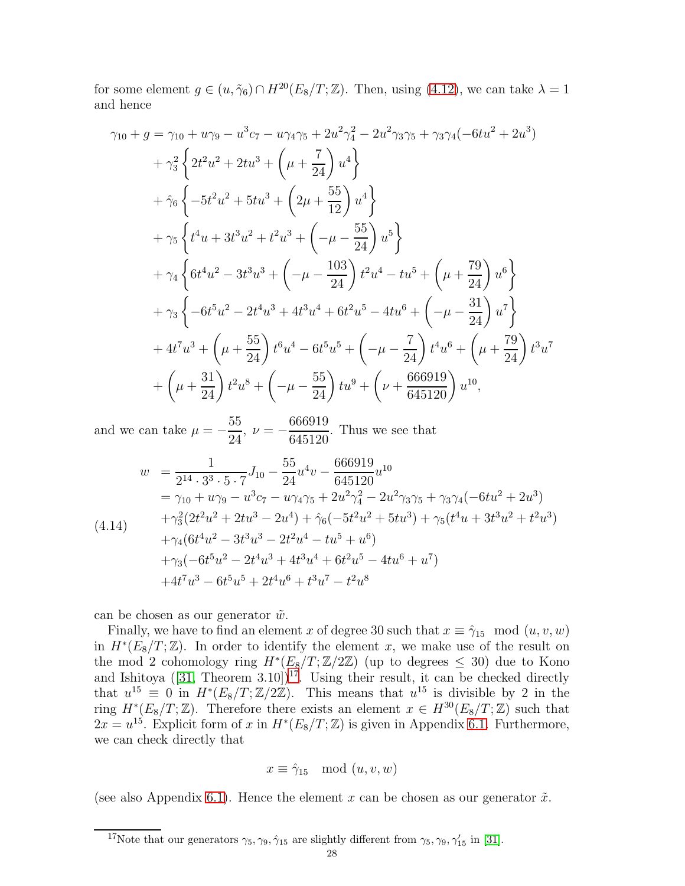for some element $g \in (u, \tilde{\gamma}_6) \cap H^{20}(E_8/T;\mathbb{Z})$. Then, using (4.12), we can take $\lambda = 1$ and hence

$$
\begin{aligned}
\gamma_{10} + g &= \gamma_{10} + u\gamma_9 - u^3 c_7 - u\gamma_4\gamma_5 + 2u^2\gamma_4^2 - 2u^2\gamma_3\gamma_5 + \gamma_3\gamma_4(-6tu^2 + 2u^3) \\
&\quad + \gamma_3^2 \left\{ 2t^2u^2 + 2tu^3 + \left(\mu + \frac{7}{24}\right) u^4 \right\} \\
&\quad + \hat{\gamma}_6 \left\{ -5t^2u^2 + 5tu^3 + \left(2\mu + \frac{55}{12}\right) u^4 \right\} \\
&\quad + \gamma_5 \left\{ t^4u + 3t^3u^2 + t^2u^3 + \left(-\mu - \frac{55}{24}\right) u^5 \right\} \\
&\quad + \gamma_4 \left\{ 6t^4u^2 - 3t^3u^3 + \left(-\mu - \frac{103}{24}\right) t^2u^4 - tu^5 + \left(\mu + \frac{79}{24}\right) u^6 \right\} \\
&\quad + \gamma_3 \left\{ -6t^5u^2 - 2t^4u^3 + 4t^3u^4 + 6t^2u^5 - 4tu^6 + \left(-\mu - \frac{31}{24}\right) u^7 \right\} \\
&\quad + 4t^7u^3 + \left(\mu + \frac{55}{24}\right) t^6u^4 - 6t^5u^5 + \left(-\mu - \frac{7}{24}\right) t^4u^6 + \left(\mu + \frac{79}{24}\right) t^3u^7 \\
&\quad + \left(\mu + \frac{31}{24}\right) t^2u^8 + \left(-\mu - \frac{55}{24}\right) tu^9 + \left(\nu + \frac{666919}{645120}\right) u^{10},
\end{aligned}
$$

and we can take $\mu = -\dfrac{55}{24}$, $\nu = -\dfrac{666919}{645120}$. Thus we see that

$$
\begin{aligned}
w &= \frac{1}{2^{14}\cdot 3^3 \cdot 5 \cdot 7} J_{10} - \frac{55}{24} u^4 v - \frac{666919}{645120} u^{10} \\
&= \gamma_{10} + u\gamma_9 - u^3 c_7 - u\gamma_4\gamma_5 + 2u^2\gamma_4^2 - 2u^2\gamma_3\gamma_5 + \gamma_3\gamma_4(-6tu^2 + 2u^3) \\
&\quad + \gamma_3^2(2t^2u^2 + 2tu^3 - 2u^4) + \hat{\gamma}_6(-5t^2u^2 + 5tu^3) + \gamma_5(t^4u + 3t^3u^2 + t^2u^3) \\
&\quad + \gamma_4(6t^4u^2 - 3t^3u^3 - 2t^2u^4 - tu^5 + u^6) \\
&\quad + \gamma_3(-6t^5u^2 - 2t^4u^3 + 4t^3u^4 + 6t^2u^5 - 4tu^6 + u^7) \\
&\quad + 4t^7u^3 - 6t^5u^5 + 2t^4u^6 + t^3u^7 - t^2u^8
\end{aligned}
\tag{4.14}
$$

can be chosen as our generator $\tilde{w}$.

Finally, we have to find an element $x$ of degree 30 such that $x \equiv \hat{\gamma}_{15} \mod (u, v, w)$ in $H^*(E_8/T;\mathbb{Z})$. In order to identify the element $x$, we make use of the result on the mod 2 cohomology ring $H^*(E_8/T;\mathbb{Z}/2\mathbb{Z})$ (up to degrees $\leq 30$) due to Kono and Ishitoya ([31, Theorem 3.10])[17]. Using their result, it can be checked directly that $u^{15} \equiv 0$ in $H^*(E_8/T;\mathbb{Z}/2\mathbb{Z})$. This means that $u^{15}$ is divisible by 2 in the ring $H^*(E_8/T;\mathbb{Z})$. Therefore there exists an element $x \in H^{30}(E_8/T;\mathbb{Z})$ such that $2x = u^{15}$. Explicit form of $x$ in $H^*(E_8/T;\mathbb{Z})$ is given in Appendix 6.1. Furthermore, we can check directly that

$$x \equiv \hat{\gamma}_{15} \mod (u, v, w)$$

(see also Appendix 6.1). Hence the element $x$ can be chosen as our generator $\tilde{x}$.

[17] Note that our generators $\gamma_5, \gamma_9, \hat{\gamma}_{15}$ are slightly different from $\gamma_5, \gamma_9, \gamma_{15}'$ in [31].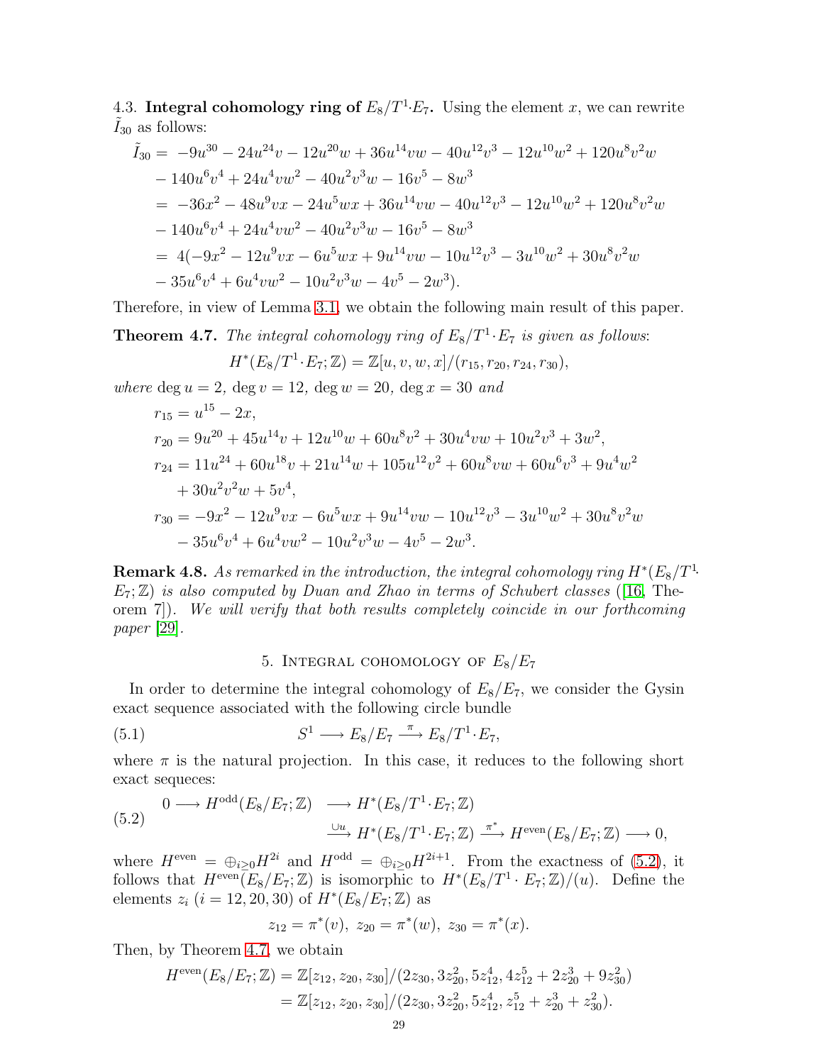4.3. **Integral cohomology ring of $E_8/T^1{\cdot}E_7$.** Using the element $x$, we can rewrite $\tilde{I}_{30}$ as follows:

$$
\begin{aligned}
\tilde{I}_{30} =\ & -9u^{30} - 24u^{24}v - 12u^{20}w + 36u^{14}vw - 40u^{12}v^3 - 12u^{10}w^2 + 120u^8v^2w \\
& - 140u^6v^4 + 24u^4vw^2 - 40u^2v^3w - 16v^5 - 8w^3 \\
=\ & -36x^2 - 48u^9vx - 24u^5wx + 36u^{14}vw - 40u^{12}v^3 - 12u^{10}w^2 + 120u^8v^2w \\
& - 140u^6v^4 + 24u^4vw^2 - 40u^2v^3w - 16v^5 - 8w^3 \\
=\ & 4(-9x^2 - 12u^9vx - 6u^5wx + 9u^{14}vw - 10u^{12}v^3 - 3u^{10}w^2 + 30u^8v^2w \\
& - 35u^6v^4 + 6u^4vw^2 - 10u^2v^3w - 4v^5 - 2w^3).
\end{aligned}
$$

Therefore, in view of Lemma 3.1, we obtain the following main result of this paper.

**Theorem 4.7.** *The integral cohomology ring of $E_8/T^1{\cdot}E_7$ is given as follows:*

$$H^*(E_8/T^1{\cdot}E_7;\mathbb{Z}) = \mathbb{Z}[u,v,w,x]/(r_{15}, r_{20}, r_{24}, r_{30}),$$

*where* $\deg u = 2$, $\deg v = 12$, $\deg w = 20$, $\deg x = 30$ *and*

$$
\begin{aligned}
r_{15} &= u^{15} - 2x, \\
r_{20} &= 9u^{20} + 45u^{14}v + 12u^{10}w + 60u^8v^2 + 30u^4vw + 10u^2v^3 + 3w^2, \\
r_{24} &= 11u^{24} + 60u^{18}v + 21u^{14}w + 105u^{12}v^2 + 60u^8vw + 60u^6v^3 + 9u^4w^2 \\
&\quad + 30u^2v^2w + 5v^4, \\
r_{30} &= -9x^2 - 12u^9vx - 6u^5wx + 9u^{14}vw - 10u^{12}v^3 - 3u^{10}w^2 + 30u^8v^2w \\
&\quad - 35u^6v^4 + 6u^4vw^2 - 10u^2v^3w - 4v^5 - 2w^3.
\end{aligned}
$$

**Remark 4.8.** *As remarked in the introduction, the integral cohomology ring $H^*(E_8/T^1{\cdot}E_7;\mathbb{Z})$ is also computed by Duan and Zhao in terms of Schubert classes* ([16, Theorem 7]). *We will verify that both results completely coincide in our forthcoming paper* [29].

## 5. Integral cohomology of $E_8/E_7$

In order to determine the integral cohomology of $E_8/E_7$, we consider the Gysin exact sequence associated with the following circle bundle

$$S^1 \longrightarrow E_8/E_7 \xrightarrow{\ \pi\ } E_8/T^1{\cdot}E_7, \tag{5.1}$$

where $\pi$ is the natural projection. In this case, it reduces to the following short exact sequeces:

$$
\begin{aligned}
0 \longrightarrow H^{\mathrm{odd}}(E_8/E_7;\mathbb{Z}) &\longrightarrow H^*(E_8/T^1{\cdot}E_7;\mathbb{Z}) \\
&\xrightarrow{\ \cup u\ } H^*(E_8/T^1{\cdot}E_7;\mathbb{Z}) \xrightarrow{\ \pi^*\ } H^{\mathrm{even}}(E_8/E_7;\mathbb{Z}) \longrightarrow 0,
\end{aligned}
\tag{5.2}
$$

where $H^{\mathrm{even}} = \oplus_{i\geq 0} H^{2i}$ and $H^{\mathrm{odd}} = \oplus_{i\geq 0} H^{2i+1}$. From the exactness of (5.2), it follows that $H^{\mathrm{even}}(E_8/E_7;\mathbb{Z})$ is isomorphic to $H^*(E_8/T^1\cdot E_7;\mathbb{Z})/(u)$. Define the elements $z_i$ $(i = 12, 20, 30)$ of $H^*(E_8/E_7;\mathbb{Z})$ as

$$z_{12} = \pi^*(v),\ z_{20} = \pi^*(w),\ z_{30} = \pi^*(x).$$

Then, by Theorem 4.7, we obtain

$$
\begin{aligned}
H^{\mathrm{even}}(E_8/E_7;\mathbb{Z}) &= \mathbb{Z}[z_{12}, z_{20}, z_{30}]/(2z_{30}, 3z_{20}^2, 5z_{12}^4, 4z_{12}^5 + 2z_{20}^3 + 9z_{30}^2) \\
&= \mathbb{Z}[z_{12}, z_{20}, z_{30}]/(2z_{30}, 3z_{20}^2, 5z_{12}^4, z_{12}^5 + z_{20}^3 + z_{30}^2).
\end{aligned}
$$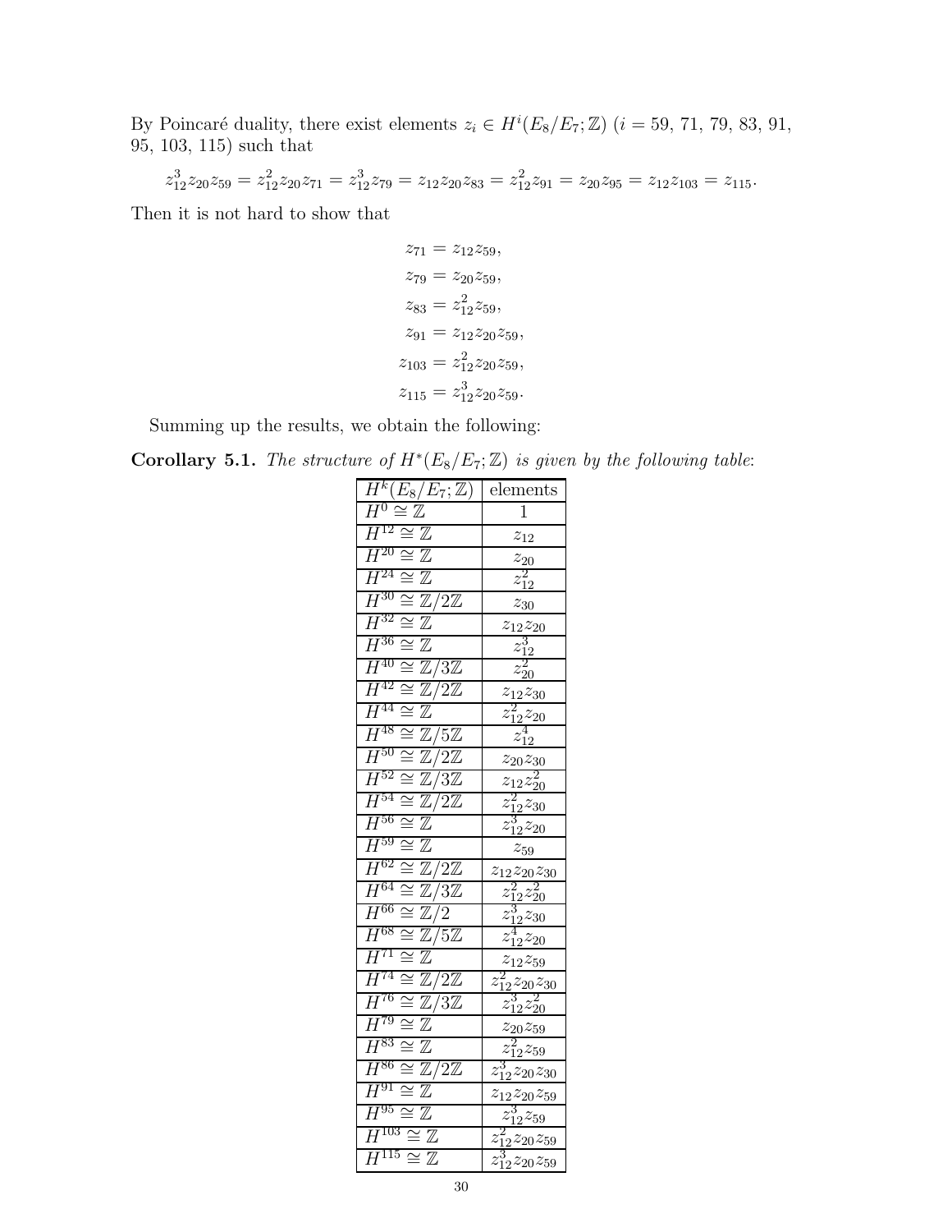By Poincaré duality, there exist elements $z_i \in H^i(E_8/E_7;\mathbb{Z})$ ($i$ = 59, 71, 79, 83, 91, 95, 103, 115) such that

$$z_{12}^3 z_{20} z_{59} = z_{12}^2 z_{20} z_{71} = z_{12}^3 z_{79} = z_{12} z_{20} z_{83} = z_{12}^2 z_{91} = z_{20} z_{95} = z_{12} z_{103} = z_{115}.$$

Then it is not hard to show that

$$\begin{aligned}
z_{71} &= z_{12} z_{59}, \\
z_{79} &= z_{20} z_{59}, \\
z_{83} &= z_{12}^2 z_{59}, \\
z_{91} &= z_{12} z_{20} z_{59}, \\
z_{103} &= z_{12}^2 z_{20} z_{59}, \\
z_{115} &= z_{12}^3 z_{20} z_{59}.
\end{aligned}$$

Summing up the results, we obtain the following:

**Corollary 5.1.** *The structure of $H^*(E_8/E_7;\mathbb{Z})$ is given by the following table*:

| $H^k(E_8/E_7;\mathbb{Z})$ | elements |
|---|---|
| $H^0 \cong \mathbb{Z}$ | $1$ |
| $H^{12} \cong \mathbb{Z}$ | $z_{12}$ |
| $H^{20} \cong \mathbb{Z}$ | $z_{20}$ |
| $H^{24} \cong \mathbb{Z}$ | $z_{12}^2$ |
| $H^{30} \cong \mathbb{Z}/2\mathbb{Z}$ | $z_{30}$ |
| $H^{32} \cong \mathbb{Z}$ | $z_{12}z_{20}$ |
| $H^{36} \cong \mathbb{Z}$ | $z_{12}^3$ |
| $H^{40} \cong \mathbb{Z}/3\mathbb{Z}$ | $z_{20}^2$ |
| $H^{42} \cong \mathbb{Z}/2\mathbb{Z}$ | $z_{12}z_{30}$ |
| $H^{44} \cong \mathbb{Z}$ | $z_{12}^2 z_{20}$ |
| $H^{48} \cong \mathbb{Z}/5\mathbb{Z}$ | $z_{12}^4$ |
| $H^{50} \cong \mathbb{Z}/2\mathbb{Z}$ | $z_{20}z_{30}$ |
| $H^{52} \cong \mathbb{Z}/3\mathbb{Z}$ | $z_{12}z_{20}^2$ |
| $H^{54} \cong \mathbb{Z}/2\mathbb{Z}$ | $z_{12}^2 z_{30}$ |
| $H^{56} \cong \mathbb{Z}$ | $z_{12}^3 z_{20}$ |
| $H^{59} \cong \mathbb{Z}$ | $z_{59}$ |
| $H^{62} \cong \mathbb{Z}/2\mathbb{Z}$ | $z_{12}z_{20}z_{30}$ |
| $H^{64} \cong \mathbb{Z}/3\mathbb{Z}$ | $z_{12}^2 z_{20}^2$ |
| $H^{66} \cong \mathbb{Z}/2$ | $z_{12}^3 z_{30}$ |
| $H^{68} \cong \mathbb{Z}/5\mathbb{Z}$ | $z_{12}^4 z_{20}$ |
| $H^{71} \cong \mathbb{Z}$ | $z_{12}z_{59}$ |
| $H^{74} \cong \mathbb{Z}/2\mathbb{Z}$ | $z_{12}^2 z_{20} z_{30}$ |
| $H^{76} \cong \mathbb{Z}/3\mathbb{Z}$ | $z_{12}^3 z_{20}^2$ |
| $H^{79} \cong \mathbb{Z}$ | $z_{20}z_{59}$ |
| $H^{83} \cong \mathbb{Z}$ | $z_{12}^2 z_{59}$ |
| $H^{86} \cong \mathbb{Z}/2\mathbb{Z}$ | $z_{12}^3 z_{20} z_{30}$ |
| $H^{91} \cong \mathbb{Z}$ | $z_{12}z_{20}z_{59}$ |
| $H^{95} \cong \mathbb{Z}$ | $z_{12}^3 z_{59}$ |
| $H^{103} \cong \mathbb{Z}$ | $z_{12}^2 z_{20} z_{59}$ |
| $H^{115} \cong \mathbb{Z}$ | $z_{12}^3 z_{20} z_{59}$ |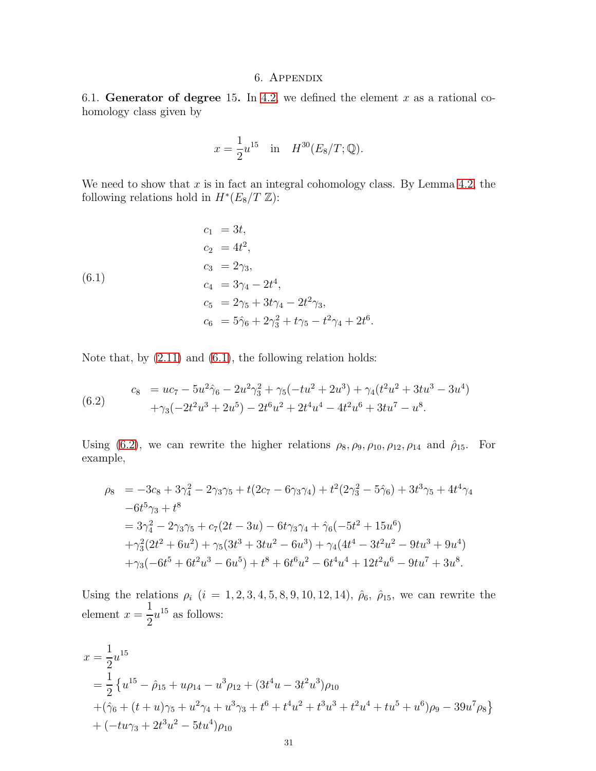# 6. Appendix

**6.1. Generator of degree 15.** In 4.2, we defined the element $x$ as a rational cohomology class given by

$$x = \frac{1}{2}u^{15} \quad \text{in} \quad H^{30}(E_8/T;\mathbb{Q}).$$

We need to show that $x$ is in fact an integral cohomology class. By Lemma 4.2, the following relations hold in $H^*(E_8/T\ \mathbb{Z})$:

$$\begin{aligned}
c_1 &= 3t, \\
c_2 &= 4t^2, \\
c_3 &= 2\gamma_3, \\
c_4 &= 3\gamma_4 - 2t^4, \\
c_5 &= 2\gamma_5 + 3t\gamma_4 - 2t^2\gamma_3, \\
c_6 &= 5\hat{\gamma}_6 + 2\gamma_3^2 + t\gamma_5 - t^2\gamma_4 + 2t^6.
\end{aligned} \tag{6.1}$$

Note that, by (2.11) and (6.1), the following relation holds:

$$\begin{aligned}
c_8 &= uc_7 - 5u^2\hat{\gamma}_6 - 2u^2\gamma_3^2 + \gamma_5(-tu^2 + 2u^3) + \gamma_4(t^2u^2 + 3tu^3 - 3u^4) \\
&\quad + \gamma_3(-2t^2u^3 + 2u^5) - 2t^6u^2 + 2t^4u^4 - 4t^2u^6 + 3tu^7 - u^8.
\end{aligned} \tag{6.2}$$

Using (6.2), we can rewrite the higher relations $\rho_8, \rho_9, \rho_{10}, \rho_{12}, \rho_{14}$ and $\hat{\rho}_{15}$. For example,

$$\begin{aligned}
\rho_8 &= -3c_8 + 3\gamma_4^2 - 2\gamma_3\gamma_5 + t(2c_7 - 6\gamma_3\gamma_4) + t^2(2\gamma_3^2 - 5\hat{\gamma}_6) + 3t^3\gamma_5 + 4t^4\gamma_4 \\
&\quad -6t^5\gamma_3 + t^8 \\
&= 3\gamma_4^2 - 2\gamma_3\gamma_5 + c_7(2t - 3u) - 6t\gamma_3\gamma_4 + \hat{\gamma}_6(-5t^2 + 15u^6) \\
&\quad +\gamma_3^2(2t^2 + 6u^2) + \gamma_5(3t^3 + 3tu^2 - 6u^3) + \gamma_4(4t^4 - 3t^2u^2 - 9tu^3 + 9u^4) \\
&\quad +\gamma_3(-6t^5 + 6t^2u^3 - 6u^5) + t^8 + 6t^6u^2 - 6t^4u^4 + 12t^2u^6 - 9tu^7 + 3u^8.
\end{aligned}$$

Using the relations $\rho_i$ $(i = 1, 2, 3, 4, 5, 8, 9, 10, 12, 14)$, $\hat{\rho}_6$, $\hat{\rho}_{15}$, we can rewrite the element $x = \frac{1}{2}u^{15}$ as follows:

$$\begin{aligned}
x &= \frac{1}{2}u^{15} \\
&= \frac{1}{2}\left\{u^{15} - \hat{\rho}_{15} + u\rho_{14} - u^3\rho_{12} + (3t^4u - 3t^2u^3)\rho_{10}\right. \\
&\quad \left.+(\hat{\gamma}_6 + (t+u)\gamma_5 + u^2\gamma_4 + u^3\gamma_3 + t^6 + t^4u^2 + t^3u^3 + t^2u^4 + tu^5 + u^6)\rho_9 - 39u^7\rho_8\right\} \\
&\quad + (-tu\gamma_3 + 2t^3u^2 - 5tu^4)\rho_{10}
\end{aligned}$$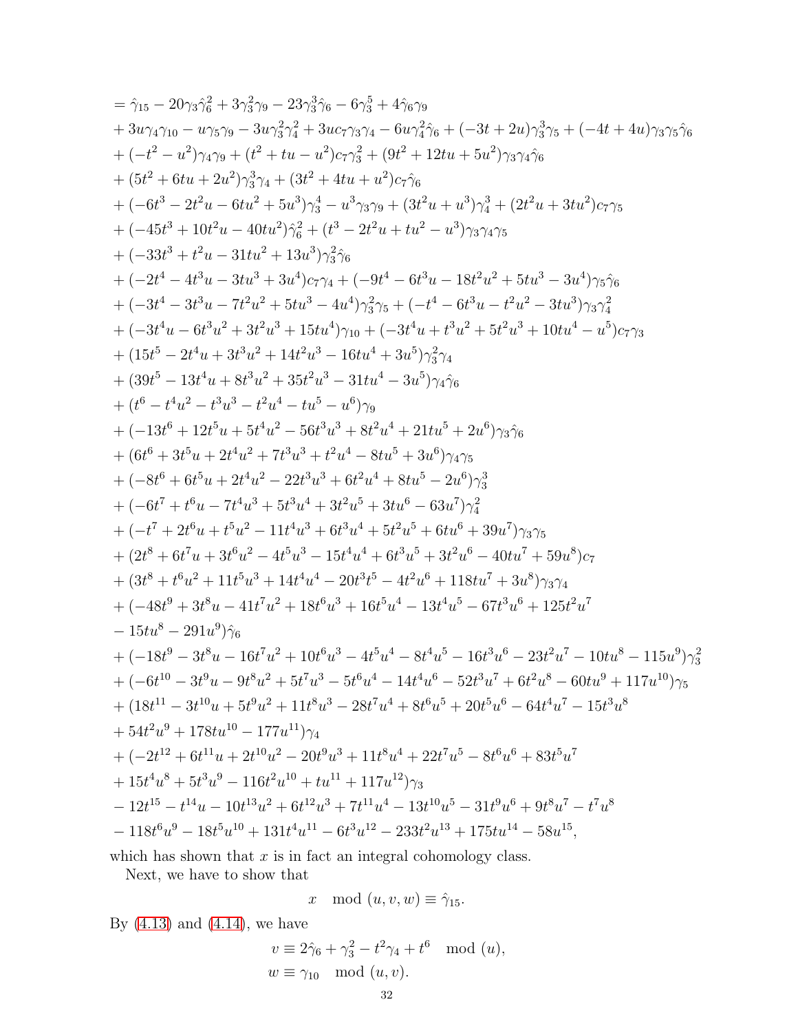$$
\begin{aligned}
&= \hat{\gamma}_{15} - 20\gamma_3\hat{\gamma}_6^2 + 3\gamma_3^2\gamma_9 - 23\gamma_3^3\hat{\gamma}_6 - 6\gamma_3^5 + 4\hat{\gamma}_6\gamma_9 \\
&+ 3u\gamma_4\gamma_{10} - u\gamma_5\gamma_9 - 3u\gamma_3^2\gamma_4^2 + 3uc_7\gamma_3\gamma_4 - 6u\gamma_4^2\hat{\gamma}_6 + (-3t+2u)\gamma_3^3\gamma_5 + (-4t+4u)\gamma_3\gamma_5\hat{\gamma}_6 \\
&+ (-t^2-u^2)\gamma_4\gamma_9 + (t^2+tu-u^2)c_7\gamma_3^2 + (9t^2+12tu+5u^2)\gamma_3\gamma_4\hat{\gamma}_6 \\
&+ (5t^2+6tu+2u^2)\gamma_3^3\gamma_4 + (3t^2+4tu+u^2)c_7\hat{\gamma}_6 \\
&+ (-6t^3-2t^2u-6tu^2+5u^3)\gamma_3^4 - u^3\gamma_3\gamma_9 + (3t^2u+u^3)\gamma_4^3 + (2t^2u+3tu^2)c_7\gamma_5 \\
&+ (-45t^3+10t^2u-40tu^2)\hat{\gamma}_6^2 + (t^3-2t^2u+tu^2-u^3)\gamma_3\gamma_4\gamma_5 \\
&+ (-33t^3+t^2u-31tu^2+13u^3)\gamma_3^2\hat{\gamma}_6 \\
&+ (-2t^4-4t^3u-3tu^3+3u^4)c_7\gamma_4 + (-9t^4-6t^3u-18t^2u^2+5tu^3-3u^4)\gamma_5\hat{\gamma}_6 \\
&+ (-3t^4-3t^3u-7t^2u^2+5tu^3-4u^4)\gamma_3^2\gamma_5 + (-t^4-6t^3u-t^2u^2-3tu^3)\gamma_3\gamma_4^2 \\
&+ (-3t^4u-6t^3u^2+3t^2u^3+15tu^4)\gamma_{10} + (-3t^4u+t^3u^2+5t^2u^3+10tu^4-u^5)c_7\gamma_3 \\
&+ (15t^5-2t^4u+3t^3u^2+14t^2u^3-16tu^4+3u^5)\gamma_3^2\gamma_4 \\
&+ (39t^5-13t^4u+8t^3u^2+35t^2u^3-31tu^4-3u^5)\gamma_4\hat{\gamma}_6 \\
&+ (t^6-t^4u^2-t^3u^3-t^2u^4-tu^5-u^6)\gamma_9 \\
&+ (-13t^6+12t^5u+5t^4u^2-56t^3u^3+8t^2u^4+21tu^5+2u^6)\gamma_3\hat{\gamma}_6 \\
&+ (6t^6+3t^5u+2t^4u^2+7t^3u^3+t^2u^4-8tu^5+3u^6)\gamma_4\gamma_5 \\
&+ (-8t^6+6t^5u+2t^4u^2-22t^3u^3+6t^2u^4+8tu^5-2u^6)\gamma_3^3 \\
&+ (-6t^7+t^6u-7t^4u^3+5t^3u^4+3t^2u^5+3tu^6-63u^7)\gamma_4^2 \\
&+ (-t^7+2t^6u+t^5u^2-11t^4u^3+6t^3u^4+5t^2u^5+6tu^6+39u^7)\gamma_3\gamma_5 \\
&+ (2t^8+6t^7u+3t^6u^2-4t^5u^3-15t^4u^4+6t^3u^5+3t^2u^6-40tu^7+59u^8)c_7 \\
&+ (3t^8+t^6u^2+11t^5u^3+14t^4u^4-20t^3t^5-4t^2u^6+118tu^7+3u^8)\gamma_3\gamma_4 \\
&+ (-48t^9+3t^8u-41t^7u^2+18t^6u^3+16t^5u^4-13t^4u^5-67t^3u^6+125t^2u^7 \\
&- 15tu^8-291u^9)\hat{\gamma}_6 \\
&+ (-18t^9-3t^8u-16t^7u^2+10t^6u^3-4t^5u^4-8t^4u^5-16t^3u^6-23t^2u^7-10tu^8-115u^9)\gamma_3^2 \\
&+ (-6t^{10}-3t^9u-9t^8u^2+5t^7u^3-5t^6u^4-14t^4u^6-52t^3u^7+6t^2u^8-60tu^9+117u^{10})\gamma_5 \\
&+ (18t^{11}-3t^{10}u+5t^9u^2+11t^8u^3-28t^7u^4+8t^6u^5+20t^5u^6-64t^4u^7-15t^3u^8 \\
&+ 54t^2u^9+178tu^{10}-177u^{11})\gamma_4 \\
&+ (-2t^{12}+6t^{11}u+2t^{10}u^2-20t^9u^3+11t^8u^4+22t^7u^5-8t^6u^6+83t^5u^7 \\
&+ 15t^4u^8+5t^3u^9-116t^2u^{10}+tu^{11}+117u^{12})\gamma_3 \\
&- 12t^{15}-t^{14}u-10t^{13}u^2+6t^{12}u^3+7t^{11}u^4-13t^{10}u^5-31t^9u^6+9t^8u^7-t^7u^8 \\
&- 118t^6u^9-18t^5u^{10}+131t^4u^{11}-6t^3u^{12}-233t^2u^{13}+175tu^{14}-58u^{15},
\end{aligned}
$$

which has shown that $x$ is in fact an integral cohomology class.

Next, we have to show that

$$
x \mod (u,v,w) \equiv \hat{\gamma}_{15}.
$$

By (4.13) and (4.14), we have

$$
\begin{aligned}
v &\equiv 2\hat{\gamma}_6 + \gamma_3^2 - t^2\gamma_4 + t^6 \mod (u), \\
w &\equiv \gamma_{10} \mod (u,v).
\end{aligned}
$$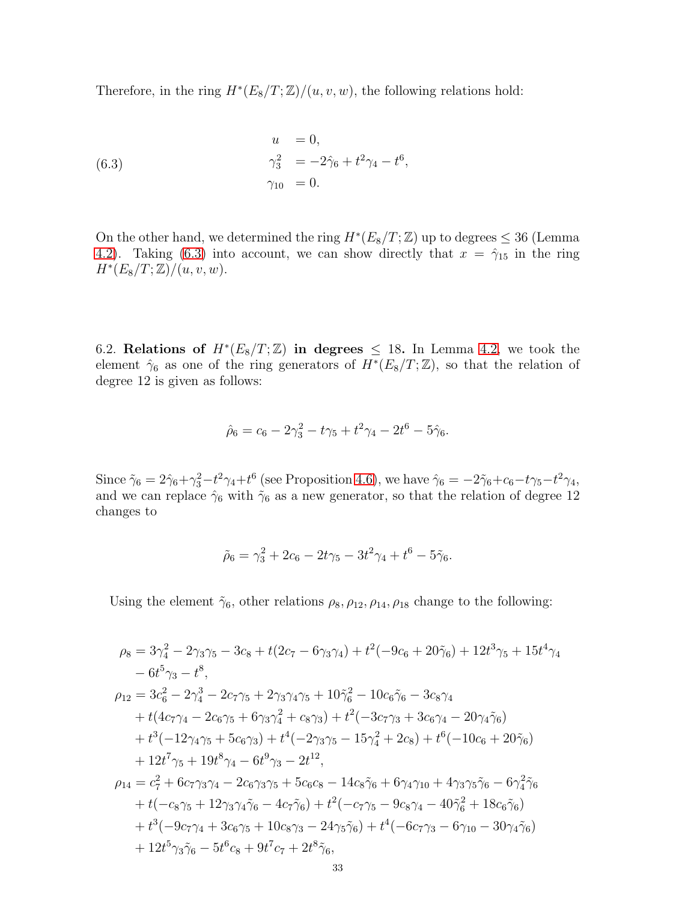Therefore, in the ring $H^*(E_8/T;\mathbb{Z})/(u,v,w)$, the following relations hold:

$$
\begin{aligned}
u &= 0,\\
\gamma_3^2 &= -2\hat{\gamma}_6 + t^2\gamma_4 - t^6,\\
\gamma_{10} &= 0.
\end{aligned}
\tag{6.3}
$$

On the other hand, we determined the ring $H^*(E_8/T;\mathbb{Z})$ up to degrees $\leq 36$ (Lemma 4.2). Taking (6.3) into account, we can show directly that $x = \hat{\gamma}_{15}$ in the ring $H^*(E_8/T;\mathbb{Z})/(u,v,w)$.

6.2. **Relations of $H^*(E_8/T;\mathbb{Z})$ in degrees $\leq 18$.** In Lemma 4.2, we took the element $\hat{\gamma}_6$ as one of the ring generators of $H^*(E_8/T;\mathbb{Z})$, so that the relation of degree 12 is given as follows:

$$
\hat{\rho}_6 = c_6 - 2\gamma_3^2 - t\gamma_5 + t^2\gamma_4 - 2t^6 - 5\hat{\gamma}_6.
$$

Since $\tilde{\gamma}_6 = 2\hat{\gamma}_6 + \gamma_3^2 - t^2\gamma_4 + t^6$ (see Proposition 4.6), we have $\hat{\gamma}_6 = -2\tilde{\gamma}_6 + c_6 - t\gamma_5 - t^2\gamma_4$, and we can replace $\hat{\gamma}_6$ with $\tilde{\gamma}_6$ as a new generator, so that the relation of degree 12 changes to

$$
\tilde{\rho}_6 = \gamma_3^2 + 2c_6 - 2t\gamma_5 - 3t^2\gamma_4 + t^6 - 5\tilde{\gamma}_6.
$$

Using the element $\tilde{\gamma}_6$, other relations $\rho_8, \rho_{12}, \rho_{14}, \rho_{18}$ change to the following:

$$
\begin{aligned}
\rho_8 &= 3\gamma_4^2 - 2\gamma_3\gamma_5 - 3c_8 + t(2c_7 - 6\gamma_3\gamma_4) + t^2(-9c_6 + 20\tilde{\gamma}_6) + 12t^3\gamma_5 + 15t^4\gamma_4\\
&\quad - 6t^5\gamma_3 - t^8,\\
\rho_{12} &= 3c_6^2 - 2\gamma_4^3 - 2c_7\gamma_5 + 2\gamma_3\gamma_4\gamma_5 + 10\tilde{\gamma}_6^2 - 10c_6\tilde{\gamma}_6 - 3c_8\gamma_4\\
&\quad + t(4c_7\gamma_4 - 2c_6\gamma_5 + 6\gamma_3\gamma_4^2 + c_8\gamma_3) + t^2(-3c_7\gamma_3 + 3c_6\gamma_4 - 20\gamma_4\tilde{\gamma}_6)\\
&\quad + t^3(-12\gamma_4\gamma_5 + 5c_6\gamma_3) + t^4(-2\gamma_3\gamma_5 - 15\gamma_4^2 + 2c_8) + t^6(-10c_6 + 20\tilde{\gamma}_6)\\
&\quad + 12t^7\gamma_5 + 19t^8\gamma_4 - 6t^9\gamma_3 - 2t^{12},\\
\rho_{14} &= c_7^2 + 6c_7\gamma_3\gamma_4 - 2c_6\gamma_3\gamma_5 + 5c_6c_8 - 14c_8\tilde{\gamma}_6 + 6\gamma_4\gamma_{10} + 4\gamma_3\gamma_5\tilde{\gamma}_6 - 6\gamma_4^2\tilde{\gamma}_6\\
&\quad + t(-c_8\gamma_5 + 12\gamma_3\gamma_4\tilde{\gamma}_6 - 4c_7\tilde{\gamma}_6) + t^2(-c_7\gamma_5 - 9c_8\gamma_4 - 40\tilde{\gamma}_6^2 + 18c_6\tilde{\gamma}_6)\\
&\quad + t^3(-9c_7\gamma_4 + 3c_6\gamma_5 + 10c_8\gamma_3 - 24\gamma_5\tilde{\gamma}_6) + t^4(-6c_7\gamma_3 - 6\gamma_{10} - 30\gamma_4\tilde{\gamma}_6)\\
&\quad + 12t^5\gamma_3\tilde{\gamma}_6 - 5t^6c_8 + 9t^7c_7 + 2t^8\tilde{\gamma}_6,
\end{aligned}
$$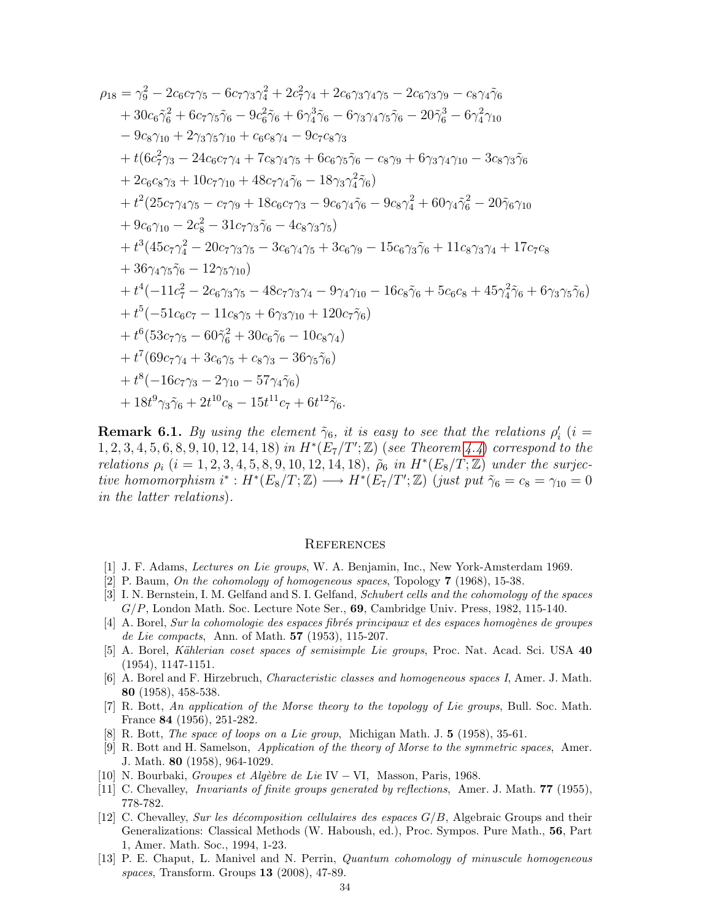$$
\begin{aligned}
\rho_{18} = {} & \gamma_9^2 - 2c_6c_7\gamma_5 - 6c_7\gamma_3\gamma_4^2 + 2c_7^2\gamma_4 + 2c_6\gamma_3\gamma_4\gamma_5 - 2c_6\gamma_3\gamma_9 - c_8\gamma_4\tilde{\gamma}_6 \\
& + 30c_6\tilde{\gamma}_6^2 + 6c_7\gamma_5\tilde{\gamma}_6 - 9c_6^2\tilde{\gamma}_6 + 6\gamma_4^3\tilde{\gamma}_6 - 6\gamma_3\gamma_4\gamma_5\tilde{\gamma}_6 - 20\tilde{\gamma}_6^3 - 6\gamma_4^2\gamma_{10} \\
& - 9c_8\gamma_{10} + 2\gamma_3\gamma_5\gamma_{10} + c_6c_8\gamma_4 - 9c_7c_8\gamma_3 \\
& + t(6c_7^2\gamma_3 - 24c_6c_7\gamma_4 + 7c_8\gamma_4\gamma_5 + 6c_6\gamma_5\tilde{\gamma}_6 - c_8\gamma_9 + 6\gamma_3\gamma_4\gamma_{10} - 3c_8\gamma_3\tilde{\gamma}_6 \\
& + 2c_6c_8\gamma_3 + 10c_7\gamma_{10} + 48c_7\gamma_4\tilde{\gamma}_6 - 18\gamma_3\gamma_4^2\tilde{\gamma}_6) \\
& + t^2(25c_7\gamma_4\gamma_5 - c_7\gamma_9 + 18c_6c_7\gamma_3 - 9c_6\gamma_4\tilde{\gamma}_6 - 9c_8\gamma_4^2 + 60\gamma_4\tilde{\gamma}_6^2 - 20\tilde{\gamma}_6\gamma_{10} \\
& + 9c_6\gamma_{10} - 2c_8^2 - 31c_7\gamma_3\tilde{\gamma}_6 - 4c_8\gamma_3\gamma_5) \\
& + t^3(45c_7\gamma_4^2 - 20c_7\gamma_3\gamma_5 - 3c_6\gamma_4\gamma_5 + 3c_6\gamma_9 - 15c_6\gamma_3\tilde{\gamma}_6 + 11c_8\gamma_3\gamma_4 + 17c_7c_8 \\
& + 36\gamma_4\gamma_5\tilde{\gamma}_6 - 12\gamma_5\gamma_{10}) \\
& + t^4(-11c_7^2 - 2c_6\gamma_3\gamma_5 - 48c_7\gamma_3\gamma_4 - 9\gamma_4\gamma_{10} - 16c_8\tilde{\gamma}_6 + 5c_6c_8 + 45\gamma_4^2\tilde{\gamma}_6 + 6\gamma_3\gamma_5\tilde{\gamma}_6) \\
& + t^5(-51c_6c_7 - 11c_8\gamma_5 + 6\gamma_3\gamma_{10} + 120c_7\tilde{\gamma}_6) \\
& + t^6(53c_7\gamma_5 - 60\tilde{\gamma}_6^2 + 30c_6\tilde{\gamma}_6 - 10c_8\gamma_4) \\
& + t^7(69c_7\gamma_4 + 3c_6\gamma_5 + c_8\gamma_3 - 36\gamma_5\tilde{\gamma}_6) \\
& + t^8(-16c_7\gamma_3 - 2\gamma_{10} - 57\gamma_4\tilde{\gamma}_6) \\
& + 18t^9\gamma_3\tilde{\gamma}_6 + 2t^{10}c_8 - 15t^{11}c_7 + 6t^{12}\tilde{\gamma}_6.
\end{aligned}
$$

**Remark 6.1.** *By using the element $\tilde{\gamma}_6$, it is easy to see that the relations $\rho'_i$ ($i = 1, 2, 3, 4, 5, 6, 8, 9, 10, 12, 14, 18$) in $H^*(E_7/T';\mathbb{Z})$ (see Theorem 4.4) correspond to the relations $\rho_i$ ($i = 1, 2, 3, 4, 5, 8, 9, 10, 12, 14, 18$), $\tilde{\rho}_6$ in $H^*(E_8/T;\mathbb{Z})$ under the surjective homomorphism $i^* : H^*(E_8/T;\mathbb{Z}) \longrightarrow H^*(E_7/T';\mathbb{Z})$ (just put $\tilde{\gamma}_6 = c_8 = \gamma_{10} = 0$ in the latter relations).*

## References

[1] J. F. Adams, *Lectures on Lie groups*, W. A. Benjamin, Inc., New York-Amsterdam 1969.

[2] P. Baum, *On the cohomology of homogeneous spaces*, Topology **7** (1968), 15-38.

[3] I. N. Bernstein, I. M. Gelfand and S. I. Gelfand, *Schubert cells and the cohomology of the spaces $G/P$*, London Math. Soc. Lecture Note Ser., **69**, Cambridge Univ. Press, 1982, 115-140.

[4] A. Borel, *Sur la cohomologie des espaces fibrés principaux et des espaces homogènes de groupes de Lie compacts*, Ann. of Math. **57** (1953), 115-207.

[5] A. Borel, *Kählerian coset spaces of semisimple Lie groups*, Proc. Nat. Acad. Sci. USA **40** (1954), 1147-1151.

[6] A. Borel and F. Hirzebruch, *Characteristic classes and homogeneous spaces I*, Amer. J. Math. **80** (1958), 458-538.

[7] R. Bott, *An application of the Morse theory to the topology of Lie groups*, Bull. Soc. Math. France **84** (1956), 251-282.

[8] R. Bott, *The space of loops on a Lie group*, Michigan Math. J. **5** (1958), 35-61.

[9] R. Bott and H. Samelson, *Application of the theory of Morse to the symmetric spaces*, Amer. J. Math. **80** (1958), 964-1029.

[10] N. Bourbaki, *Groupes et Algèbre de Lie* IV – VI, Masson, Paris, 1968.

[11] C. Chevalley, *Invariants of finite groups generated by reflections*, Amer. J. Math. **77** (1955), 778-782.

[12] C. Chevalley, *Sur les décomposition cellulaires des espaces $G/B$*, Algebraic Groups and their Generalizations: Classical Methods (W. Haboush, ed.), Proc. Sympos. Pure Math., **56**, Part 1, Amer. Math. Soc., 1994, 1-23.

[13] P. E. Chaput, L. Manivel and N. Perrin, *Quantum cohomology of minuscule homogeneous spaces*, Transform. Groups **13** (2008), 47-89.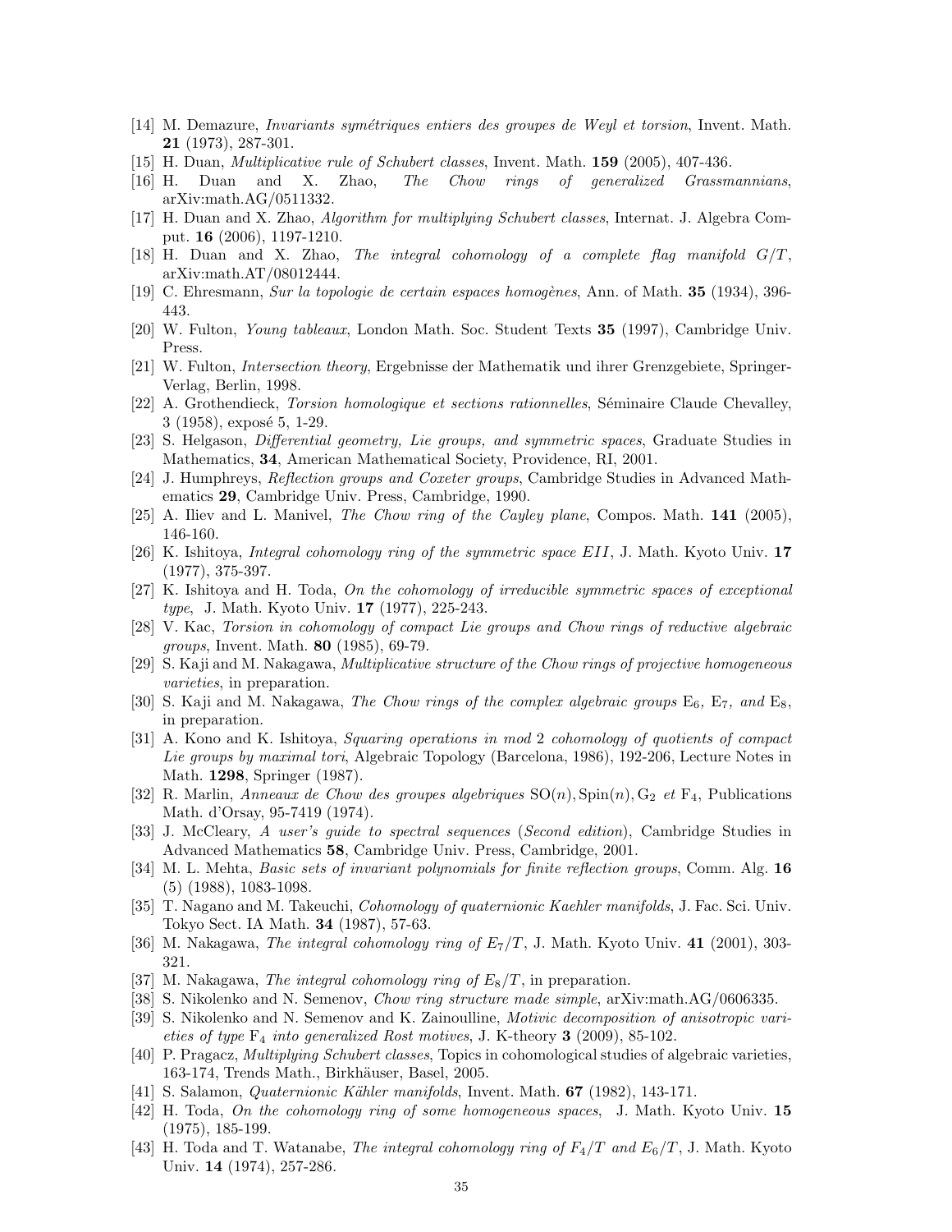[14] M. Demazure, *Invariants symétriques entiers des groupes de Weyl et torsion*, Invent. Math. **21** (1973), 287-301.

[15] H. Duan, *Multiplicative rule of Schubert classes*, Invent. Math. **159** (2005), 407-436.

[16] H. Duan and X. Zhao, *The Chow rings of generalized Grassmannians*, arXiv:math.AG/0511332.

[17] H. Duan and X. Zhao, *Algorithm for multiplying Schubert classes*, Internat. J. Algebra Comput. **16** (2006), 1197-1210.

[18] H. Duan and X. Zhao, *The integral cohomology of a complete flag manifold $G/T$*, arXiv:math.AT/08012444.

[19] C. Ehresmann, *Sur la topologie de certain espaces homogènes*, Ann. of Math. **35** (1934), 396-443.

[20] W. Fulton, *Young tableaux*, London Math. Soc. Student Texts **35** (1997), Cambridge Univ. Press.

[21] W. Fulton, *Intersection theory*, Ergebnisse der Mathematik und ihrer Grenzgebiete, Springer-Verlag, Berlin, 1998.

[22] A. Grothendieck, *Torsion homologique et sections rationnelles*, Séminaire Claude Chevalley, 3 (1958), exposé 5, 1-29.

[23] S. Helgason, *Differential geometry, Lie groups, and symmetric spaces*, Graduate Studies in Mathematics, **34**, American Mathematical Society, Providence, RI, 2001.

[24] J. Humphreys, *Reflection groups and Coxeter groups*, Cambridge Studies in Advanced Mathematics **29**, Cambridge Univ. Press, Cambridge, 1990.

[25] A. Iliev and L. Manivel, *The Chow ring of the Cayley plane*, Compos. Math. **141** (2005), 146-160.

[26] K. Ishitoya, *Integral cohomology ring of the symmetric space $EII$*, J. Math. Kyoto Univ. **17** (1977), 375-397.

[27] K. Ishitoya and H. Toda, *On the cohomology of irreducible symmetric spaces of exceptional type*, J. Math. Kyoto Univ. **17** (1977), 225-243.

[28] V. Kac, *Torsion in cohomology of compact Lie groups and Chow rings of reductive algebraic groups*, Invent. Math. **80** (1985), 69-79.

[29] S. Kaji and M. Nakagawa, *Multiplicative structure of the Chow rings of projective homogeneous varieties*, in preparation.

[30] S. Kaji and M. Nakagawa, *The Chow rings of the complex algebraic groups $\mathrm{E}_6$, $\mathrm{E}_7$, and $\mathrm{E}_8$*, in preparation.

[31] A. Kono and K. Ishitoya, *Squaring operations in mod 2 cohomology of quotients of compact Lie groups by maximal tori*, Algebraic Topology (Barcelona, 1986), 192-206, Lecture Notes in Math. **1298**, Springer (1987).

[32] R. Marlin, *Anneaux de Chow des groupes algebriques $\mathrm{SO}(n), \mathrm{Spin}(n), \mathrm{G}_2$ et $\mathrm{F}_4$*, Publications Math. d'Orsay, 95-7419 (1974).

[33] J. McCleary, *A user's guide to spectral sequences (Second edition)*, Cambridge Studies in Advanced Mathematics **58**, Cambridge Univ. Press, Cambridge, 2001.

[34] M. L. Mehta, *Basic sets of invariant polynomials for finite reflection groups*, Comm. Alg. **16** (5) (1988), 1083-1098.

[35] T. Nagano and M. Takeuchi, *Cohomology of quaternionic Kaehler manifolds*, J. Fac. Sci. Univ. Tokyo Sect. IA Math. **34** (1987), 57-63.

[36] M. Nakagawa, *The integral cohomology ring of $E_7/T$*, J. Math. Kyoto Univ. **41** (2001), 303-321.

[37] M. Nakagawa, *The integral cohomology ring of $E_8/T$*, in preparation.

[38] S. Nikolenko and N. Semenov, *Chow ring structure made simple*, arXiv:math.AG/0606335.

[39] S. Nikolenko and N. Semenov and K. Zainoulline, *Motivic decomposition of anisotropic varieties of type $\mathrm{F}_4$ into generalized Rost motives*, J. K-theory **3** (2009), 85-102.

[40] P. Pragacz, *Multiplying Schubert classes*, Topics in cohomological studies of algebraic varieties, 163-174, Trends Math., Birkhäuser, Basel, 2005.

[41] S. Salamon, *Quaternionic Kähler manifolds*, Invent. Math. **67** (1982), 143-171.

[42] H. Toda, *On the cohomology ring of some homogeneous spaces*, J. Math. Kyoto Univ. **15** (1975), 185-199.

[43] H. Toda and T. Watanabe, *The integral cohomology ring of $F_4/T$ and $E_6/T$*, J. Math. Kyoto Univ. **14** (1974), 257-286.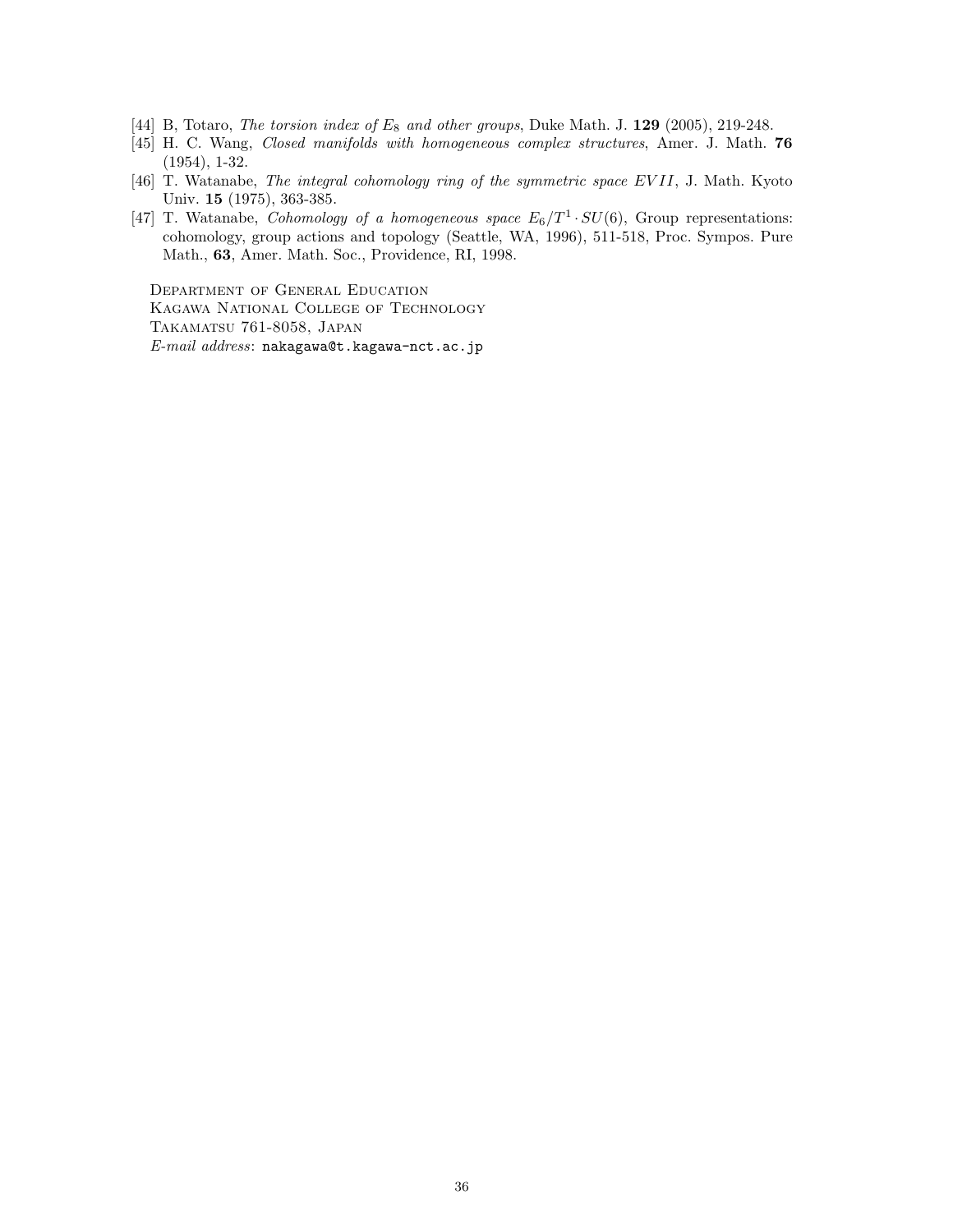[44] B, Totaro, *The torsion index of $E_8$ and other groups*, Duke Math. J. **129** (2005), 219-248.

[45] H. C. Wang, *Closed manifolds with homogeneous complex structures*, Amer. J. Math. **76** (1954), 1-32.

[46] T. Watanabe, *The integral cohomology ring of the symmetric space $EVII$*, J. Math. Kyoto Univ. **15** (1975), 363-385.

[47] T. Watanabe, *Cohomology of a homogeneous space $E_6/T^1 \cdot SU(6)$*, Group representations: cohomology, group actions and topology (Seattle, WA, 1996), 511-518, Proc. Sympos. Pure Math., **63**, Amer. Math. Soc., Providence, RI, 1998.

Department of General Education
Kagawa National College of Technology
Takamatsu 761-8058, Japan
*E-mail address*: nakagawa@t.kagawa-nct.ac.jp